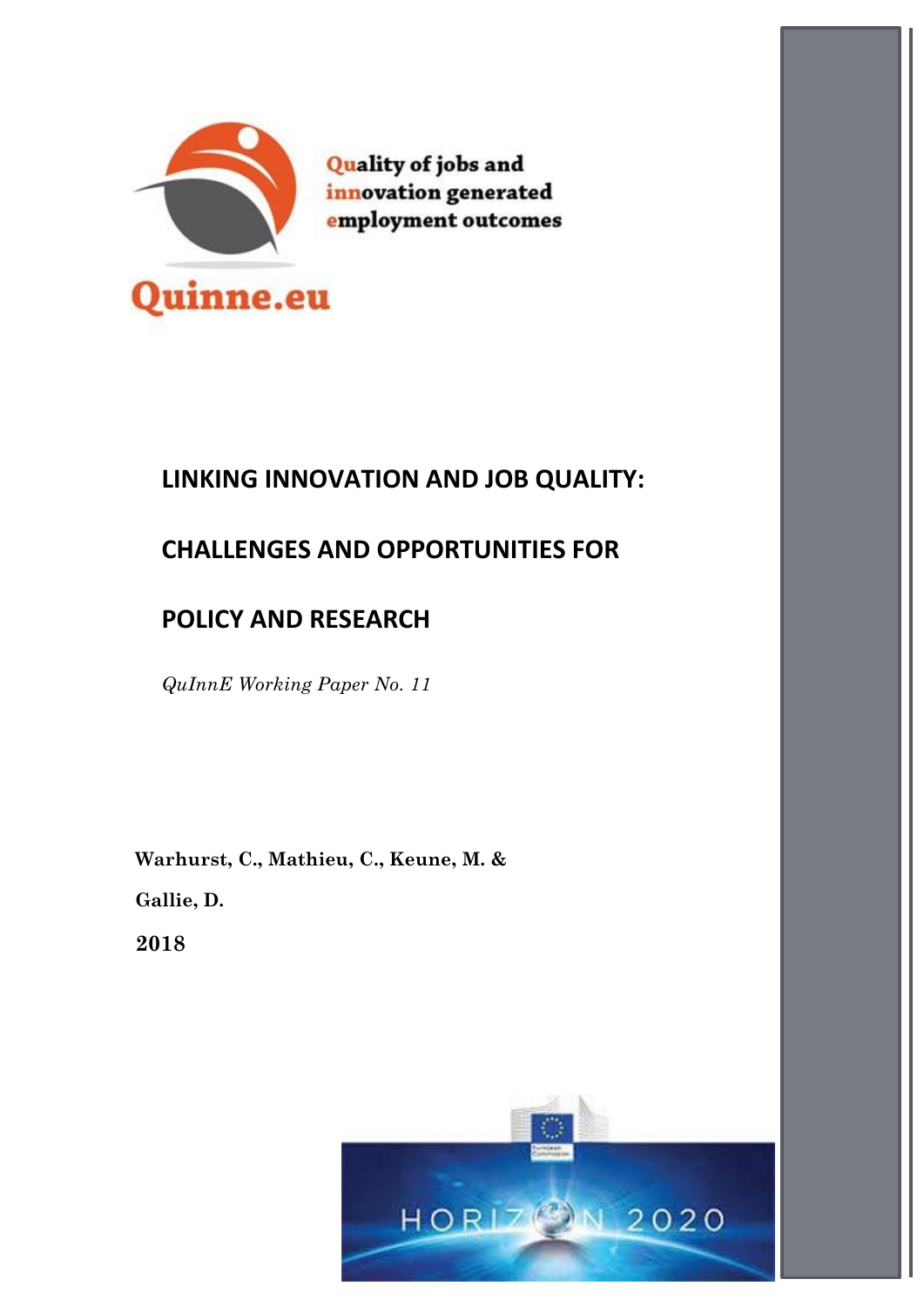Quality of jobs and innovation generated employment outcomes

Quinne.eu

# LINKING INNOVATION AND JOB QUALITY: CHALLENGES AND OPPORTUNITIES FOR POLICY AND RESEARCH

*QuInnE Working Paper No. 11*

**Warhurst, C., Mathieu, C., Keune, M. & Gallie, D.**

**2018**

HORIZON 2020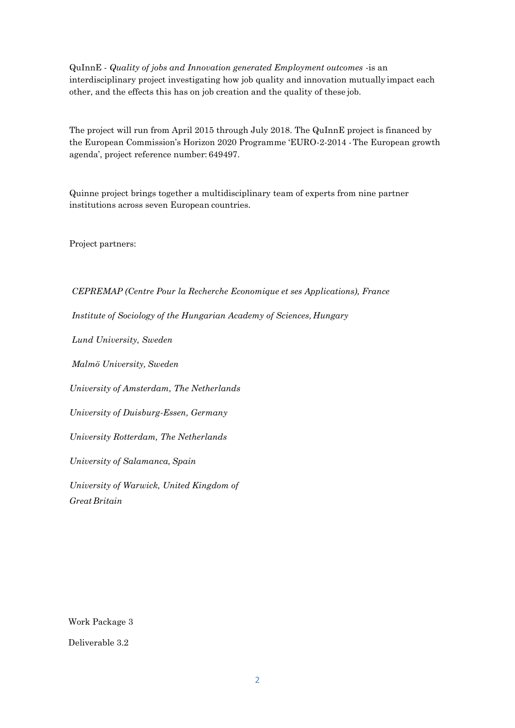QuInnE - *Quality of jobs and Innovation generated Employment outcomes* -is an interdisciplinary project investigating how job quality and innovation mutually impact each other, and the effects this has on job creation and the quality of these job.

The project will run from April 2015 through July 2018. The QuInnE project is financed by the European Commission's Horizon 2020 Programme 'EURO-2-2014 - The European growth agenda', project reference number: 649497.

Quinne project brings together a multidisciplinary team of experts from nine partner institutions across seven European countries.

Project partners:

*CEPREMAP (Centre Pour la Recherche Economique et ses Applications), France*

*Institute of Sociology of the Hungarian Academy of Sciences, Hungary*

*Lund University, Sweden*

*Malmö University, Sweden*

*University of Amsterdam, The Netherlands*

*University of Duisburg-Essen, Germany*

*University Rotterdam, The Netherlands*

*University of Salamanca, Spain*

*University of Warwick, United Kingdom of Great Britain*

Work Package 3

Deliverable 3.2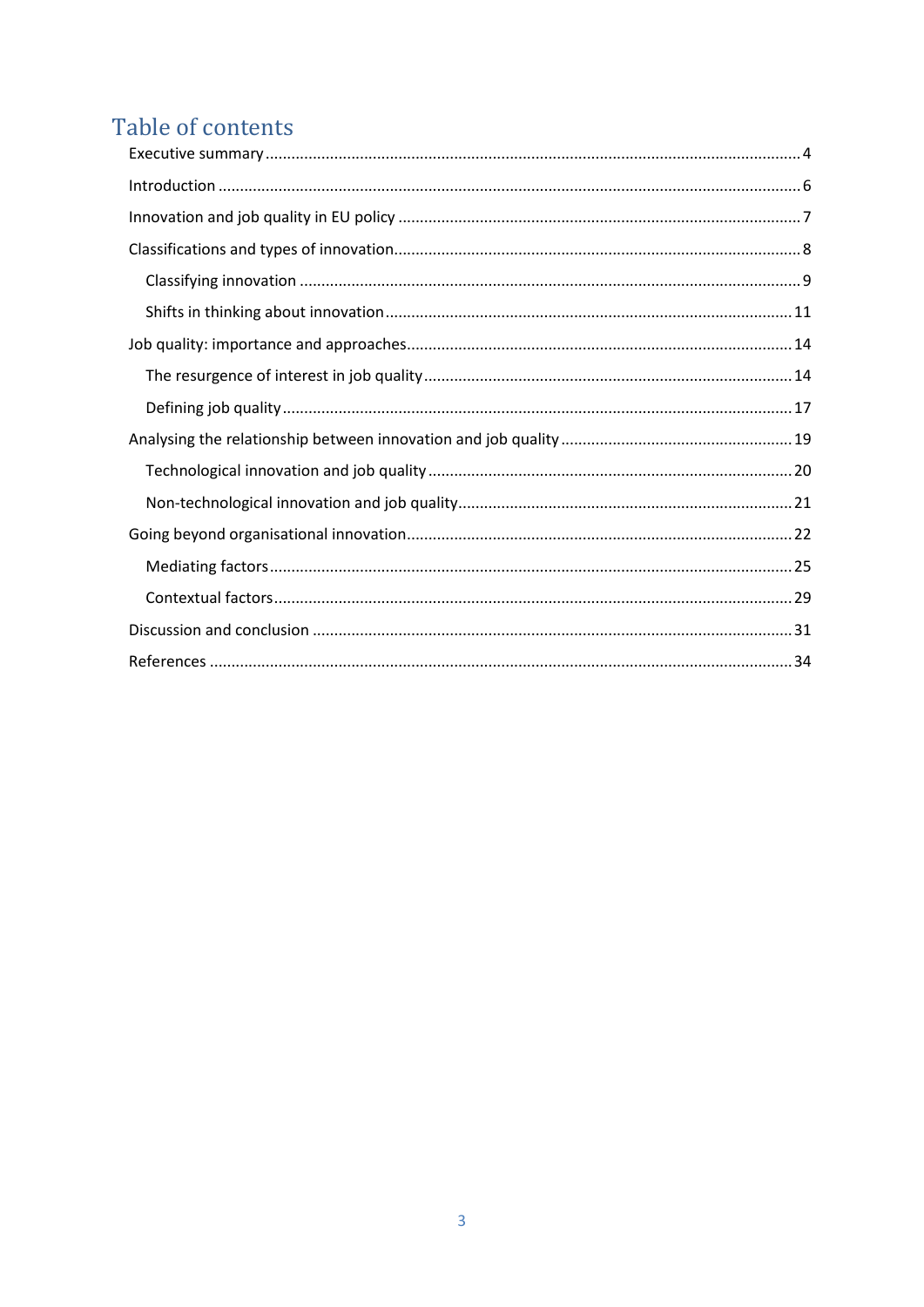# Table of contents

- Executive summary ... 4
- Introduction ... 6
- Innovation and job quality in EU policy ... 7
- Classifications and types of innovation ... 8
  - Classifying innovation ... 9
  - Shifts in thinking about innovation ... 11
- Job quality: importance and approaches ... 14
  - The resurgence of interest in job quality ... 14
  - Defining job quality ... 17
- Analysing the relationship between innovation and job quality ... 19
  - Technological innovation and job quality ... 20
  - Non-technological innovation and job quality ... 21
- Going beyond organisational innovation ... 22
  - Mediating factors ... 25
  - Contextual factors ... 29
- Discussion and conclusion ... 31
- References ... 34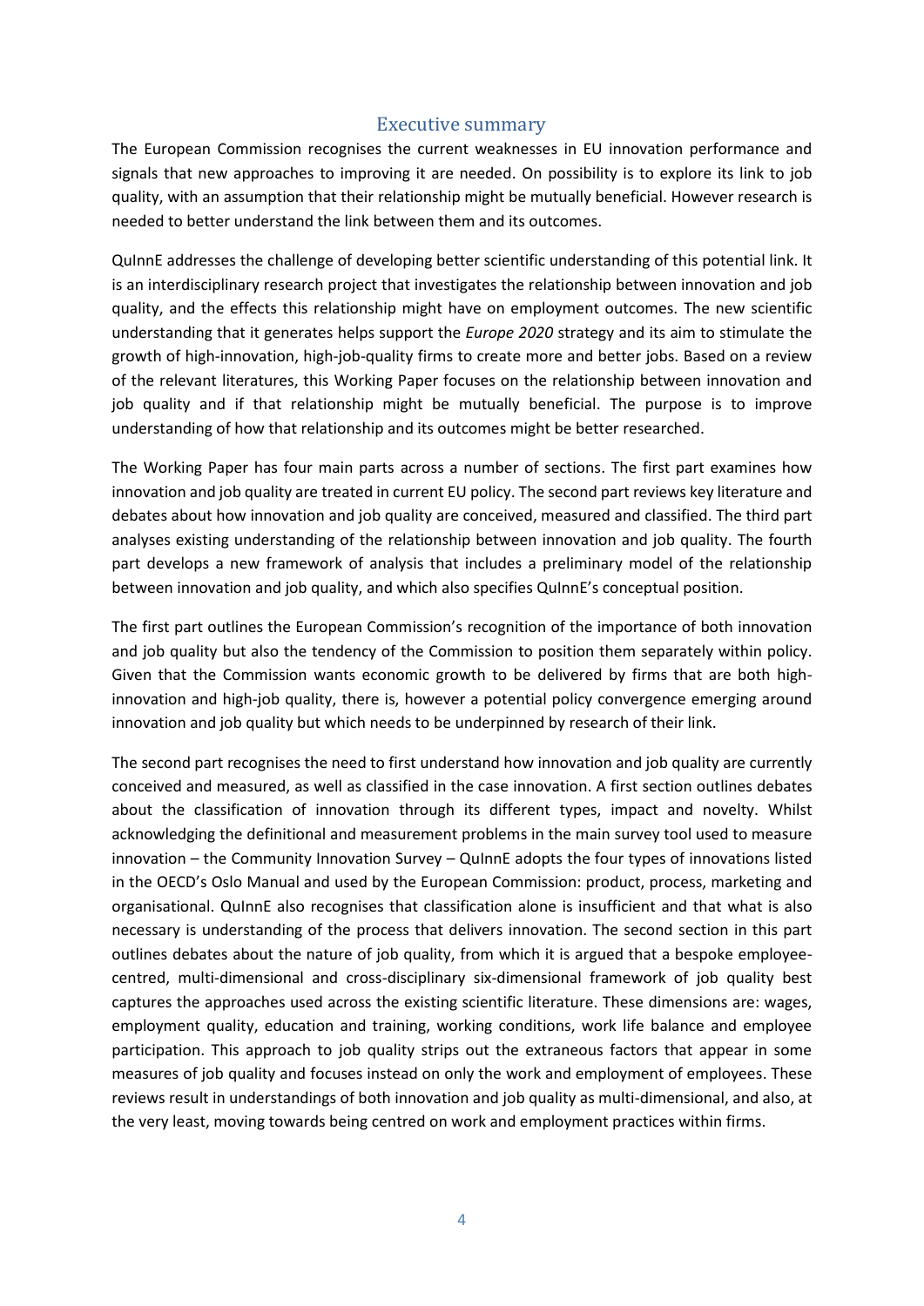## Executive summary

The European Commission recognises the current weaknesses in EU innovation performance and signals that new approaches to improving it are needed. On possibility is to explore its link to job quality, with an assumption that their relationship might be mutually beneficial. However research is needed to better understand the link between them and its outcomes.

QuInnE addresses the challenge of developing better scientific understanding of this potential link. It is an interdisciplinary research project that investigates the relationship between innovation and job quality, and the effects this relationship might have on employment outcomes. The new scientific understanding that it generates helps support the *Europe 2020* strategy and its aim to stimulate the growth of high-innovation, high-job-quality firms to create more and better jobs. Based on a review of the relevant literatures, this Working Paper focuses on the relationship between innovation and job quality and if that relationship might be mutually beneficial. The purpose is to improve understanding of how that relationship and its outcomes might be better researched.

The Working Paper has four main parts across a number of sections. The first part examines how innovation and job quality are treated in current EU policy. The second part reviews key literature and debates about how innovation and job quality are conceived, measured and classified. The third part analyses existing understanding of the relationship between innovation and job quality. The fourth part develops a new framework of analysis that includes a preliminary model of the relationship between innovation and job quality, and which also specifies QuInnE's conceptual position.

The first part outlines the European Commission's recognition of the importance of both innovation and job quality but also the tendency of the Commission to position them separately within policy. Given that the Commission wants economic growth to be delivered by firms that are both high-innovation and high-job quality, there is, however a potential policy convergence emerging around innovation and job quality but which needs to be underpinned by research of their link.

The second part recognises the need to first understand how innovation and job quality are currently conceived and measured, as well as classified in the case innovation. A first section outlines debates about the classification of innovation through its different types, impact and novelty. Whilst acknowledging the definitional and measurement problems in the main survey tool used to measure innovation – the Community Innovation Survey – QuInnE adopts the four types of innovations listed in the OECD's Oslo Manual and used by the European Commission: product, process, marketing and organisational. QuInnE also recognises that classification alone is insufficient and that what is also necessary is understanding of the process that delivers innovation. The second section in this part outlines debates about the nature of job quality, from which it is argued that a bespoke employee-centred, multi-dimensional and cross-disciplinary six-dimensional framework of job quality best captures the approaches used across the existing scientific literature. These dimensions are: wages, employment quality, education and training, working conditions, work life balance and employee participation. This approach to job quality strips out the extraneous factors that appear in some measures of job quality and focuses instead on only the work and employment of employees. These reviews result in understandings of both innovation and job quality as multi-dimensional, and also, at the very least, moving towards being centred on work and employment practices within firms.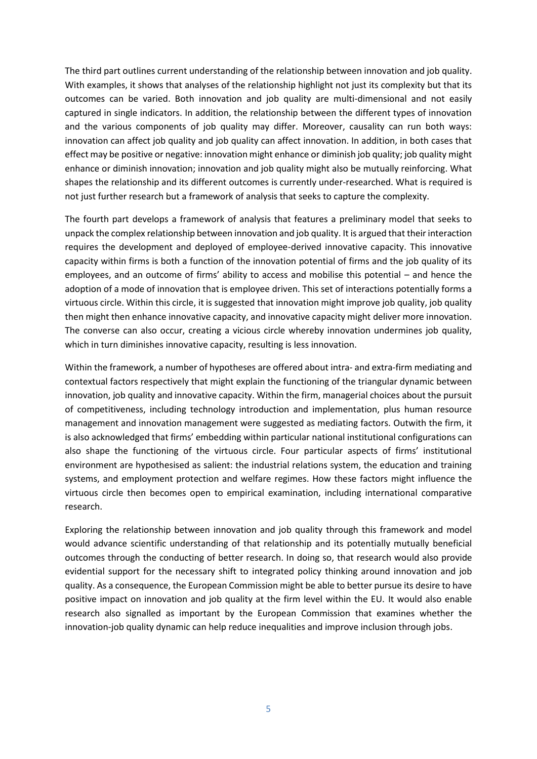The third part outlines current understanding of the relationship between innovation and job quality. With examples, it shows that analyses of the relationship highlight not just its complexity but that its outcomes can be varied. Both innovation and job quality are multi-dimensional and not easily captured in single indicators. In addition, the relationship between the different types of innovation and the various components of job quality may differ. Moreover, causality can run both ways: innovation can affect job quality and job quality can affect innovation. In addition, in both cases that effect may be positive or negative: innovation might enhance or diminish job quality; job quality might enhance or diminish innovation; innovation and job quality might also be mutually reinforcing. What shapes the relationship and its different outcomes is currently under-researched. What is required is not just further research but a framework of analysis that seeks to capture the complexity.

The fourth part develops a framework of analysis that features a preliminary model that seeks to unpack the complex relationship between innovation and job quality. It is argued that their interaction requires the development and deployed of employee-derived innovative capacity. This innovative capacity within firms is both a function of the innovation potential of firms and the job quality of its employees, and an outcome of firms' ability to access and mobilise this potential – and hence the adoption of a mode of innovation that is employee driven. This set of interactions potentially forms a virtuous circle. Within this circle, it is suggested that innovation might improve job quality, job quality then might then enhance innovative capacity, and innovative capacity might deliver more innovation. The converse can also occur, creating a vicious circle whereby innovation undermines job quality, which in turn diminishes innovative capacity, resulting is less innovation.

Within the framework, a number of hypotheses are offered about intra- and extra-firm mediating and contextual factors respectively that might explain the functioning of the triangular dynamic between innovation, job quality and innovative capacity. Within the firm, managerial choices about the pursuit of competitiveness, including technology introduction and implementation, plus human resource management and innovation management were suggested as mediating factors. Outwith the firm, it is also acknowledged that firms' embedding within particular national institutional configurations can also shape the functioning of the virtuous circle. Four particular aspects of firms' institutional environment are hypothesised as salient: the industrial relations system, the education and training systems, and employment protection and welfare regimes. How these factors might influence the virtuous circle then becomes open to empirical examination, including international comparative research.

Exploring the relationship between innovation and job quality through this framework and model would advance scientific understanding of that relationship and its potentially mutually beneficial outcomes through the conducting of better research. In doing so, that research would also provide evidential support for the necessary shift to integrated policy thinking around innovation and job quality. As a consequence, the European Commission might be able to better pursue its desire to have positive impact on innovation and job quality at the firm level within the EU. It would also enable research also signalled as important by the European Commission that examines whether the innovation-job quality dynamic can help reduce inequalities and improve inclusion through jobs.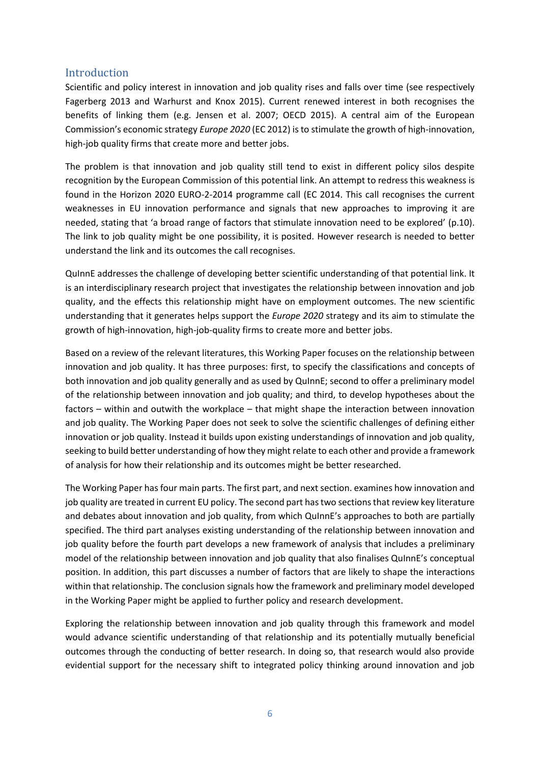## Introduction

Scientific and policy interest in innovation and job quality rises and falls over time (see respectively Fagerberg 2013 and Warhurst and Knox 2015). Current renewed interest in both recognises the benefits of linking them (e.g. Jensen et al. 2007; OECD 2015). A central aim of the European Commission's economic strategy *Europe 2020* (EC 2012) is to stimulate the growth of high-innovation, high-job quality firms that create more and better jobs.

The problem is that innovation and job quality still tend to exist in different policy silos despite recognition by the European Commission of this potential link. An attempt to redress this weakness is found in the Horizon 2020 EURO-2-2014 programme call (EC 2014. This call recognises the current weaknesses in EU innovation performance and signals that new approaches to improving it are needed, stating that 'a broad range of factors that stimulate innovation need to be explored' (p.10). The link to job quality might be one possibility, it is posited. However research is needed to better understand the link and its outcomes the call recognises.

QuInnE addresses the challenge of developing better scientific understanding of that potential link. It is an interdisciplinary research project that investigates the relationship between innovation and job quality, and the effects this relationship might have on employment outcomes. The new scientific understanding that it generates helps support the *Europe 2020* strategy and its aim to stimulate the growth of high-innovation, high-job-quality firms to create more and better jobs.

Based on a review of the relevant literatures, this Working Paper focuses on the relationship between innovation and job quality. It has three purposes: first, to specify the classifications and concepts of both innovation and job quality generally and as used by QuInnE; second to offer a preliminary model of the relationship between innovation and job quality; and third, to develop hypotheses about the factors – within and outwith the workplace – that might shape the interaction between innovation and job quality. The Working Paper does not seek to solve the scientific challenges of defining either innovation or job quality. Instead it builds upon existing understandings of innovation and job quality, seeking to build better understanding of how they might relate to each other and provide a framework of analysis for how their relationship and its outcomes might be better researched.

The Working Paper has four main parts. The first part, and next section. examines how innovation and job quality are treated in current EU policy. The second part has two sections that review key literature and debates about innovation and job quality, from which QuInnE's approaches to both are partially specified. The third part analyses existing understanding of the relationship between innovation and job quality before the fourth part develops a new framework of analysis that includes a preliminary model of the relationship between innovation and job quality that also finalises QuInnE's conceptual position. In addition, this part discusses a number of factors that are likely to shape the interactions within that relationship. The conclusion signals how the framework and preliminary model developed in the Working Paper might be applied to further policy and research development.

Exploring the relationship between innovation and job quality through this framework and model would advance scientific understanding of that relationship and its potentially mutually beneficial outcomes through the conducting of better research. In doing so, that research would also provide evidential support for the necessary shift to integrated policy thinking around innovation and job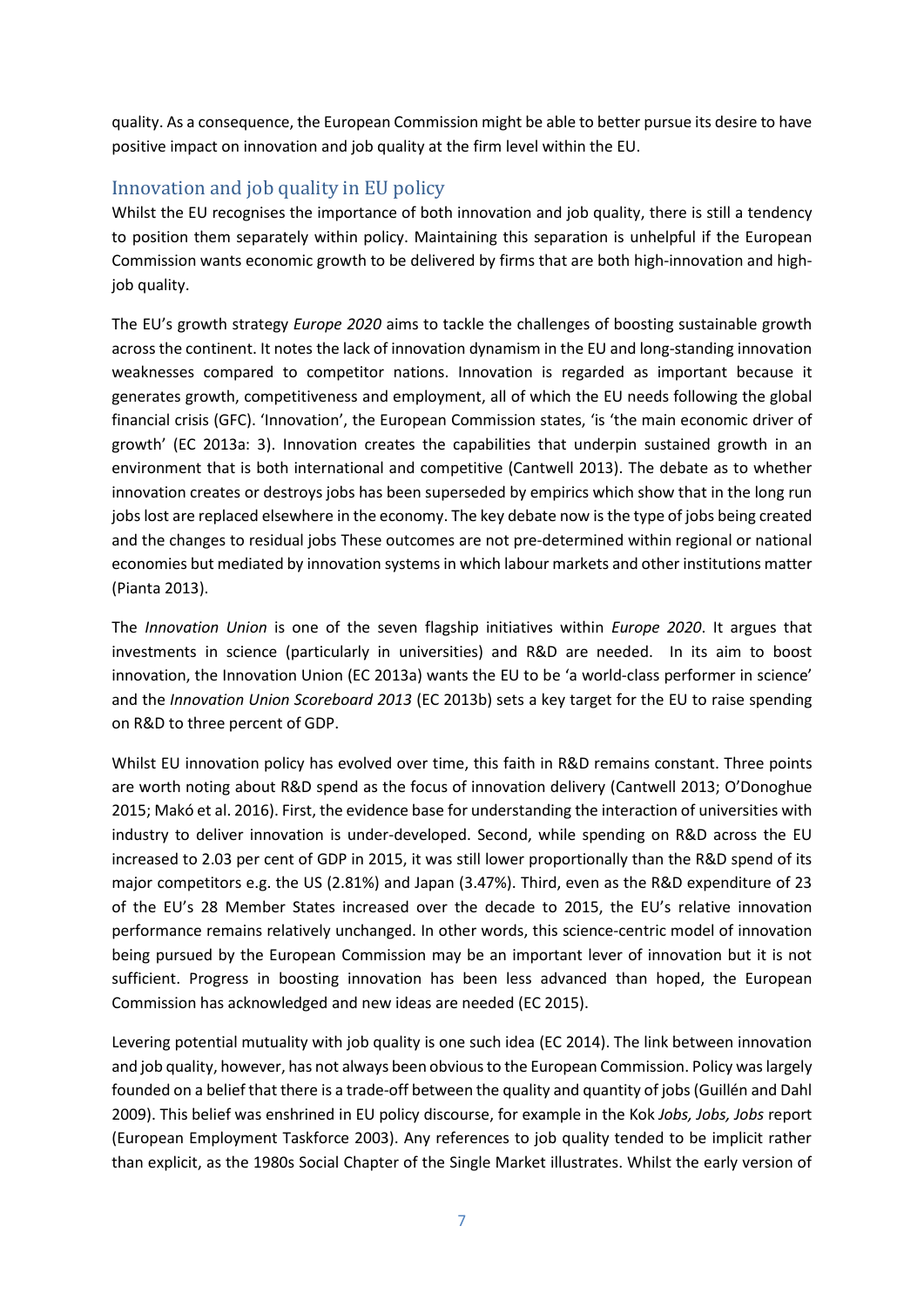quality. As a consequence, the European Commission might be able to better pursue its desire to have positive impact on innovation and job quality at the firm level within the EU.

## Innovation and job quality in EU policy

Whilst the EU recognises the importance of both innovation and job quality, there is still a tendency to position them separately within policy. Maintaining this separation is unhelpful if the European Commission wants economic growth to be delivered by firms that are both high-innovation and high-job quality.

The EU's growth strategy *Europe 2020* aims to tackle the challenges of boosting sustainable growth across the continent. It notes the lack of innovation dynamism in the EU and long-standing innovation weaknesses compared to competitor nations. Innovation is regarded as important because it generates growth, competitiveness and employment, all of which the EU needs following the global financial crisis (GFC). 'Innovation', the European Commission states, 'is 'the main economic driver of growth' (EC 2013a: 3). Innovation creates the capabilities that underpin sustained growth in an environment that is both international and competitive (Cantwell 2013). The debate as to whether innovation creates or destroys jobs has been superseded by empirics which show that in the long run jobs lost are replaced elsewhere in the economy. The key debate now is the type of jobs being created and the changes to residual jobs These outcomes are not pre-determined within regional or national economies but mediated by innovation systems in which labour markets and other institutions matter (Pianta 2013).

The *Innovation Union* is one of the seven flagship initiatives within *Europe 2020*. It argues that investments in science (particularly in universities) and R&D are needed. In its aim to boost innovation, the Innovation Union (EC 2013a) wants the EU to be 'a world-class performer in science' and the *Innovation Union Scoreboard 2013* (EC 2013b) sets a key target for the EU to raise spending on R&D to three percent of GDP.

Whilst EU innovation policy has evolved over time, this faith in R&D remains constant. Three points are worth noting about R&D spend as the focus of innovation delivery (Cantwell 2013; O'Donoghue 2015; Makó et al. 2016). First, the evidence base for understanding the interaction of universities with industry to deliver innovation is under-developed. Second, while spending on R&D across the EU increased to 2.03 per cent of GDP in 2015, it was still lower proportionally than the R&D spend of its major competitors e.g. the US (2.81%) and Japan (3.47%). Third, even as the R&D expenditure of 23 of the EU's 28 Member States increased over the decade to 2015, the EU's relative innovation performance remains relatively unchanged. In other words, this science-centric model of innovation being pursued by the European Commission may be an important lever of innovation but it is not sufficient. Progress in boosting innovation has been less advanced than hoped, the European Commission has acknowledged and new ideas are needed (EC 2015).

Levering potential mutuality with job quality is one such idea (EC 2014). The link between innovation and job quality, however, has not always been obvious to the European Commission. Policy was largely founded on a belief that there is a trade-off between the quality and quantity of jobs (Guillén and Dahl 2009). This belief was enshrined in EU policy discourse, for example in the Kok *Jobs, Jobs, Jobs* report (European Employment Taskforce 2003). Any references to job quality tended to be implicit rather than explicit, as the 1980s Social Chapter of the Single Market illustrates. Whilst the early version of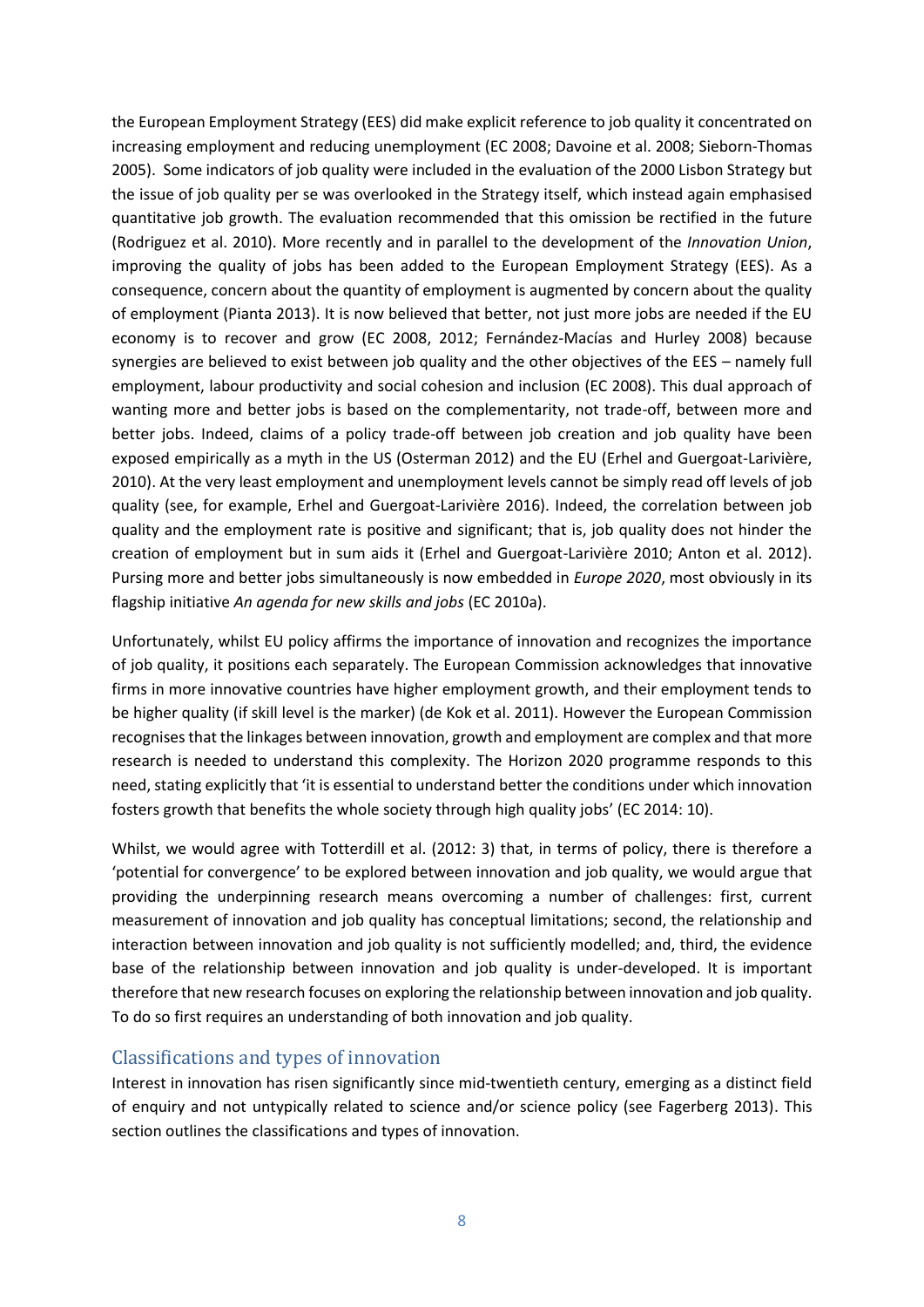the European Employment Strategy (EES) did make explicit reference to job quality it concentrated on increasing employment and reducing unemployment (EC 2008; Davoine et al. 2008; Sieborn-Thomas 2005). Some indicators of job quality were included in the evaluation of the 2000 Lisbon Strategy but the issue of job quality per se was overlooked in the Strategy itself, which instead again emphasised quantitative job growth. The evaluation recommended that this omission be rectified in the future (Rodriguez et al. 2010). More recently and in parallel to the development of the *Innovation Union*, improving the quality of jobs has been added to the European Employment Strategy (EES). As a consequence, concern about the quantity of employment is augmented by concern about the quality of employment (Pianta 2013). It is now believed that better, not just more jobs are needed if the EU economy is to recover and grow (EC 2008, 2012; Fernández-Macías and Hurley 2008) because synergies are believed to exist between job quality and the other objectives of the EES – namely full employment, labour productivity and social cohesion and inclusion (EC 2008). This dual approach of wanting more and better jobs is based on the complementarity, not trade-off, between more and better jobs. Indeed, claims of a policy trade-off between job creation and job quality have been exposed empirically as a myth in the US (Osterman 2012) and the EU (Erhel and Guergoat-Larivière, 2010). At the very least employment and unemployment levels cannot be simply read off levels of job quality (see, for example, Erhel and Guergoat-Larivière 2016). Indeed, the correlation between job quality and the employment rate is positive and significant; that is, job quality does not hinder the creation of employment but in sum aids it (Erhel and Guergoat-Larivière 2010; Anton et al. 2012). Pursing more and better jobs simultaneously is now embedded in *Europe 2020*, most obviously in its flagship initiative *An agenda for new skills and jobs* (EC 2010a).

Unfortunately, whilst EU policy affirms the importance of innovation and recognizes the importance of job quality, it positions each separately. The European Commission acknowledges that innovative firms in more innovative countries have higher employment growth, and their employment tends to be higher quality (if skill level is the marker) (de Kok et al. 2011). However the European Commission recognises that the linkages between innovation, growth and employment are complex and that more research is needed to understand this complexity. The Horizon 2020 programme responds to this need, stating explicitly that 'it is essential to understand better the conditions under which innovation fosters growth that benefits the whole society through high quality jobs' (EC 2014: 10).

Whilst, we would agree with Totterdill et al. (2012: 3) that, in terms of policy, there is therefore a 'potential for convergence' to be explored between innovation and job quality, we would argue that providing the underpinning research means overcoming a number of challenges: first, current measurement of innovation and job quality has conceptual limitations; second, the relationship and interaction between innovation and job quality is not sufficiently modelled; and, third, the evidence base of the relationship between innovation and job quality is under-developed. It is important therefore that new research focuses on exploring the relationship between innovation and job quality. To do so first requires an understanding of both innovation and job quality.

## Classifications and types of innovation

Interest in innovation has risen significantly since mid-twentieth century, emerging as a distinct field of enquiry and not untypically related to science and/or science policy (see Fagerberg 2013). This section outlines the classifications and types of innovation.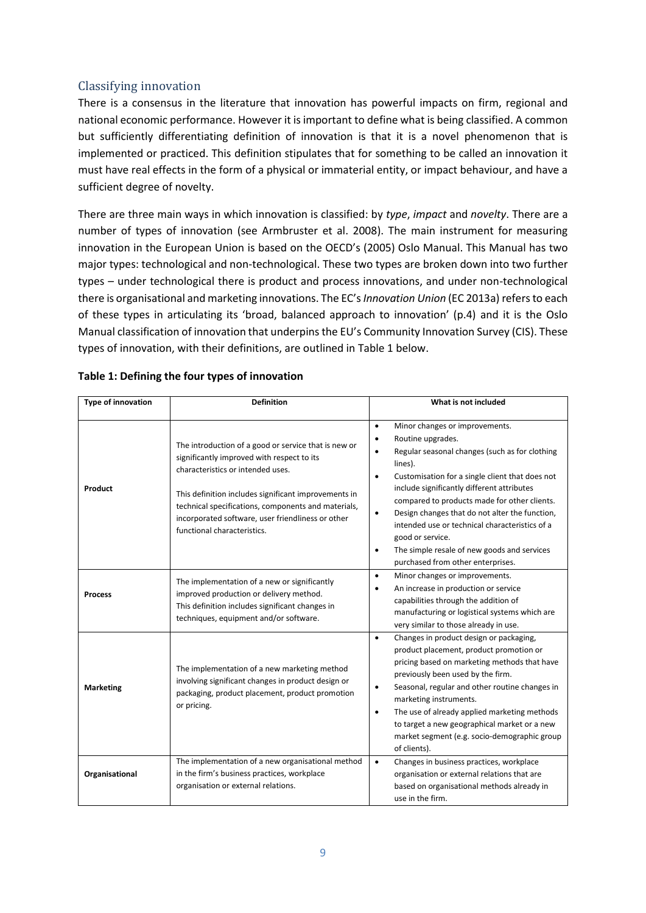## Classifying innovation

There is a consensus in the literature that innovation has powerful impacts on firm, regional and national economic performance. However it is important to define what is being classified. A common but sufficiently differentiating definition of innovation is that it is a novel phenomenon that is implemented or practiced. This definition stipulates that for something to be called an innovation it must have real effects in the form of a physical or immaterial entity, or impact behaviour, and have a sufficient degree of novelty.

There are three main ways in which innovation is classified: by *type*, *impact* and *novelty*. There are a number of types of innovation (see Armbruster et al. 2008). The main instrument for measuring innovation in the European Union is based on the OECD's (2005) Oslo Manual. This Manual has two major types: technological and non-technological. These two types are broken down into two further types – under technological there is product and process innovations, and under non-technological there is organisational and marketing innovations. The EC's *Innovation Union* (EC 2013a) refers to each of these types in articulating its 'broad, balanced approach to innovation' (p.4) and it is the Oslo Manual classification of innovation that underpins the EU's Community Innovation Survey (CIS). These types of innovation, with their definitions, are outlined in Table 1 below.

**Table 1: Defining the four types of innovation**

| Type of innovation | Definition | What is not included |
|---|---|---|
| **Product** | The introduction of a good or service that is new or significantly improved with respect to its characteristics or intended uses.<br><br>This definition includes significant improvements in technical specifications, components and materials, incorporated software, user friendliness or other functional characteristics. | • Minor changes or improvements.<br>• Routine upgrades.<br>• Regular seasonal changes (such as for clothing lines).<br>• Customisation for a single client that does not include significantly different attributes compared to products made for other clients.<br>• Design changes that do not alter the function, intended use or technical characteristics of a good or service.<br>• The simple resale of new goods and services purchased from other enterprises. |
| **Process** | The implementation of a new or significantly improved production or delivery method. This definition includes significant changes in techniques, equipment and/or software. | • Minor changes or improvements.<br>• An increase in production or service capabilities through the addition of manufacturing or logistical systems which are very similar to those already in use. |
| **Marketing** | The implementation of a new marketing method involving significant changes in product design or packaging, product placement, product promotion or pricing. | • Changes in product design or packaging, product placement, product promotion or pricing based on marketing methods that have previously been used by the firm.<br>• Seasonal, regular and other routine changes in marketing instruments.<br>• The use of already applied marketing methods to target a new geographical market or a new market segment (e.g. socio-demographic group of clients). |
| **Organisational** | The implementation of a new organisational method in the firm's business practices, workplace organisation or external relations. | • Changes in business practices, workplace organisation or external relations that are based on organisational methods already in use in the firm. |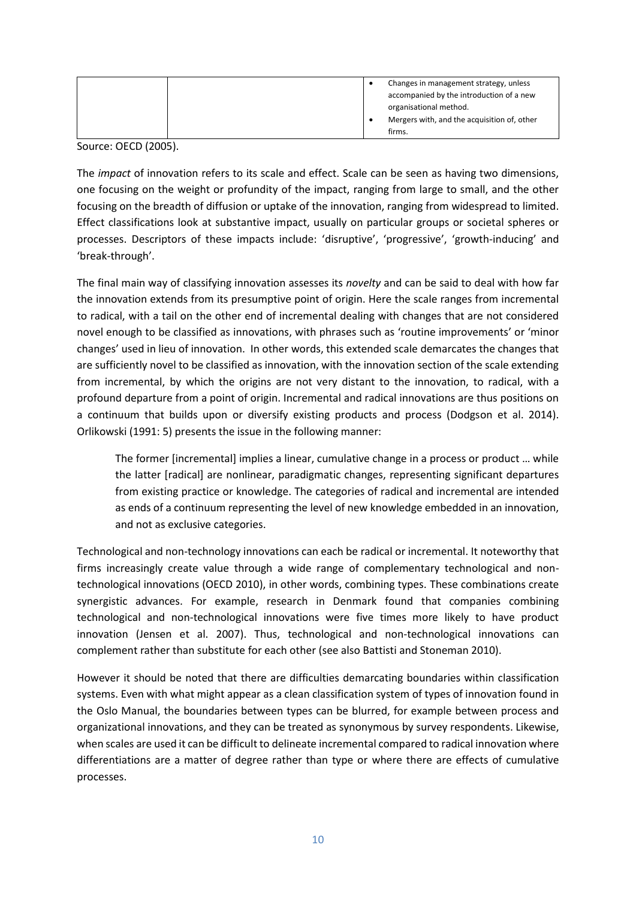| | | • Changes in management strategy, unless accompanied by the introduction of a new organisational method.<br>• Mergers with, and the acquisition of, other firms. |
|---|---|---|

Source: OECD (2005).

The *impact* of innovation refers to its scale and effect. Scale can be seen as having two dimensions, one focusing on the weight or profundity of the impact, ranging from large to small, and the other focusing on the breadth of diffusion or uptake of the innovation, ranging from widespread to limited. Effect classifications look at substantive impact, usually on particular groups or societal spheres or processes. Descriptors of these impacts include: 'disruptive', 'progressive', 'growth-inducing' and 'break-through'.

The final main way of classifying innovation assesses its *novelty* and can be said to deal with how far the innovation extends from its presumptive point of origin. Here the scale ranges from incremental to radical, with a tail on the other end of incremental dealing with changes that are not considered novel enough to be classified as innovations, with phrases such as 'routine improvements' or 'minor changes' used in lieu of innovation. In other words, this extended scale demarcates the changes that are sufficiently novel to be classified as innovation, with the innovation section of the scale extending from incremental, by which the origins are not very distant to the innovation, to radical, with a profound departure from a point of origin. Incremental and radical innovations are thus positions on a continuum that builds upon or diversify existing products and process (Dodgson et al. 2014). Orlikowski (1991: 5) presents the issue in the following manner:

> The former [incremental] implies a linear, cumulative change in a process or product … while the latter [radical] are nonlinear, paradigmatic changes, representing significant departures from existing practice or knowledge. The categories of radical and incremental are intended as ends of a continuum representing the level of new knowledge embedded in an innovation, and not as exclusive categories.

Technological and non-technology innovations can each be radical or incremental. It noteworthy that firms increasingly create value through a wide range of complementary technological and non-technological innovations (OECD 2010), in other words, combining types. These combinations create synergistic advances. For example, research in Denmark found that companies combining technological and non-technological innovations were five times more likely to have product innovation (Jensen et al. 2007). Thus, technological and non-technological innovations can complement rather than substitute for each other (see also Battisti and Stoneman 2010).

However it should be noted that there are difficulties demarcating boundaries within classification systems. Even with what might appear as a clean classification system of types of innovation found in the Oslo Manual, the boundaries between types can be blurred, for example between process and organizational innovations, and they can be treated as synonymous by survey respondents. Likewise, when scales are used it can be difficult to delineate incremental compared to radical innovation where differentiations are a matter of degree rather than type or where there are effects of cumulative processes.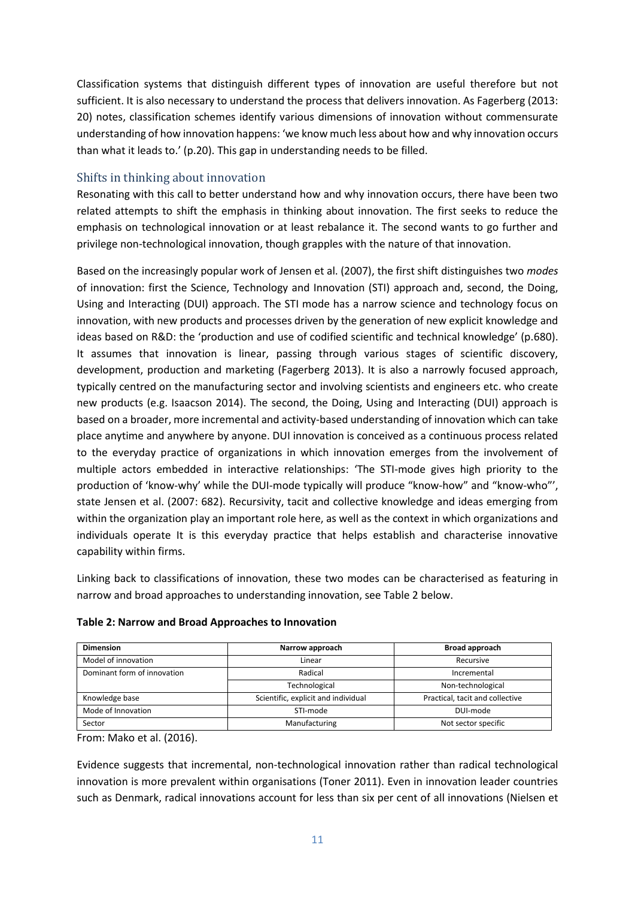Classification systems that distinguish different types of innovation are useful therefore but not sufficient. It is also necessary to understand the process that delivers innovation. As Fagerberg (2013: 20) notes, classification schemes identify various dimensions of innovation without commensurate understanding of how innovation happens: 'we know much less about how and why innovation occurs than what it leads to.' (p.20). This gap in understanding needs to be filled.

## Shifts in thinking about innovation

Resonating with this call to better understand how and why innovation occurs, there have been two related attempts to shift the emphasis in thinking about innovation. The first seeks to reduce the emphasis on technological innovation or at least rebalance it. The second wants to go further and privilege non-technological innovation, though grapples with the nature of that innovation.

Based on the increasingly popular work of Jensen et al. (2007), the first shift distinguishes two *modes* of innovation: first the Science, Technology and Innovation (STI) approach and, second, the Doing, Using and Interacting (DUI) approach. The STI mode has a narrow science and technology focus on innovation, with new products and processes driven by the generation of new explicit knowledge and ideas based on R&D: the 'production and use of codified scientific and technical knowledge' (p.680). It assumes that innovation is linear, passing through various stages of scientific discovery, development, production and marketing (Fagerberg 2013). It is also a narrowly focused approach, typically centred on the manufacturing sector and involving scientists and engineers etc. who create new products (e.g. Isaacson 2014). The second, the Doing, Using and Interacting (DUI) approach is based on a broader, more incremental and activity-based understanding of innovation which can take place anytime and anywhere by anyone. DUI innovation is conceived as a continuous process related to the everyday practice of organizations in which innovation emerges from the involvement of multiple actors embedded in interactive relationships: 'The STI-mode gives high priority to the production of 'know-why' while the DUI-mode typically will produce "know-how" and "know-who"', state Jensen et al. (2007: 682). Recursivity, tacit and collective knowledge and ideas emerging from within the organization play an important role here, as well as the context in which organizations and individuals operate It is this everyday practice that helps establish and characterise innovative capability within firms.

Linking back to classifications of innovation, these two modes can be characterised as featuring in narrow and broad approaches to understanding innovation, see Table 2 below.

**Table 2: Narrow and Broad Approaches to Innovation**

| Dimension | Narrow approach | Broad approach |
|---|---|---|
| Model of innovation | Linear | Recursive |
| Dominant form of innovation | Radical | Incremental |
| | Technological | Non-technological |
| Knowledge base | Scientific, explicit and individual | Practical, tacit and collective |
| Mode of Innovation | STI-mode | DUI-mode |
| Sector | Manufacturing | Not sector specific |

From: Mako et al. (2016).

Evidence suggests that incremental, non-technological innovation rather than radical technological innovation is more prevalent within organisations (Toner 2011). Even in innovation leader countries such as Denmark, radical innovations account for less than six per cent of all innovations (Nielsen et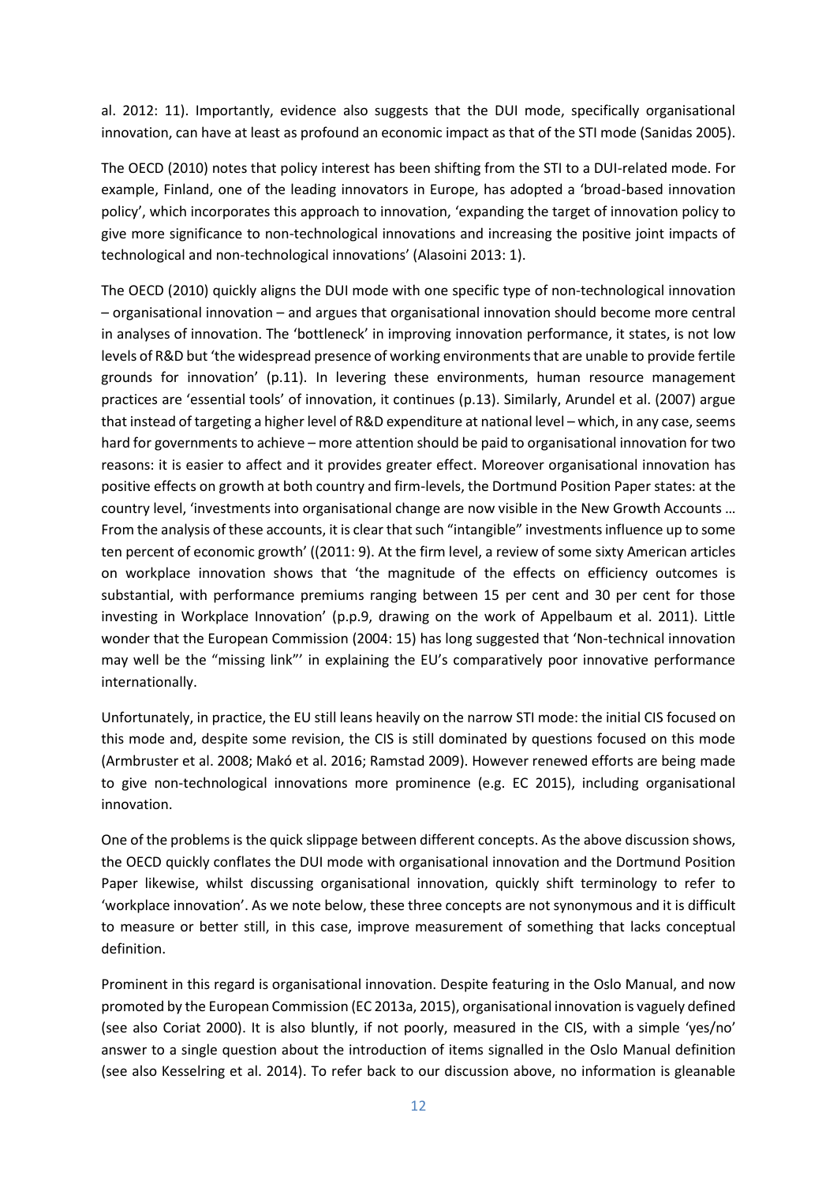al. 2012: 11). Importantly, evidence also suggests that the DUI mode, specifically organisational innovation, can have at least as profound an economic impact as that of the STI mode (Sanidas 2005).

The OECD (2010) notes that policy interest has been shifting from the STI to a DUI-related mode. For example, Finland, one of the leading innovators in Europe, has adopted a 'broad-based innovation policy', which incorporates this approach to innovation, 'expanding the target of innovation policy to give more significance to non-technological innovations and increasing the positive joint impacts of technological and non-technological innovations' (Alasoini 2013: 1).

The OECD (2010) quickly aligns the DUI mode with one specific type of non-technological innovation – organisational innovation – and argues that organisational innovation should become more central in analyses of innovation. The 'bottleneck' in improving innovation performance, it states, is not low levels of R&D but 'the widespread presence of working environments that are unable to provide fertile grounds for innovation' (p.11). In levering these environments, human resource management practices are 'essential tools' of innovation, it continues (p.13). Similarly, Arundel et al. (2007) argue that instead of targeting a higher level of R&D expenditure at national level – which, in any case, seems hard for governments to achieve – more attention should be paid to organisational innovation for two reasons: it is easier to affect and it provides greater effect. Moreover organisational innovation has positive effects on growth at both country and firm-levels, the Dortmund Position Paper states: at the country level, 'investments into organisational change are now visible in the New Growth Accounts … From the analysis of these accounts, it is clear that such "intangible" investments influence up to some ten percent of economic growth' ((2011: 9). At the firm level, a review of some sixty American articles on workplace innovation shows that 'the magnitude of the effects on efficiency outcomes is substantial, with performance premiums ranging between 15 per cent and 30 per cent for those investing in Workplace Innovation' (p.p.9, drawing on the work of Appelbaum et al. 2011). Little wonder that the European Commission (2004: 15) has long suggested that 'Non-technical innovation may well be the "missing link"' in explaining the EU's comparatively poor innovative performance internationally.

Unfortunately, in practice, the EU still leans heavily on the narrow STI mode: the initial CIS focused on this mode and, despite some revision, the CIS is still dominated by questions focused on this mode (Armbruster et al. 2008; Makó et al. 2016; Ramstad 2009). However renewed efforts are being made to give non-technological innovations more prominence (e.g. EC 2015), including organisational innovation.

One of the problems is the quick slippage between different concepts. As the above discussion shows, the OECD quickly conflates the DUI mode with organisational innovation and the Dortmund Position Paper likewise, whilst discussing organisational innovation, quickly shift terminology to refer to 'workplace innovation'. As we note below, these three concepts are not synonymous and it is difficult to measure or better still, in this case, improve measurement of something that lacks conceptual definition.

Prominent in this regard is organisational innovation. Despite featuring in the Oslo Manual, and now promoted by the European Commission (EC 2013a, 2015), organisational innovation is vaguely defined (see also Coriat 2000). It is also bluntly, if not poorly, measured in the CIS, with a simple 'yes/no' answer to a single question about the introduction of items signalled in the Oslo Manual definition (see also Kesselring et al. 2014). To refer back to our discussion above, no information is gleanable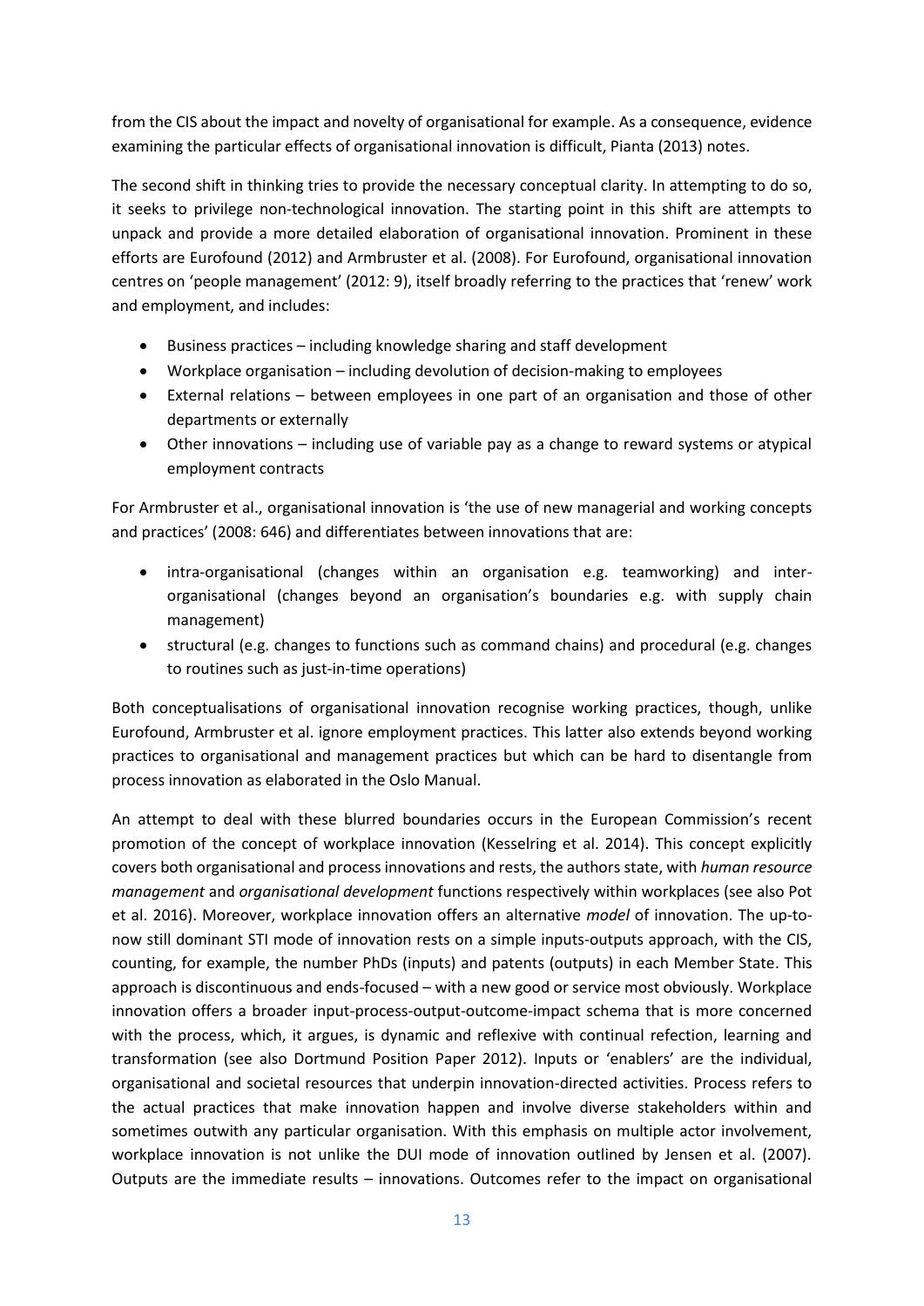from the CIS about the impact and novelty of organisational for example. As a consequence, evidence examining the particular effects of organisational innovation is difficult, Pianta (2013) notes.

The second shift in thinking tries to provide the necessary conceptual clarity. In attempting to do so, it seeks to privilege non-technological innovation. The starting point in this shift are attempts to unpack and provide a more detailed elaboration of organisational innovation. Prominent in these efforts are Eurofound (2012) and Armbruster et al. (2008). For Eurofound, organisational innovation centres on 'people management' (2012: 9), itself broadly referring to the practices that 'renew' work and employment, and includes:

- Business practices – including knowledge sharing and staff development
- Workplace organisation – including devolution of decision-making to employees
- External relations – between employees in one part of an organisation and those of other departments or externally
- Other innovations – including use of variable pay as a change to reward systems or atypical employment contracts

For Armbruster et al., organisational innovation is 'the use of new managerial and working concepts and practices' (2008: 646) and differentiates between innovations that are:

- intra-organisational (changes within an organisation e.g. teamworking) and inter-organisational (changes beyond an organisation's boundaries e.g. with supply chain management)
- structural (e.g. changes to functions such as command chains) and procedural (e.g. changes to routines such as just-in-time operations)

Both conceptualisations of organisational innovation recognise working practices, though, unlike Eurofound, Armbruster et al. ignore employment practices. This latter also extends beyond working practices to organisational and management practices but which can be hard to disentangle from process innovation as elaborated in the Oslo Manual.

An attempt to deal with these blurred boundaries occurs in the European Commission's recent promotion of the concept of workplace innovation (Kesselring et al. 2014). This concept explicitly covers both organisational and process innovations and rests, the authors state, with *human resource management* and *organisational development* functions respectively within workplaces (see also Pot et al. 2016). Moreover, workplace innovation offers an alternative *model* of innovation. The up-to-now still dominant STI mode of innovation rests on a simple inputs-outputs approach, with the CIS, counting, for example, the number PhDs (inputs) and patents (outputs) in each Member State. This approach is discontinuous and ends-focused – with a new good or service most obviously. Workplace innovation offers a broader input-process-output-outcome-impact schema that is more concerned with the process, which, it argues, is dynamic and reflexive with continual refection, learning and transformation (see also Dortmund Position Paper 2012). Inputs or 'enablers' are the individual, organisational and societal resources that underpin innovation-directed activities. Process refers to the actual practices that make innovation happen and involve diverse stakeholders within and sometimes outwith any particular organisation. With this emphasis on multiple actor involvement, workplace innovation is not unlike the DUI mode of innovation outlined by Jensen et al. (2007). Outputs are the immediate results – innovations. Outcomes refer to the impact on organisational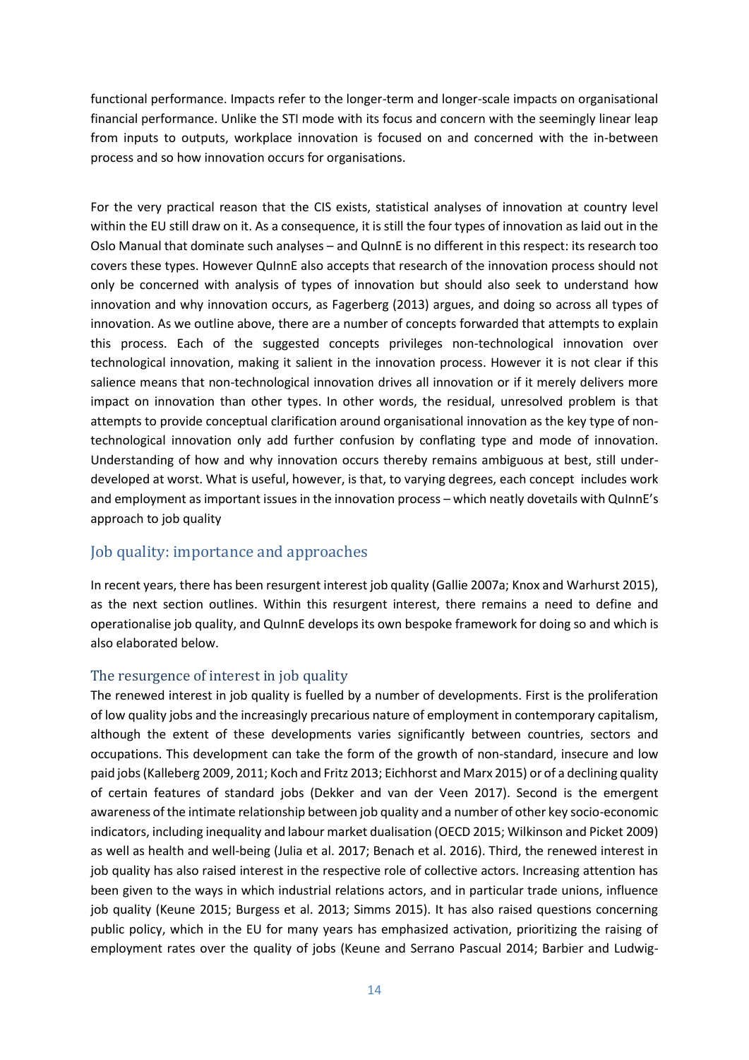functional performance. Impacts refer to the longer-term and longer-scale impacts on organisational financial performance. Unlike the STI mode with its focus and concern with the seemingly linear leap from inputs to outputs, workplace innovation is focused on and concerned with the in-between process and so how innovation occurs for organisations.

For the very practical reason that the CIS exists, statistical analyses of innovation at country level within the EU still draw on it. As a consequence, it is still the four types of innovation as laid out in the Oslo Manual that dominate such analyses – and QuInnE is no different in this respect: its research too covers these types. However QuInnE also accepts that research of the innovation process should not only be concerned with analysis of types of innovation but should also seek to understand how innovation and why innovation occurs, as Fagerberg (2013) argues, and doing so across all types of innovation. As we outline above, there are a number of concepts forwarded that attempts to explain this process. Each of the suggested concepts privileges non-technological innovation over technological innovation, making it salient in the innovation process. However it is not clear if this salience means that non-technological innovation drives all innovation or if it merely delivers more impact on innovation than other types. In other words, the residual, unresolved problem is that attempts to provide conceptual clarification around organisational innovation as the key type of non-technological innovation only add further confusion by conflating type and mode of innovation. Understanding of how and why innovation occurs thereby remains ambiguous at best, still under-developed at worst. What is useful, however, is that, to varying degrees, each concept includes work and employment as important issues in the innovation process – which neatly dovetails with QuInnE's approach to job quality

## Job quality: importance and approaches

In recent years, there has been resurgent interest job quality (Gallie 2007a; Knox and Warhurst 2015), as the next section outlines. Within this resurgent interest, there remains a need to define and operationalise job quality, and QuInnE develops its own bespoke framework for doing so and which is also elaborated below.

### The resurgence of interest in job quality

The renewed interest in job quality is fuelled by a number of developments. First is the proliferation of low quality jobs and the increasingly precarious nature of employment in contemporary capitalism, although the extent of these developments varies significantly between countries, sectors and occupations. This development can take the form of the growth of non-standard, insecure and low paid jobs (Kalleberg 2009, 2011; Koch and Fritz 2013; Eichhorst and Marx 2015) or of a declining quality of certain features of standard jobs (Dekker and van der Veen 2017). Second is the emergent awareness of the intimate relationship between job quality and a number of other key socio-economic indicators, including inequality and labour market dualisation (OECD 2015; Wilkinson and Picket 2009) as well as health and well-being (Julia et al. 2017; Benach et al. 2016). Third, the renewed interest in job quality has also raised interest in the respective role of collective actors. Increasing attention has been given to the ways in which industrial relations actors, and in particular trade unions, influence job quality (Keune 2015; Burgess et al. 2013; Simms 2015). It has also raised questions concerning public policy, which in the EU for many years has emphasized activation, prioritizing the raising of employment rates over the quality of jobs (Keune and Serrano Pascual 2014; Barbier and Ludwig-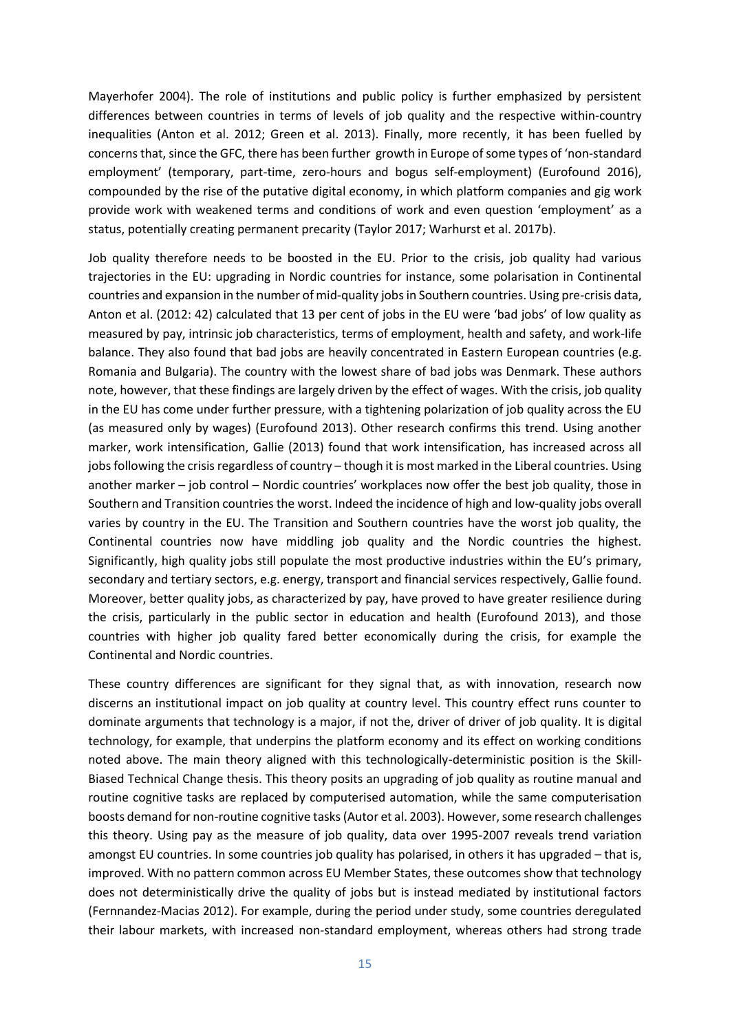Mayerhofer 2004). The role of institutions and public policy is further emphasized by persistent differences between countries in terms of levels of job quality and the respective within-country inequalities (Anton et al. 2012; Green et al. 2013). Finally, more recently, it has been fuelled by concerns that, since the GFC, there has been further growth in Europe of some types of 'non-standard employment' (temporary, part-time, zero-hours and bogus self-employment) (Eurofound 2016), compounded by the rise of the putative digital economy, in which platform companies and gig work provide work with weakened terms and conditions of work and even question 'employment' as a status, potentially creating permanent precarity (Taylor 2017; Warhurst et al. 2017b).

Job quality therefore needs to be boosted in the EU. Prior to the crisis, job quality had various trajectories in the EU: upgrading in Nordic countries for instance, some polarisation in Continental countries and expansion in the number of mid-quality jobs in Southern countries. Using pre-crisis data, Anton et al. (2012: 42) calculated that 13 per cent of jobs in the EU were 'bad jobs' of low quality as measured by pay, intrinsic job characteristics, terms of employment, health and safety, and work-life balance. They also found that bad jobs are heavily concentrated in Eastern European countries (e.g. Romania and Bulgaria). The country with the lowest share of bad jobs was Denmark. These authors note, however, that these findings are largely driven by the effect of wages. With the crisis, job quality in the EU has come under further pressure, with a tightening polarization of job quality across the EU (as measured only by wages) (Eurofound 2013). Other research confirms this trend. Using another marker, work intensification, Gallie (2013) found that work intensification, has increased across all jobs following the crisis regardless of country – though it is most marked in the Liberal countries. Using another marker – job control – Nordic countries' workplaces now offer the best job quality, those in Southern and Transition countries the worst. Indeed the incidence of high and low-quality jobs overall varies by country in the EU. The Transition and Southern countries have the worst job quality, the Continental countries now have middling job quality and the Nordic countries the highest. Significantly, high quality jobs still populate the most productive industries within the EU's primary, secondary and tertiary sectors, e.g. energy, transport and financial services respectively, Gallie found. Moreover, better quality jobs, as characterized by pay, have proved to have greater resilience during the crisis, particularly in the public sector in education and health (Eurofound 2013), and those countries with higher job quality fared better economically during the crisis, for example the Continental and Nordic countries.

These country differences are significant for they signal that, as with innovation, research now discerns an institutional impact on job quality at country level. This country effect runs counter to dominate arguments that technology is a major, if not the, driver of driver of job quality. It is digital technology, for example, that underpins the platform economy and its effect on working conditions noted above. The main theory aligned with this technologically-deterministic position is the Skill-Biased Technical Change thesis. This theory posits an upgrading of job quality as routine manual and routine cognitive tasks are replaced by computerised automation, while the same computerisation boosts demand for non-routine cognitive tasks (Autor et al. 2003). However, some research challenges this theory. Using pay as the measure of job quality, data over 1995-2007 reveals trend variation amongst EU countries. In some countries job quality has polarised, in others it has upgraded – that is, improved. With no pattern common across EU Member States, these outcomes show that technology does not deterministically drive the quality of jobs but is instead mediated by institutional factors (Fernnandez-Macias 2012). For example, during the period under study, some countries deregulated their labour markets, with increased non-standard employment, whereas others had strong trade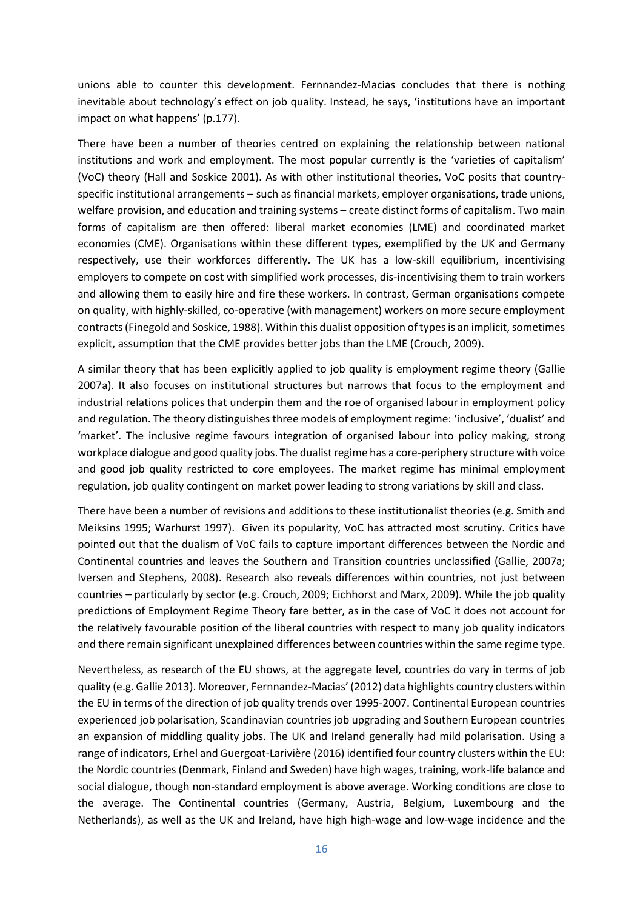unions able to counter this development. Fernnandez-Macias concludes that there is nothing inevitable about technology's effect on job quality. Instead, he says, 'institutions have an important impact on what happens' (p.177).

There have been a number of theories centred on explaining the relationship between national institutions and work and employment. The most popular currently is the 'varieties of capitalism' (VoC) theory (Hall and Soskice 2001). As with other institutional theories, VoC posits that country-specific institutional arrangements – such as financial markets, employer organisations, trade unions, welfare provision, and education and training systems – create distinct forms of capitalism. Two main forms of capitalism are then offered: liberal market economies (LME) and coordinated market economies (CME). Organisations within these different types, exemplified by the UK and Germany respectively, use their workforces differently. The UK has a low-skill equilibrium, incentivising employers to compete on cost with simplified work processes, dis-incentivising them to train workers and allowing them to easily hire and fire these workers. In contrast, German organisations compete on quality, with highly-skilled, co-operative (with management) workers on more secure employment contracts (Finegold and Soskice, 1988). Within this dualist opposition of types is an implicit, sometimes explicit, assumption that the CME provides better jobs than the LME (Crouch, 2009).

A similar theory that has been explicitly applied to job quality is employment regime theory (Gallie 2007a). It also focuses on institutional structures but narrows that focus to the employment and industrial relations polices that underpin them and the roe of organised labour in employment policy and regulation. The theory distinguishes three models of employment regime: 'inclusive', 'dualist' and 'market'. The inclusive regime favours integration of organised labour into policy making, strong workplace dialogue and good quality jobs. The dualist regime has a core-periphery structure with voice and good job quality restricted to core employees. The market regime has minimal employment regulation, job quality contingent on market power leading to strong variations by skill and class.

There have been a number of revisions and additions to these institutionalist theories (e.g. Smith and Meiksins 1995; Warhurst 1997). Given its popularity, VoC has attracted most scrutiny. Critics have pointed out that the dualism of VoC fails to capture important differences between the Nordic and Continental countries and leaves the Southern and Transition countries unclassified (Gallie, 2007a; Iversen and Stephens, 2008). Research also reveals differences within countries, not just between countries – particularly by sector (e.g. Crouch, 2009; Eichhorst and Marx, 2009). While the job quality predictions of Employment Regime Theory fare better, as in the case of VoC it does not account for the relatively favourable position of the liberal countries with respect to many job quality indicators and there remain significant unexplained differences between countries within the same regime type.

Nevertheless, as research of the EU shows, at the aggregate level, countries do vary in terms of job quality (e.g. Gallie 2013). Moreover, Fernnandez-Macias' (2012) data highlights country clusters within the EU in terms of the direction of job quality trends over 1995-2007. Continental European countries experienced job polarisation, Scandinavian countries job upgrading and Southern European countries an expansion of middling quality jobs. The UK and Ireland generally had mild polarisation. Using a range of indicators, Erhel and Guergoat-Larivière (2016) identified four country clusters within the EU: the Nordic countries (Denmark, Finland and Sweden) have high wages, training, work-life balance and social dialogue, though non-standard employment is above average. Working conditions are close to the average. The Continental countries (Germany, Austria, Belgium, Luxembourg and the Netherlands), as well as the UK and Ireland, have high high-wage and low-wage incidence and the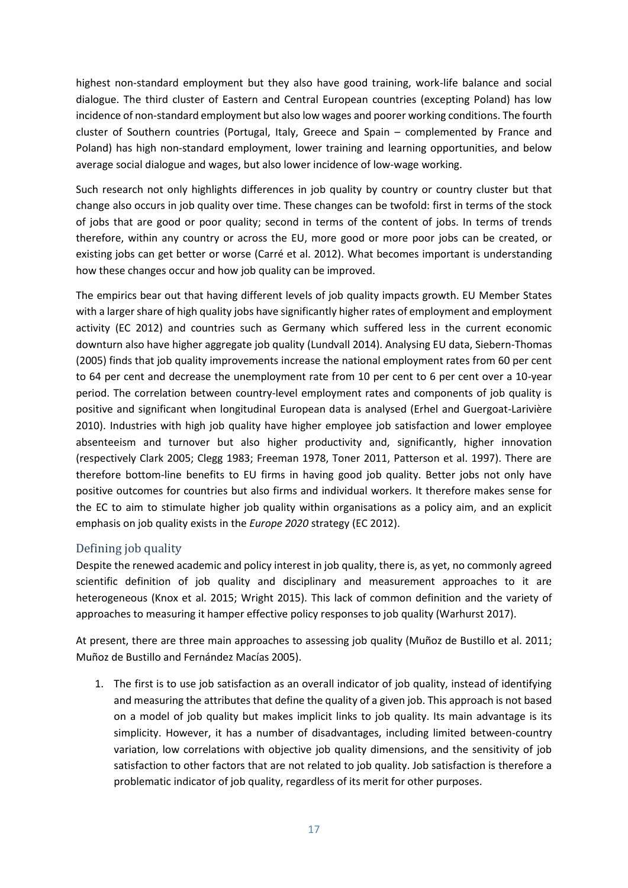highest non-standard employment but they also have good training, work-life balance and social dialogue. The third cluster of Eastern and Central European countries (excepting Poland) has low incidence of non-standard employment but also low wages and poorer working conditions. The fourth cluster of Southern countries (Portugal, Italy, Greece and Spain – complemented by France and Poland) has high non-standard employment, lower training and learning opportunities, and below average social dialogue and wages, but also lower incidence of low-wage working.

Such research not only highlights differences in job quality by country or country cluster but that change also occurs in job quality over time. These changes can be twofold: first in terms of the stock of jobs that are good or poor quality; second in terms of the content of jobs. In terms of trends therefore, within any country or across the EU, more good or more poor jobs can be created, or existing jobs can get better or worse (Carré et al. 2012). What becomes important is understanding how these changes occur and how job quality can be improved.

The empirics bear out that having different levels of job quality impacts growth. EU Member States with a larger share of high quality jobs have significantly higher rates of employment and employment activity (EC 2012) and countries such as Germany which suffered less in the current economic downturn also have higher aggregate job quality (Lundvall 2014). Analysing EU data, Siebern-Thomas (2005) finds that job quality improvements increase the national employment rates from 60 per cent to 64 per cent and decrease the unemployment rate from 10 per cent to 6 per cent over a 10-year period. The correlation between country-level employment rates and components of job quality is positive and significant when longitudinal European data is analysed (Erhel and Guergoat-Larivière 2010). Industries with high job quality have higher employee job satisfaction and lower employee absenteeism and turnover but also higher productivity and, significantly, higher innovation (respectively Clark 2005; Clegg 1983; Freeman 1978, Toner 2011, Patterson et al. 1997). There are therefore bottom-line benefits to EU firms in having good job quality. Better jobs not only have positive outcomes for countries but also firms and individual workers. It therefore makes sense for the EC to aim to stimulate higher job quality within organisations as a policy aim, and an explicit emphasis on job quality exists in the *Europe 2020* strategy (EC 2012).

## Defining job quality

Despite the renewed academic and policy interest in job quality, there is, as yet, no commonly agreed scientific definition of job quality and disciplinary and measurement approaches to it are heterogeneous (Knox et al. 2015; Wright 2015). This lack of common definition and the variety of approaches to measuring it hamper effective policy responses to job quality (Warhurst 2017).

At present, there are three main approaches to assessing job quality (Muñoz de Bustillo et al. 2011; Muñoz de Bustillo and Fernández Macías 2005).

1. The first is to use job satisfaction as an overall indicator of job quality, instead of identifying and measuring the attributes that define the quality of a given job. This approach is not based on a model of job quality but makes implicit links to job quality. Its main advantage is its simplicity. However, it has a number of disadvantages, including limited between-country variation, low correlations with objective job quality dimensions, and the sensitivity of job satisfaction to other factors that are not related to job quality. Job satisfaction is therefore a problematic indicator of job quality, regardless of its merit for other purposes.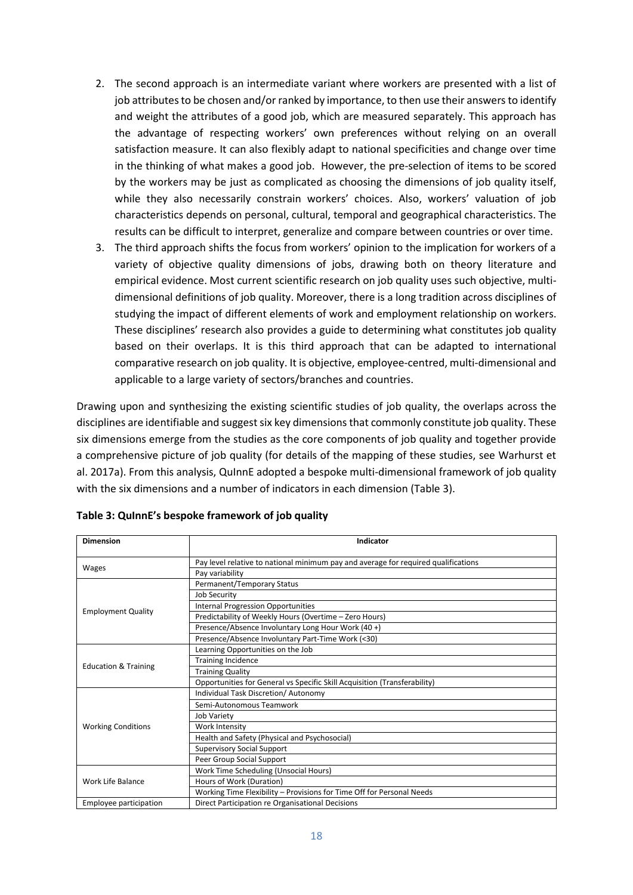2. The second approach is an intermediate variant where workers are presented with a list of job attributes to be chosen and/or ranked by importance, to then use their answers to identify and weight the attributes of a good job, which are measured separately. This approach has the advantage of respecting workers' own preferences without relying on an overall satisfaction measure. It can also flexibly adapt to national specificities and change over time in the thinking of what makes a good job. However, the pre-selection of items to be scored by the workers may be just as complicated as choosing the dimensions of job quality itself, while they also necessarily constrain workers' choices. Also, workers' valuation of job characteristics depends on personal, cultural, temporal and geographical characteristics. The results can be difficult to interpret, generalize and compare between countries or over time.
3. The third approach shifts the focus from workers' opinion to the implication for workers of a variety of objective quality dimensions of jobs, drawing both on theory literature and empirical evidence. Most current scientific research on job quality uses such objective, multi-dimensional definitions of job quality. Moreover, there is a long tradition across disciplines of studying the impact of different elements of work and employment relationship on workers. These disciplines' research also provides a guide to determining what constitutes job quality based on their overlaps. It is this third approach that can be adapted to international comparative research on job quality. It is objective, employee-centred, multi-dimensional and applicable to a large variety of sectors/branches and countries.

Drawing upon and synthesizing the existing scientific studies of job quality, the overlaps across the disciplines are identifiable and suggest six key dimensions that commonly constitute job quality. These six dimensions emerge from the studies as the core components of job quality and together provide a comprehensive picture of job quality (for details of the mapping of these studies, see Warhurst et al. 2017a). From this analysis, QuInnE adopted a bespoke multi-dimensional framework of job quality with the six dimensions and a number of indicators in each dimension (Table 3).

**Table 3: QuInnE's bespoke framework of job quality**

| Dimension | Indicator |
|---|---|
| Wages | Pay level relative to national minimum pay and average for required qualifications |
| | Pay variability |
| Employment Quality | Permanent/Temporary Status |
| | Job Security |
| | Internal Progression Opportunities |
| | Predictability of Weekly Hours (Overtime – Zero Hours) |
| | Presence/Absence Involuntary Long Hour Work (40 +) |
| | Presence/Absence Involuntary Part-Time Work (<30) |
| Education & Training | Learning Opportunities on the Job |
| | Training Incidence |
| | Training Quality |
| | Opportunities for General vs Specific Skill Acquisition (Transferability) |
| Working Conditions | Individual Task Discretion/ Autonomy |
| | Semi-Autonomous Teamwork |
| | Job Variety |
| | Work Intensity |
| | Health and Safety (Physical and Psychosocial) |
| | Supervisory Social Support |
| | Peer Group Social Support |
| Work Life Balance | Work Time Scheduling (Unsocial Hours) |
| | Hours of Work (Duration) |
| | Working Time Flexibility – Provisions for Time Off for Personal Needs |
| Employee participation | Direct Participation re Organisational Decisions |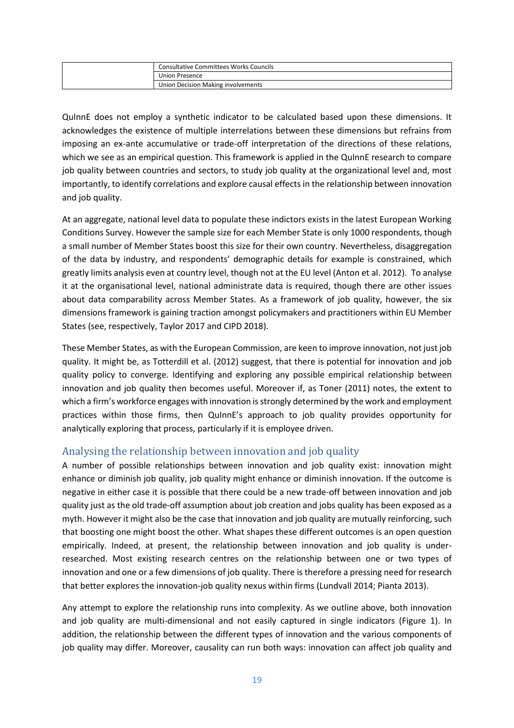| | |
|---|---|
| | Consultative Committees Works Councils |
| | Union Presence |
| | Union Decision Making involvements |

QuInnE does not employ a synthetic indicator to be calculated based upon these dimensions. It acknowledges the existence of multiple interrelations between these dimensions but refrains from imposing an ex-ante accumulative or trade-off interpretation of the directions of these relations, which we see as an empirical question. This framework is applied in the QuInnE research to compare job quality between countries and sectors, to study job quality at the organizational level and, most importantly, to identify correlations and explore causal effects in the relationship between innovation and job quality.

At an aggregate, national level data to populate these indictors exists in the latest European Working Conditions Survey. However the sample size for each Member State is only 1000 respondents, though a small number of Member States boost this size for their own country. Nevertheless, disaggregation of the data by industry, and respondents' demographic details for example is constrained, which greatly limits analysis even at country level, though not at the EU level (Anton et al. 2012). To analyse it at the organisational level, national administrate data is required, though there are other issues about data comparability across Member States. As a framework of job quality, however, the six dimensions framework is gaining traction amongst policymakers and practitioners within EU Member States (see, respectively, Taylor 2017 and CIPD 2018).

These Member States, as with the European Commission, are keen to improve innovation, not just job quality. It might be, as Totterdill et al. (2012) suggest, that there is potential for innovation and job quality policy to converge. Identifying and exploring any possible empirical relationship between innovation and job quality then becomes useful. Moreover if, as Toner (2011) notes, the extent to which a firm's workforce engages with innovation is strongly determined by the work and employment practices within those firms, then QuInnE's approach to job quality provides opportunity for analytically exploring that process, particularly if it is employee driven.

## Analysing the relationship between innovation and job quality

A number of possible relationships between innovation and job quality exist: innovation might enhance or diminish job quality, job quality might enhance or diminish innovation. If the outcome is negative in either case it is possible that there could be a new trade-off between innovation and job quality just as the old trade-off assumption about job creation and jobs quality has been exposed as a myth. However it might also be the case that innovation and job quality are mutually reinforcing, such that boosting one might boost the other. What shapes these different outcomes is an open question empirically. Indeed, at present, the relationship between innovation and job quality is under-researched. Most existing research centres on the relationship between one or two types of innovation and one or a few dimensions of job quality. There is therefore a pressing need for research that better explores the innovation-job quality nexus within firms (Lundvall 2014; Pianta 2013).

Any attempt to explore the relationship runs into complexity. As we outline above, both innovation and job quality are multi-dimensional and not easily captured in single indicators (Figure 1). In addition, the relationship between the different types of innovation and the various components of job quality may differ. Moreover, causality can run both ways: innovation can affect job quality and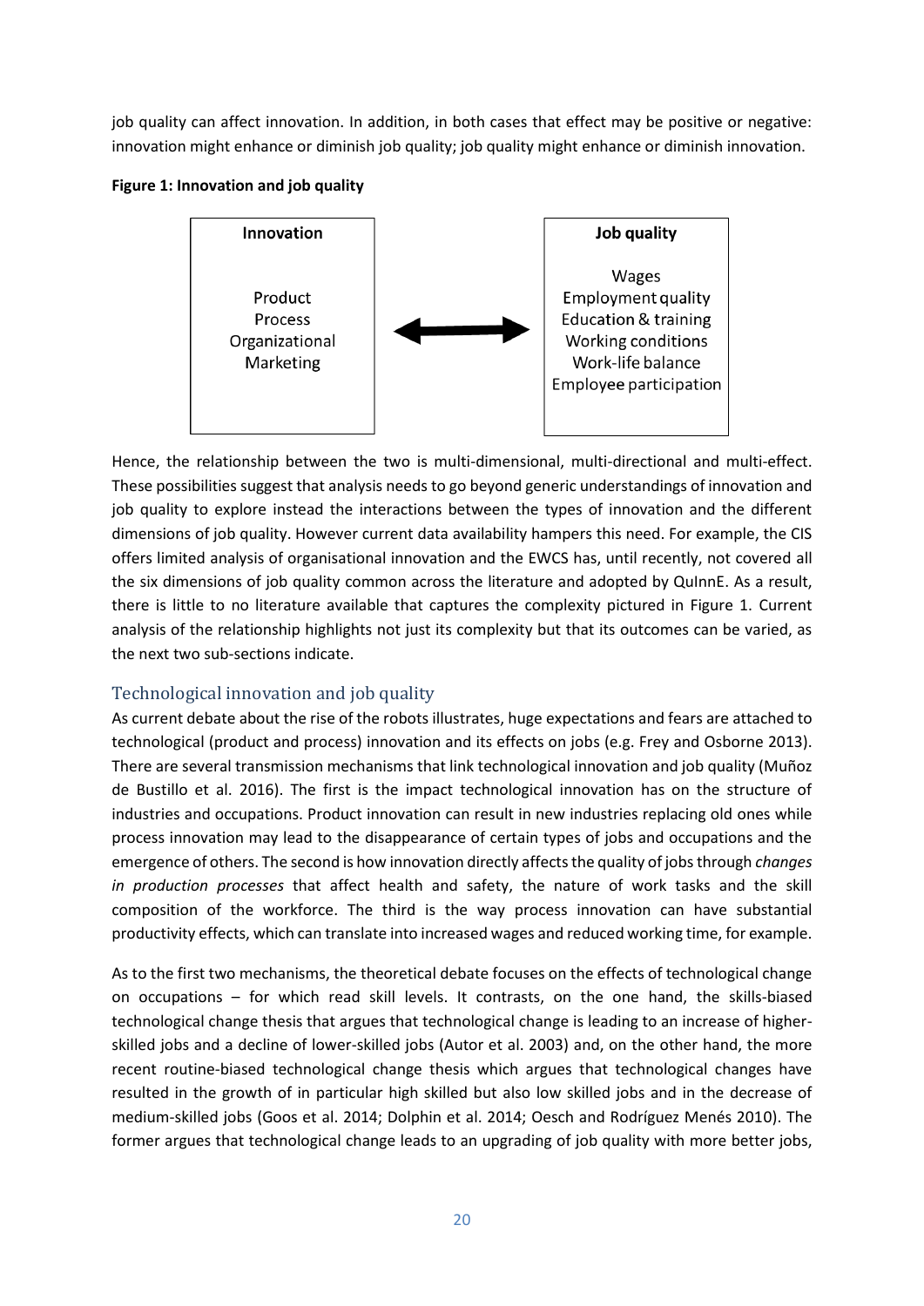job quality can affect innovation. In addition, in both cases that effect may be positive or negative: innovation might enhance or diminish job quality; job quality might enhance or diminish innovation.

**Figure 1: Innovation and job quality**

| **Innovation** | | **Job quality** |
|---|---|---|
| Product<br>Process<br>Organizational<br>Marketing | ⟷ | Wages<br>Employment quality<br>Education & training<br>Working conditions<br>Work-life balance<br>Employee participation |

Hence, the relationship between the two is multi-dimensional, multi-directional and multi-effect. These possibilities suggest that analysis needs to go beyond generic understandings of innovation and job quality to explore instead the interactions between the types of innovation and the different dimensions of job quality. However current data availability hampers this need. For example, the CIS offers limited analysis of organisational innovation and the EWCS has, until recently, not covered all the six dimensions of job quality common across the literature and adopted by QuInnE. As a result, there is little to no literature available that captures the complexity pictured in Figure 1. Current analysis of the relationship highlights not just its complexity but that its outcomes can be varied, as the next two sub-sections indicate.

## Technological innovation and job quality

As current debate about the rise of the robots illustrates, huge expectations and fears are attached to technological (product and process) innovation and its effects on jobs (e.g. Frey and Osborne 2013). There are several transmission mechanisms that link technological innovation and job quality (Muñoz de Bustillo et al. 2016). The first is the impact technological innovation has on the structure of industries and occupations. Product innovation can result in new industries replacing old ones while process innovation may lead to the disappearance of certain types of jobs and occupations and the emergence of others. The second is how innovation directly affects the quality of jobs through *changes in production processes* that affect health and safety, the nature of work tasks and the skill composition of the workforce. The third is the way process innovation can have substantial productivity effects, which can translate into increased wages and reduced working time, for example.

As to the first two mechanisms, the theoretical debate focuses on the effects of technological change on occupations – for which read skill levels. It contrasts, on the one hand, the skills-biased technological change thesis that argues that technological change is leading to an increase of higher-skilled jobs and a decline of lower-skilled jobs (Autor et al. 2003) and, on the other hand, the more recent routine-biased technological change thesis which argues that technological changes have resulted in the growth of in particular high skilled but also low skilled jobs and in the decrease of medium-skilled jobs (Goos et al. 2014; Dolphin et al. 2014; Oesch and Rodríguez Menés 2010). The former argues that technological change leads to an upgrading of job quality with more better jobs,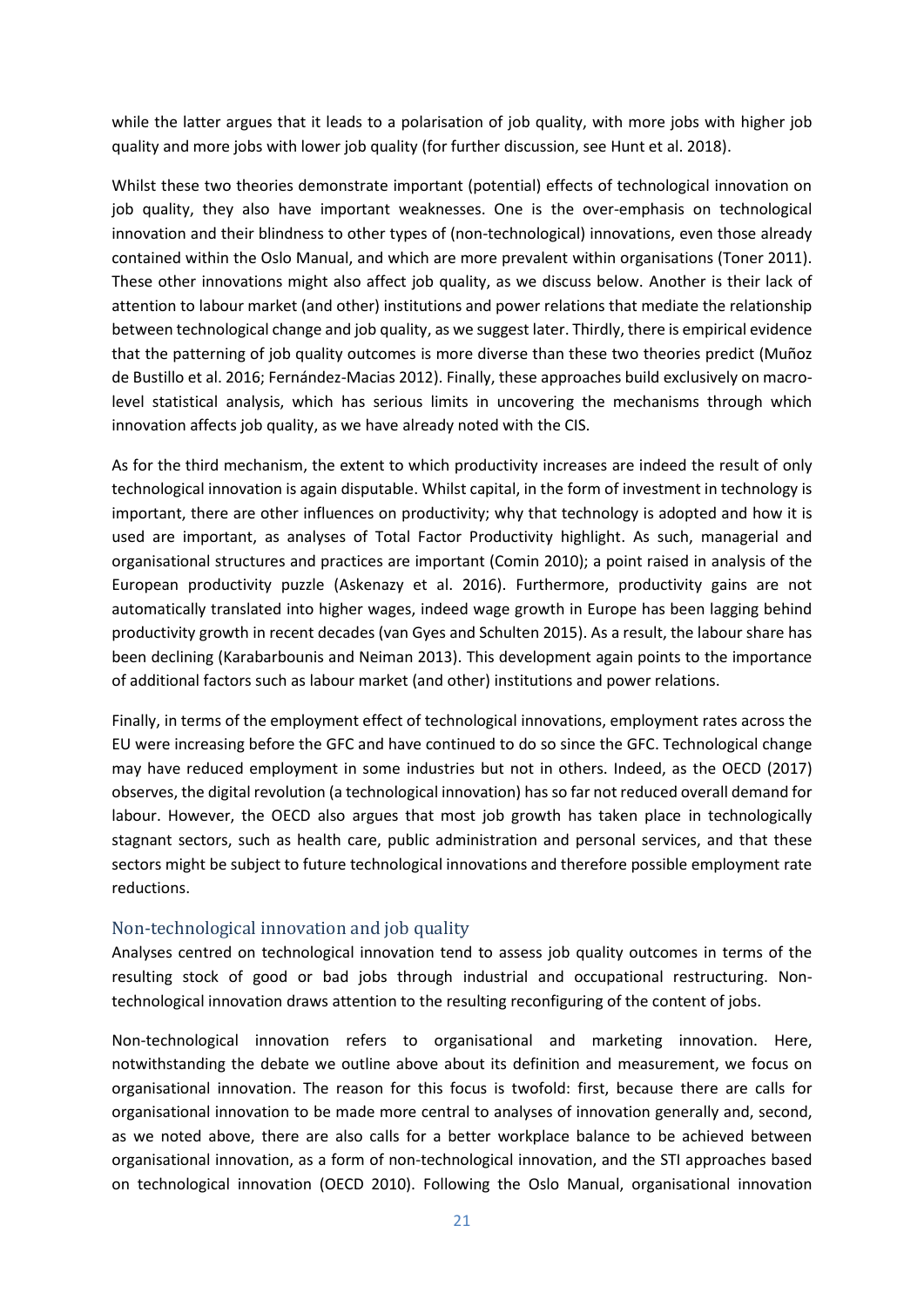while the latter argues that it leads to a polarisation of job quality, with more jobs with higher job quality and more jobs with lower job quality (for further discussion, see Hunt et al. 2018).

Whilst these two theories demonstrate important (potential) effects of technological innovation on job quality, they also have important weaknesses. One is the over-emphasis on technological innovation and their blindness to other types of (non-technological) innovations, even those already contained within the Oslo Manual, and which are more prevalent within organisations (Toner 2011). These other innovations might also affect job quality, as we discuss below. Another is their lack of attention to labour market (and other) institutions and power relations that mediate the relationship between technological change and job quality, as we suggest later. Thirdly, there is empirical evidence that the patterning of job quality outcomes is more diverse than these two theories predict (Muñoz de Bustillo et al. 2016; Fernández-Macias 2012). Finally, these approaches build exclusively on macro-level statistical analysis, which has serious limits in uncovering the mechanisms through which innovation affects job quality, as we have already noted with the CIS.

As for the third mechanism, the extent to which productivity increases are indeed the result of only technological innovation is again disputable. Whilst capital, in the form of investment in technology is important, there are other influences on productivity; why that technology is adopted and how it is used are important, as analyses of Total Factor Productivity highlight. As such, managerial and organisational structures and practices are important (Comin 2010); a point raised in analysis of the European productivity puzzle (Askenazy et al. 2016). Furthermore, productivity gains are not automatically translated into higher wages, indeed wage growth in Europe has been lagging behind productivity growth in recent decades (van Gyes and Schulten 2015). As a result, the labour share has been declining (Karabarbounis and Neiman 2013). This development again points to the importance of additional factors such as labour market (and other) institutions and power relations.

Finally, in terms of the employment effect of technological innovations, employment rates across the EU were increasing before the GFC and have continued to do so since the GFC. Technological change may have reduced employment in some industries but not in others. Indeed, as the OECD (2017) observes, the digital revolution (a technological innovation) has so far not reduced overall demand for labour. However, the OECD also argues that most job growth has taken place in technologically stagnant sectors, such as health care, public administration and personal services, and that these sectors might be subject to future technological innovations and therefore possible employment rate reductions.

## Non-technological innovation and job quality

Analyses centred on technological innovation tend to assess job quality outcomes in terms of the resulting stock of good or bad jobs through industrial and occupational restructuring. Non-technological innovation draws attention to the resulting reconfiguring of the content of jobs.

Non-technological innovation refers to organisational and marketing innovation. Here, notwithstanding the debate we outline above about its definition and measurement, we focus on organisational innovation. The reason for this focus is twofold: first, because there are calls for organisational innovation to be made more central to analyses of innovation generally and, second, as we noted above, there are also calls for a better workplace balance to be achieved between organisational innovation, as a form of non-technological innovation, and the STI approaches based on technological innovation (OECD 2010). Following the Oslo Manual, organisational innovation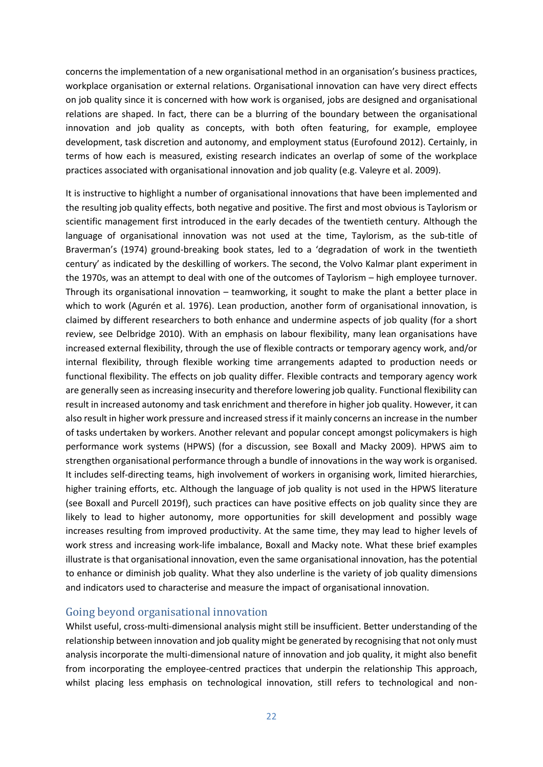concerns the implementation of a new organisational method in an organisation's business practices, workplace organisation or external relations. Organisational innovation can have very direct effects on job quality since it is concerned with how work is organised, jobs are designed and organisational relations are shaped. In fact, there can be a blurring of the boundary between the organisational innovation and job quality as concepts, with both often featuring, for example, employee development, task discretion and autonomy, and employment status (Eurofound 2012). Certainly, in terms of how each is measured, existing research indicates an overlap of some of the workplace practices associated with organisational innovation and job quality (e.g. Valeyre et al. 2009).

It is instructive to highlight a number of organisational innovations that have been implemented and the resulting job quality effects, both negative and positive. The first and most obvious is Taylorism or scientific management first introduced in the early decades of the twentieth century. Although the language of organisational innovation was not used at the time, Taylorism, as the sub-title of Braverman's (1974) ground-breaking book states, led to a 'degradation of work in the twentieth century' as indicated by the deskilling of workers. The second, the Volvo Kalmar plant experiment in the 1970s, was an attempt to deal with one of the outcomes of Taylorism – high employee turnover. Through its organisational innovation – teamworking, it sought to make the plant a better place in which to work (Agurén et al. 1976). Lean production, another form of organisational innovation, is claimed by different researchers to both enhance and undermine aspects of job quality (for a short review, see Delbridge 2010). With an emphasis on labour flexibility, many lean organisations have increased external flexibility, through the use of flexible contracts or temporary agency work, and/or internal flexibility, through flexible working time arrangements adapted to production needs or functional flexibility. The effects on job quality differ. Flexible contracts and temporary agency work are generally seen as increasing insecurity and therefore lowering job quality. Functional flexibility can result in increased autonomy and task enrichment and therefore in higher job quality. However, it can also result in higher work pressure and increased stress if it mainly concerns an increase in the number of tasks undertaken by workers. Another relevant and popular concept amongst policymakers is high performance work systems (HPWS) (for a discussion, see Boxall and Macky 2009). HPWS aim to strengthen organisational performance through a bundle of innovations in the way work is organised. It includes self-directing teams, high involvement of workers in organising work, limited hierarchies, higher training efforts, etc. Although the language of job quality is not used in the HPWS literature (see Boxall and Purcell 2019f), such practices can have positive effects on job quality since they are likely to lead to higher autonomy, more opportunities for skill development and possibly wage increases resulting from improved productivity. At the same time, they may lead to higher levels of work stress and increasing work-life imbalance, Boxall and Macky note. What these brief examples illustrate is that organisational innovation, even the same organisational innovation, has the potential to enhance or diminish job quality. What they also underline is the variety of job quality dimensions and indicators used to characterise and measure the impact of organisational innovation.

## Going beyond organisational innovation

Whilst useful, cross-multi-dimensional analysis might still be insufficient. Better understanding of the relationship between innovation and job quality might be generated by recognising that not only must analysis incorporate the multi-dimensional nature of innovation and job quality, it might also benefit from incorporating the employee-centred practices that underpin the relationship This approach, whilst placing less emphasis on technological innovation, still refers to technological and non-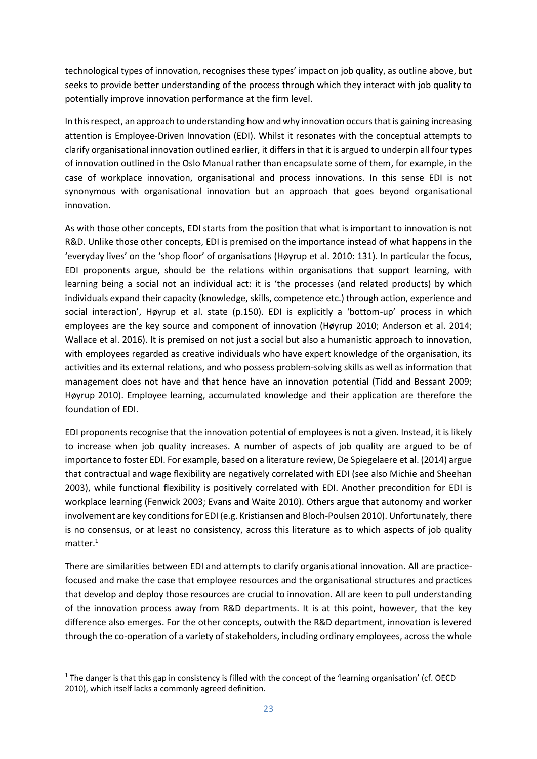technological types of innovation, recognises these types' impact on job quality, as outline above, but seeks to provide better understanding of the process through which they interact with job quality to potentially improve innovation performance at the firm level.

In this respect, an approach to understanding how and why innovation occurs that is gaining increasing attention is Employee-Driven Innovation (EDI). Whilst it resonates with the conceptual attempts to clarify organisational innovation outlined earlier, it differs in that it is argued to underpin all four types of innovation outlined in the Oslo Manual rather than encapsulate some of them, for example, in the case of workplace innovation, organisational and process innovations. In this sense EDI is not synonymous with organisational innovation but an approach that goes beyond organisational innovation.

As with those other concepts, EDI starts from the position that what is important to innovation is not R&D. Unlike those other concepts, EDI is premised on the importance instead of what happens in the 'everyday lives' on the 'shop floor' of organisations (Høyrup et al. 2010: 131). In particular the focus, EDI proponents argue, should be the relations within organisations that support learning, with learning being a social not an individual act: it is 'the processes (and related products) by which individuals expand their capacity (knowledge, skills, competence etc.) through action, experience and social interaction', Høyrup et al. state (p.150). EDI is explicitly a 'bottom-up' process in which employees are the key source and component of innovation (Høyrup 2010; Anderson et al. 2014; Wallace et al. 2016). It is premised on not just a social but also a humanistic approach to innovation, with employees regarded as creative individuals who have expert knowledge of the organisation, its activities and its external relations, and who possess problem-solving skills as well as information that management does not have and that hence have an innovation potential (Tidd and Bessant 2009; Høyrup 2010). Employee learning, accumulated knowledge and their application are therefore the foundation of EDI.

EDI proponents recognise that the innovation potential of employees is not a given. Instead, it is likely to increase when job quality increases. A number of aspects of job quality are argued to be of importance to foster EDI. For example, based on a literature review, De Spiegelaere et al. (2014) argue that contractual and wage flexibility are negatively correlated with EDI (see also Michie and Sheehan 2003), while functional flexibility is positively correlated with EDI. Another precondition for EDI is workplace learning (Fenwick 2003; Evans and Waite 2010). Others argue that autonomy and worker involvement are key conditions for EDI (e.g. Kristiansen and Bloch-Poulsen 2010). Unfortunately, there is no consensus, or at least no consistency, across this literature as to which aspects of job quality matter.[1]

There are similarities between EDI and attempts to clarify organisational innovation. All are practice-focused and make the case that employee resources and the organisational structures and practices that develop and deploy those resources are crucial to innovation. All are keen to pull understanding of the innovation process away from R&D departments. It is at this point, however, that the key difference also emerges. For the other concepts, outwith the R&D department, innovation is levered through the co-operation of a variety of stakeholders, including ordinary employees, across the whole

[1] The danger is that this gap in consistency is filled with the concept of the 'learning organisation' (cf. OECD 2010), which itself lacks a commonly agreed definition.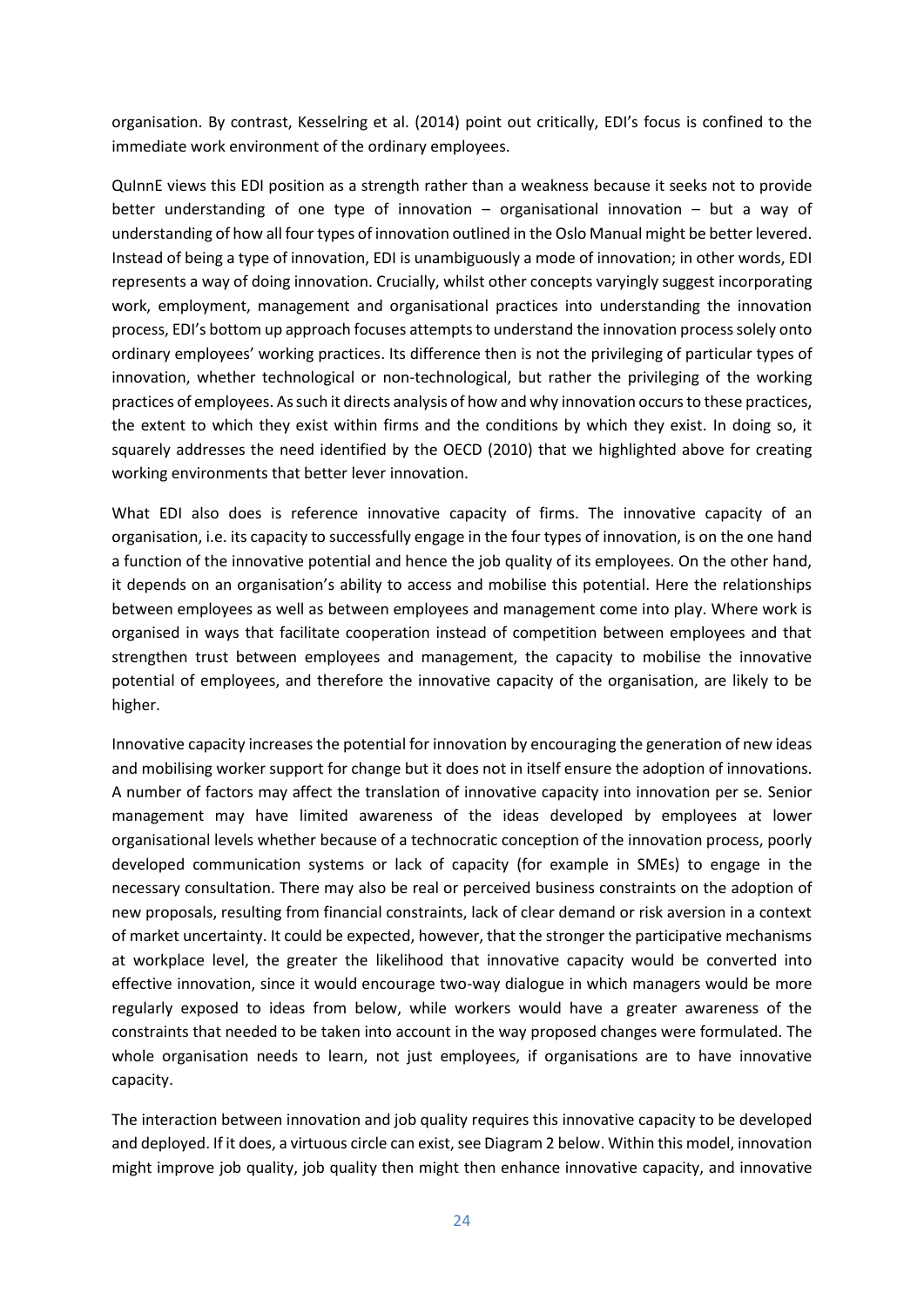organisation. By contrast, Kesselring et al. (2014) point out critically, EDI's focus is confined to the immediate work environment of the ordinary employees.

QuInnE views this EDI position as a strength rather than a weakness because it seeks not to provide better understanding of one type of innovation – organisational innovation – but a way of understanding of how all four types of innovation outlined in the Oslo Manual might be better levered. Instead of being a type of innovation, EDI is unambiguously a mode of innovation; in other words, EDI represents a way of doing innovation. Crucially, whilst other concepts varyingly suggest incorporating work, employment, management and organisational practices into understanding the innovation process, EDI's bottom up approach focuses attempts to understand the innovation process solely onto ordinary employees' working practices. Its difference then is not the privileging of particular types of innovation, whether technological or non-technological, but rather the privileging of the working practices of employees. As such it directs analysis of how and why innovation occurs to these practices, the extent to which they exist within firms and the conditions by which they exist. In doing so, it squarely addresses the need identified by the OECD (2010) that we highlighted above for creating working environments that better lever innovation.

What EDI also does is reference innovative capacity of firms. The innovative capacity of an organisation, i.e. its capacity to successfully engage in the four types of innovation, is on the one hand a function of the innovative potential and hence the job quality of its employees. On the other hand, it depends on an organisation's ability to access and mobilise this potential. Here the relationships between employees as well as between employees and management come into play. Where work is organised in ways that facilitate cooperation instead of competition between employees and that strengthen trust between employees and management, the capacity to mobilise the innovative potential of employees, and therefore the innovative capacity of the organisation, are likely to be higher.

Innovative capacity increases the potential for innovation by encouraging the generation of new ideas and mobilising worker support for change but it does not in itself ensure the adoption of innovations. A number of factors may affect the translation of innovative capacity into innovation per se. Senior management may have limited awareness of the ideas developed by employees at lower organisational levels whether because of a technocratic conception of the innovation process, poorly developed communication systems or lack of capacity (for example in SMEs) to engage in the necessary consultation. There may also be real or perceived business constraints on the adoption of new proposals, resulting from financial constraints, lack of clear demand or risk aversion in a context of market uncertainty. It could be expected, however, that the stronger the participative mechanisms at workplace level, the greater the likelihood that innovative capacity would be converted into effective innovation, since it would encourage two-way dialogue in which managers would be more regularly exposed to ideas from below, while workers would have a greater awareness of the constraints that needed to be taken into account in the way proposed changes were formulated. The whole organisation needs to learn, not just employees, if organisations are to have innovative capacity.

The interaction between innovation and job quality requires this innovative capacity to be developed and deployed. If it does, a virtuous circle can exist, see Diagram 2 below. Within this model, innovation might improve job quality, job quality then might then enhance innovative capacity, and innovative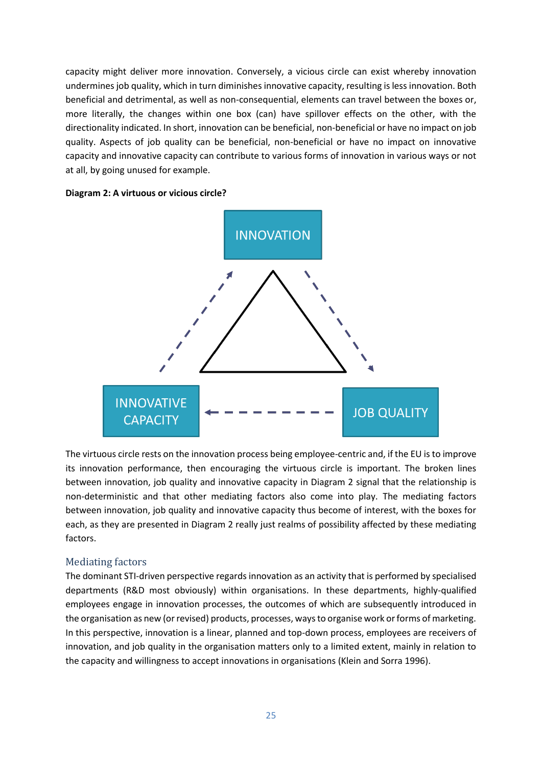capacity might deliver more innovation. Conversely, a vicious circle can exist whereby innovation undermines job quality, which in turn diminishes innovative capacity, resulting is less innovation. Both beneficial and detrimental, as well as non-consequential, elements can travel between the boxes or, more literally, the changes within one box (can) have spillover effects on the other, with the directionality indicated. In short, innovation can be beneficial, non-beneficial or have no impact on job quality. Aspects of job quality can be beneficial, non-beneficial or have no impact on innovative capacity and innovative capacity can contribute to various forms of innovation in various ways or not at all, by going unused for example.

**Diagram 2: A virtuous or vicious circle?**

INNOVATION

INNOVATIVE CAPACITY

JOB QUALITY

The virtuous circle rests on the innovation process being employee-centric and, if the EU is to improve its innovation performance, then encouraging the virtuous circle is important. The broken lines between innovation, job quality and innovative capacity in Diagram 2 signal that the relationship is non-deterministic and that other mediating factors also come into play. The mediating factors between innovation, job quality and innovative capacity thus become of interest, with the boxes for each, as they are presented in Diagram 2 really just realms of possibility affected by these mediating factors.

## Mediating factors

The dominant STI-driven perspective regards innovation as an activity that is performed by specialised departments (R&D most obviously) within organisations. In these departments, highly-qualified employees engage in innovation processes, the outcomes of which are subsequently introduced in the organisation as new (or revised) products, processes, ways to organise work or forms of marketing. In this perspective, innovation is a linear, planned and top-down process, employees are receivers of innovation, and job quality in the organisation matters only to a limited extent, mainly in relation to the capacity and willingness to accept innovations in organisations (Klein and Sorra 1996).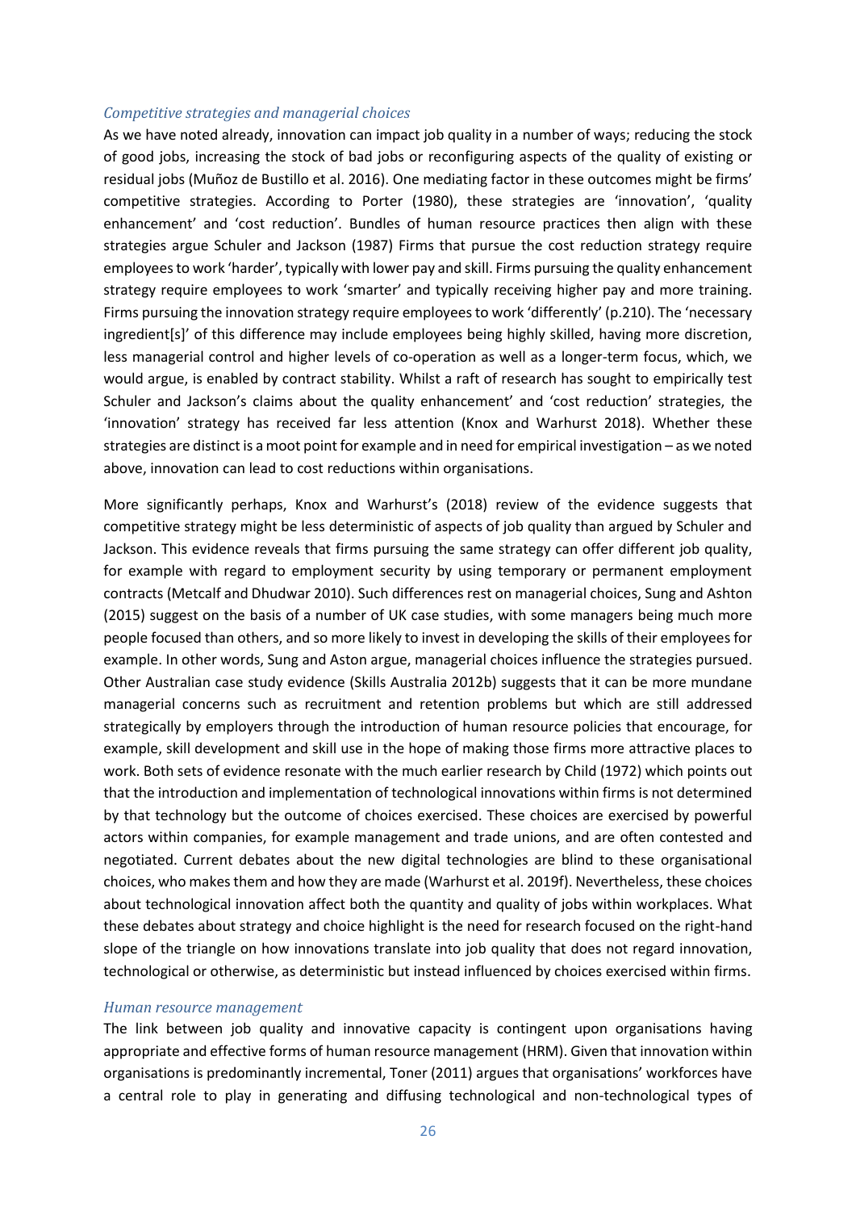### *Competitive strategies and managerial choices*

As we have noted already, innovation can impact job quality in a number of ways; reducing the stock of good jobs, increasing the stock of bad jobs or reconfiguring aspects of the quality of existing or residual jobs (Muñoz de Bustillo et al. 2016). One mediating factor in these outcomes might be firms' competitive strategies. According to Porter (1980), these strategies are 'innovation', 'quality enhancement' and 'cost reduction'. Bundles of human resource practices then align with these strategies argue Schuler and Jackson (1987) Firms that pursue the cost reduction strategy require employees to work 'harder', typically with lower pay and skill. Firms pursuing the quality enhancement strategy require employees to work 'smarter' and typically receiving higher pay and more training. Firms pursuing the innovation strategy require employees to work 'differently' (p.210). The 'necessary ingredient[s]' of this difference may include employees being highly skilled, having more discretion, less managerial control and higher levels of co-operation as well as a longer-term focus, which, we would argue, is enabled by contract stability. Whilst a raft of research has sought to empirically test Schuler and Jackson's claims about the quality enhancement' and 'cost reduction' strategies, the 'innovation' strategy has received far less attention (Knox and Warhurst 2018). Whether these strategies are distinct is a moot point for example and in need for empirical investigation – as we noted above, innovation can lead to cost reductions within organisations.

More significantly perhaps, Knox and Warhurst's (2018) review of the evidence suggests that competitive strategy might be less deterministic of aspects of job quality than argued by Schuler and Jackson. This evidence reveals that firms pursuing the same strategy can offer different job quality, for example with regard to employment security by using temporary or permanent employment contracts (Metcalf and Dhudwar 2010). Such differences rest on managerial choices, Sung and Ashton (2015) suggest on the basis of a number of UK case studies, with some managers being much more people focused than others, and so more likely to invest in developing the skills of their employees for example. In other words, Sung and Aston argue, managerial choices influence the strategies pursued. Other Australian case study evidence (Skills Australia 2012b) suggests that it can be more mundane managerial concerns such as recruitment and retention problems but which are still addressed strategically by employers through the introduction of human resource policies that encourage, for example, skill development and skill use in the hope of making those firms more attractive places to work. Both sets of evidence resonate with the much earlier research by Child (1972) which points out that the introduction and implementation of technological innovations within firms is not determined by that technology but the outcome of choices exercised. These choices are exercised by powerful actors within companies, for example management and trade unions, and are often contested and negotiated. Current debates about the new digital technologies are blind to these organisational choices, who makes them and how they are made (Warhurst et al. 2019f). Nevertheless, these choices about technological innovation affect both the quantity and quality of jobs within workplaces. What these debates about strategy and choice highlight is the need for research focused on the right-hand slope of the triangle on how innovations translate into job quality that does not regard innovation, technological or otherwise, as deterministic but instead influenced by choices exercised within firms.

### *Human resource management*

The link between job quality and innovative capacity is contingent upon organisations having appropriate and effective forms of human resource management (HRM). Given that innovation within organisations is predominantly incremental, Toner (2011) argues that organisations' workforces have a central role to play in generating and diffusing technological and non-technological types of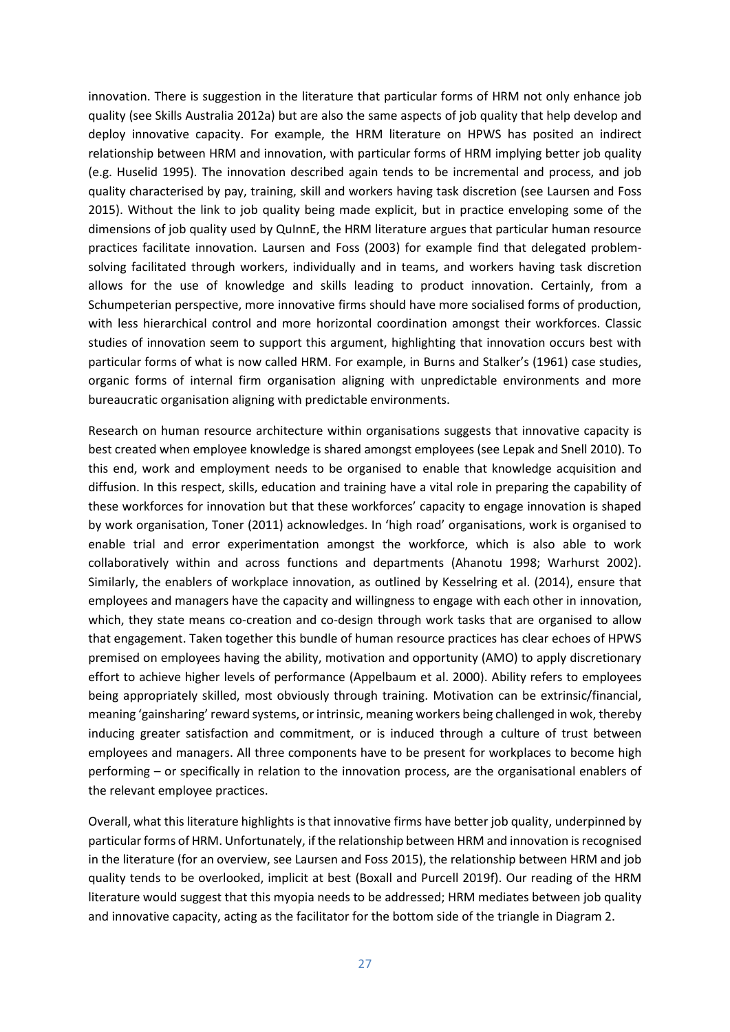innovation. There is suggestion in the literature that particular forms of HRM not only enhance job quality (see Skills Australia 2012a) but are also the same aspects of job quality that help develop and deploy innovative capacity. For example, the HRM literature on HPWS has posited an indirect relationship between HRM and innovation, with particular forms of HRM implying better job quality (e.g. Huselid 1995). The innovation described again tends to be incremental and process, and job quality characterised by pay, training, skill and workers having task discretion (see Laursen and Foss 2015). Without the link to job quality being made explicit, but in practice enveloping some of the dimensions of job quality used by QuInnE, the HRM literature argues that particular human resource practices facilitate innovation. Laursen and Foss (2003) for example find that delegated problem-solving facilitated through workers, individually and in teams, and workers having task discretion allows for the use of knowledge and skills leading to product innovation. Certainly, from a Schumpeterian perspective, more innovative firms should have more socialised forms of production, with less hierarchical control and more horizontal coordination amongst their workforces. Classic studies of innovation seem to support this argument, highlighting that innovation occurs best with particular forms of what is now called HRM. For example, in Burns and Stalker's (1961) case studies, organic forms of internal firm organisation aligning with unpredictable environments and more bureaucratic organisation aligning with predictable environments.

Research on human resource architecture within organisations suggests that innovative capacity is best created when employee knowledge is shared amongst employees (see Lepak and Snell 2010). To this end, work and employment needs to be organised to enable that knowledge acquisition and diffusion. In this respect, skills, education and training have a vital role in preparing the capability of these workforces for innovation but that these workforces' capacity to engage innovation is shaped by work organisation, Toner (2011) acknowledges. In 'high road' organisations, work is organised to enable trial and error experimentation amongst the workforce, which is also able to work collaboratively within and across functions and departments (Ahanotu 1998; Warhurst 2002). Similarly, the enablers of workplace innovation, as outlined by Kesselring et al. (2014), ensure that employees and managers have the capacity and willingness to engage with each other in innovation, which, they state means co-creation and co-design through work tasks that are organised to allow that engagement. Taken together this bundle of human resource practices has clear echoes of HPWS premised on employees having the ability, motivation and opportunity (AMO) to apply discretionary effort to achieve higher levels of performance (Appelbaum et al. 2000). Ability refers to employees being appropriately skilled, most obviously through training. Motivation can be extrinsic/financial, meaning 'gainsharing' reward systems, or intrinsic, meaning workers being challenged in wok, thereby inducing greater satisfaction and commitment, or is induced through a culture of trust between employees and managers. All three components have to be present for workplaces to become high performing – or specifically in relation to the innovation process, are the organisational enablers of the relevant employee practices.

Overall, what this literature highlights is that innovative firms have better job quality, underpinned by particular forms of HRM. Unfortunately, if the relationship between HRM and innovation is recognised in the literature (for an overview, see Laursen and Foss 2015), the relationship between HRM and job quality tends to be overlooked, implicit at best (Boxall and Purcell 2019f). Our reading of the HRM literature would suggest that this myopia needs to be addressed; HRM mediates between job quality and innovative capacity, acting as the facilitator for the bottom side of the triangle in Diagram 2.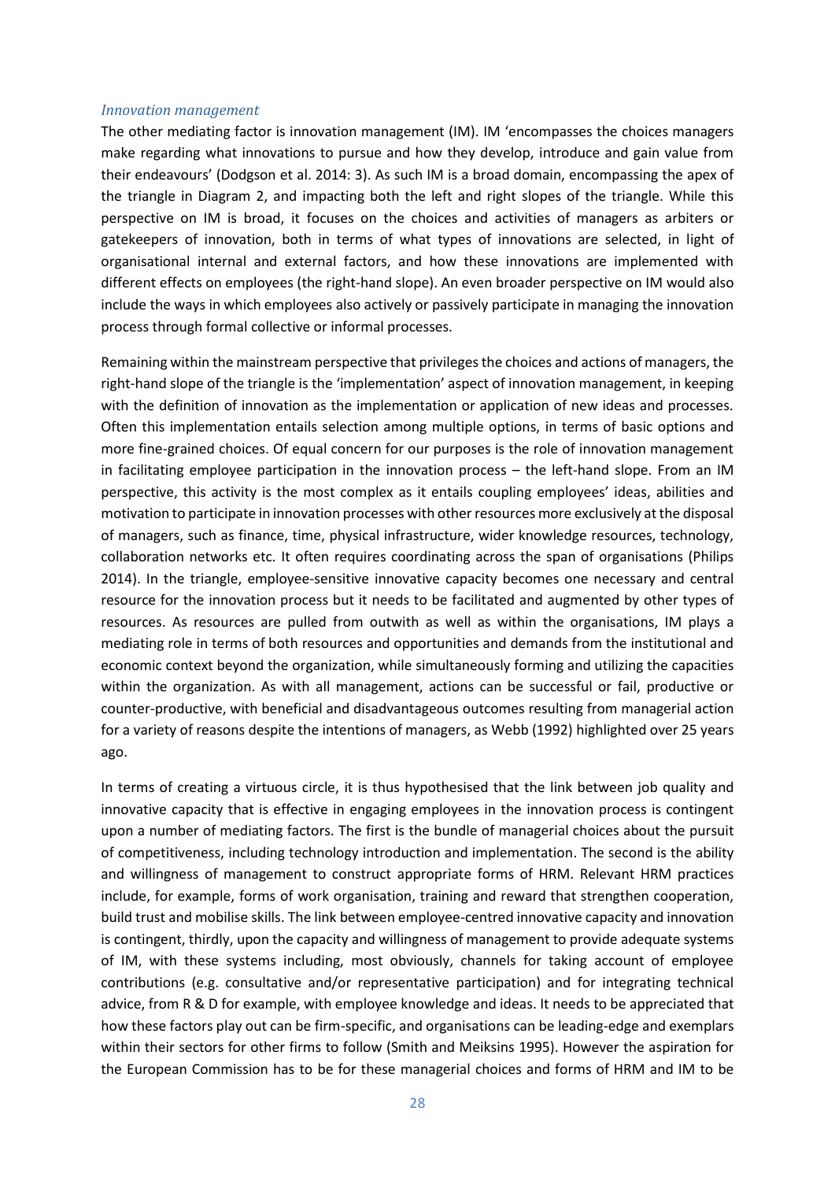### *Innovation management*

The other mediating factor is innovation management (IM). IM 'encompasses the choices managers make regarding what innovations to pursue and how they develop, introduce and gain value from their endeavours' (Dodgson et al. 2014: 3). As such IM is a broad domain, encompassing the apex of the triangle in Diagram 2, and impacting both the left and right slopes of the triangle. While this perspective on IM is broad, it focuses on the choices and activities of managers as arbiters or gatekeepers of innovation, both in terms of what types of innovations are selected, in light of organisational internal and external factors, and how these innovations are implemented with different effects on employees (the right-hand slope). An even broader perspective on IM would also include the ways in which employees also actively or passively participate in managing the innovation process through formal collective or informal processes.

Remaining within the mainstream perspective that privileges the choices and actions of managers, the right-hand slope of the triangle is the 'implementation' aspect of innovation management, in keeping with the definition of innovation as the implementation or application of new ideas and processes. Often this implementation entails selection among multiple options, in terms of basic options and more fine-grained choices. Of equal concern for our purposes is the role of innovation management in facilitating employee participation in the innovation process – the left-hand slope. From an IM perspective, this activity is the most complex as it entails coupling employees' ideas, abilities and motivation to participate in innovation processes with other resources more exclusively at the disposal of managers, such as finance, time, physical infrastructure, wider knowledge resources, technology, collaboration networks etc. It often requires coordinating across the span of organisations (Philips 2014). In the triangle, employee-sensitive innovative capacity becomes one necessary and central resource for the innovation process but it needs to be facilitated and augmented by other types of resources. As resources are pulled from outwith as well as within the organisations, IM plays a mediating role in terms of both resources and opportunities and demands from the institutional and economic context beyond the organization, while simultaneously forming and utilizing the capacities within the organization. As with all management, actions can be successful or fail, productive or counter-productive, with beneficial and disadvantageous outcomes resulting from managerial action for a variety of reasons despite the intentions of managers, as Webb (1992) highlighted over 25 years ago.

In terms of creating a virtuous circle, it is thus hypothesised that the link between job quality and innovative capacity that is effective in engaging employees in the innovation process is contingent upon a number of mediating factors. The first is the bundle of managerial choices about the pursuit of competitiveness, including technology introduction and implementation. The second is the ability and willingness of management to construct appropriate forms of HRM. Relevant HRM practices include, for example, forms of work organisation, training and reward that strengthen cooperation, build trust and mobilise skills. The link between employee-centred innovative capacity and innovation is contingent, thirdly, upon the capacity and willingness of management to provide adequate systems of IM, with these systems including, most obviously, channels for taking account of employee contributions (e.g. consultative and/or representative participation) and for integrating technical advice, from R & D for example, with employee knowledge and ideas. It needs to be appreciated that how these factors play out can be firm-specific, and organisations can be leading-edge and exemplars within their sectors for other firms to follow (Smith and Meiksins 1995). However the aspiration for the European Commission has to be for these managerial choices and forms of HRM and IM to be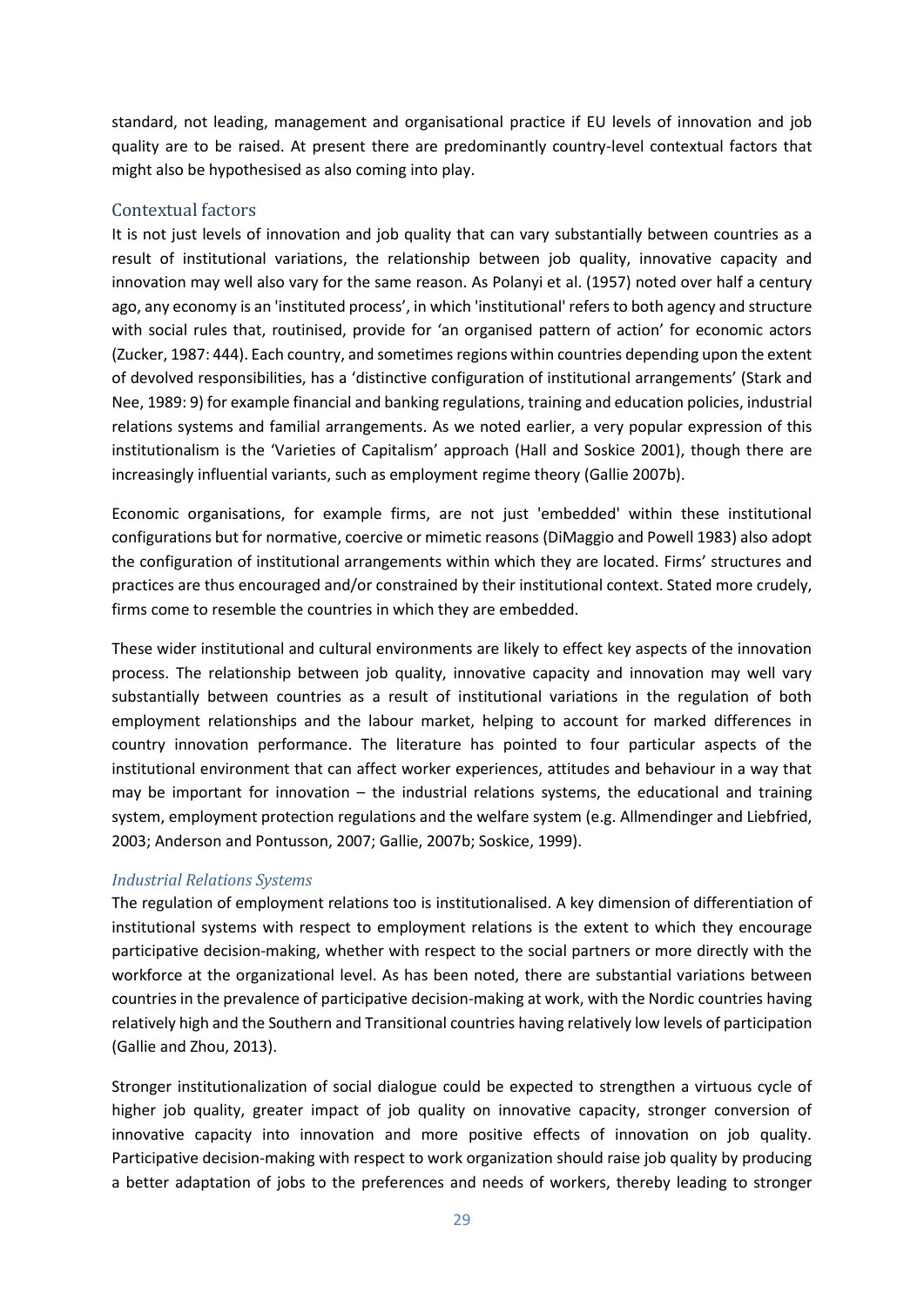standard, not leading, management and organisational practice if EU levels of innovation and job quality are to be raised. At present there are predominantly country-level contextual factors that might also be hypothesised as also coming into play.

## Contextual factors

It is not just levels of innovation and job quality that can vary substantially between countries as a result of institutional variations, the relationship between job quality, innovative capacity and innovation may well also vary for the same reason. As Polanyi et al. (1957) noted over half a century ago, any economy is an 'instituted process', in which 'institutional' refers to both agency and structure with social rules that, routinised, provide for 'an organised pattern of action' for economic actors (Zucker, 1987: 444). Each country, and sometimes regions within countries depending upon the extent of devolved responsibilities, has a 'distinctive configuration of institutional arrangements' (Stark and Nee, 1989: 9) for example financial and banking regulations, training and education policies, industrial relations systems and familial arrangements. As we noted earlier, a very popular expression of this institutionalism is the 'Varieties of Capitalism' approach (Hall and Soskice 2001), though there are increasingly influential variants, such as employment regime theory (Gallie 2007b).

Economic organisations, for example firms, are not just 'embedded' within these institutional configurations but for normative, coercive or mimetic reasons (DiMaggio and Powell 1983) also adopt the configuration of institutional arrangements within which they are located. Firms' structures and practices are thus encouraged and/or constrained by their institutional context. Stated more crudely, firms come to resemble the countries in which they are embedded.

These wider institutional and cultural environments are likely to effect key aspects of the innovation process. The relationship between job quality, innovative capacity and innovation may well vary substantially between countries as a result of institutional variations in the regulation of both employment relationships and the labour market, helping to account for marked differences in country innovation performance. The literature has pointed to four particular aspects of the institutional environment that can affect worker experiences, attitudes and behaviour in a way that may be important for innovation – the industrial relations systems, the educational and training system, employment protection regulations and the welfare system (e.g. Allmendinger and Liebfried, 2003; Anderson and Pontusson, 2007; Gallie, 2007b; Soskice, 1999).

### *Industrial Relations Systems*

The regulation of employment relations too is institutionalised. A key dimension of differentiation of institutional systems with respect to employment relations is the extent to which they encourage participative decision-making, whether with respect to the social partners or more directly with the workforce at the organizational level. As has been noted, there are substantial variations between countries in the prevalence of participative decision-making at work, with the Nordic countries having relatively high and the Southern and Transitional countries having relatively low levels of participation (Gallie and Zhou, 2013).

Stronger institutionalization of social dialogue could be expected to strengthen a virtuous cycle of higher job quality, greater impact of job quality on innovative capacity, stronger conversion of innovative capacity into innovation and more positive effects of innovation on job quality. Participative decision-making with respect to work organization should raise job quality by producing a better adaptation of jobs to the preferences and needs of workers, thereby leading to stronger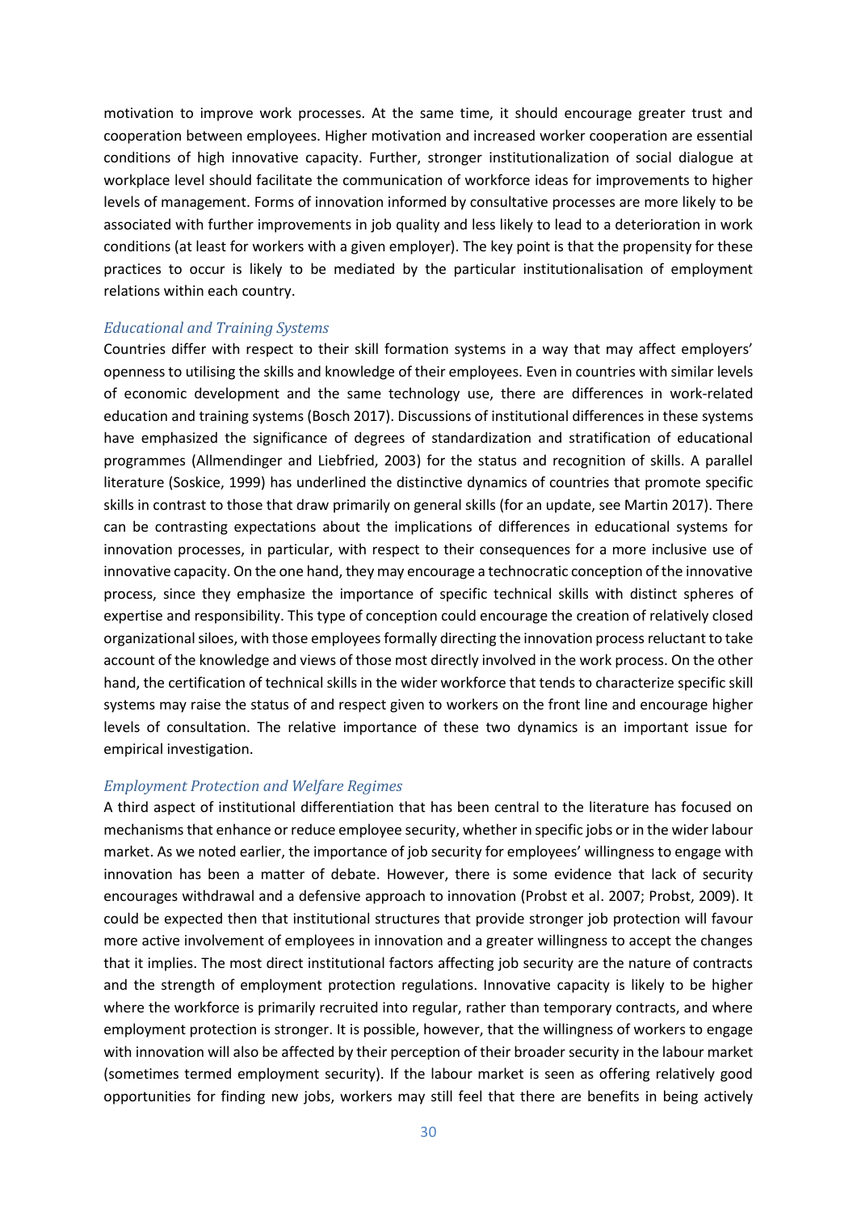motivation to improve work processes. At the same time, it should encourage greater trust and cooperation between employees. Higher motivation and increased worker cooperation are essential conditions of high innovative capacity. Further, stronger institutionalization of social dialogue at workplace level should facilitate the communication of workforce ideas for improvements to higher levels of management. Forms of innovation informed by consultative processes are more likely to be associated with further improvements in job quality and less likely to lead to a deterioration in work conditions (at least for workers with a given employer). The key point is that the propensity for these practices to occur is likely to be mediated by the particular institutionalisation of employment relations within each country.

### *Educational and Training Systems*

Countries differ with respect to their skill formation systems in a way that may affect employers' openness to utilising the skills and knowledge of their employees. Even in countries with similar levels of economic development and the same technology use, there are differences in work-related education and training systems (Bosch 2017). Discussions of institutional differences in these systems have emphasized the significance of degrees of standardization and stratification of educational programmes (Allmendinger and Liebfried, 2003) for the status and recognition of skills. A parallel literature (Soskice, 1999) has underlined the distinctive dynamics of countries that promote specific skills in contrast to those that draw primarily on general skills (for an update, see Martin 2017). There can be contrasting expectations about the implications of differences in educational systems for innovation processes, in particular, with respect to their consequences for a more inclusive use of innovative capacity. On the one hand, they may encourage a technocratic conception of the innovative process, since they emphasize the importance of specific technical skills with distinct spheres of expertise and responsibility. This type of conception could encourage the creation of relatively closed organizational siloes, with those employees formally directing the innovation process reluctant to take account of the knowledge and views of those most directly involved in the work process. On the other hand, the certification of technical skills in the wider workforce that tends to characterize specific skill systems may raise the status of and respect given to workers on the front line and encourage higher levels of consultation. The relative importance of these two dynamics is an important issue for empirical investigation.

### *Employment Protection and Welfare Regimes*

A third aspect of institutional differentiation that has been central to the literature has focused on mechanisms that enhance or reduce employee security, whether in specific jobs or in the wider labour market. As we noted earlier, the importance of job security for employees' willingness to engage with innovation has been a matter of debate. However, there is some evidence that lack of security encourages withdrawal and a defensive approach to innovation (Probst et al. 2007; Probst, 2009). It could be expected then that institutional structures that provide stronger job protection will favour more active involvement of employees in innovation and a greater willingness to accept the changes that it implies. The most direct institutional factors affecting job security are the nature of contracts and the strength of employment protection regulations. Innovative capacity is likely to be higher where the workforce is primarily recruited into regular, rather than temporary contracts, and where employment protection is stronger. It is possible, however, that the willingness of workers to engage with innovation will also be affected by their perception of their broader security in the labour market (sometimes termed employment security). If the labour market is seen as offering relatively good opportunities for finding new jobs, workers may still feel that there are benefits in being actively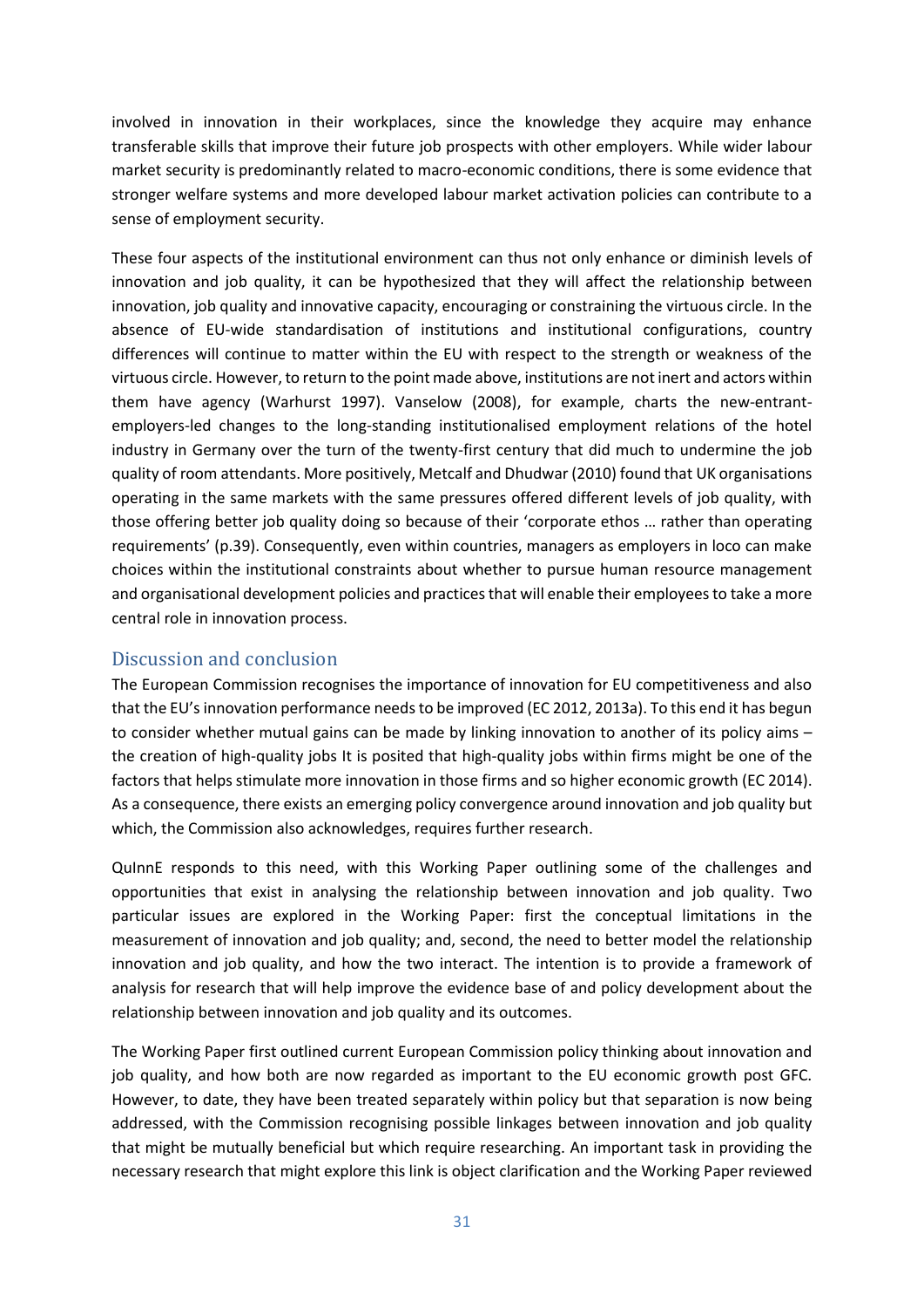involved in innovation in their workplaces, since the knowledge they acquire may enhance transferable skills that improve their future job prospects with other employers. While wider labour market security is predominantly related to macro-economic conditions, there is some evidence that stronger welfare systems and more developed labour market activation policies can contribute to a sense of employment security.

These four aspects of the institutional environment can thus not only enhance or diminish levels of innovation and job quality, it can be hypothesized that they will affect the relationship between innovation, job quality and innovative capacity, encouraging or constraining the virtuous circle. In the absence of EU-wide standardisation of institutions and institutional configurations, country differences will continue to matter within the EU with respect to the strength or weakness of the virtuous circle. However, to return to the point made above, institutions are not inert and actors within them have agency (Warhurst 1997). Vanselow (2008), for example, charts the new-entrant-employers-led changes to the long-standing institutionalised employment relations of the hotel industry in Germany over the turn of the twenty-first century that did much to undermine the job quality of room attendants. More positively, Metcalf and Dhudwar (2010) found that UK organisations operating in the same markets with the same pressures offered different levels of job quality, with those offering better job quality doing so because of their 'corporate ethos … rather than operating requirements' (p.39). Consequently, even within countries, managers as employers in loco can make choices within the institutional constraints about whether to pursue human resource management and organisational development policies and practices that will enable their employees to take a more central role in innovation process.

## Discussion and conclusion

The European Commission recognises the importance of innovation for EU competitiveness and also that the EU's innovation performance needs to be improved (EC 2012, 2013a). To this end it has begun to consider whether mutual gains can be made by linking innovation to another of its policy aims – the creation of high-quality jobs It is posited that high-quality jobs within firms might be one of the factors that helps stimulate more innovation in those firms and so higher economic growth (EC 2014). As a consequence, there exists an emerging policy convergence around innovation and job quality but which, the Commission also acknowledges, requires further research.

QuInnE responds to this need, with this Working Paper outlining some of the challenges and opportunities that exist in analysing the relationship between innovation and job quality. Two particular issues are explored in the Working Paper: first the conceptual limitations in the measurement of innovation and job quality; and, second, the need to better model the relationship innovation and job quality, and how the two interact. The intention is to provide a framework of analysis for research that will help improve the evidence base of and policy development about the relationship between innovation and job quality and its outcomes.

The Working Paper first outlined current European Commission policy thinking about innovation and job quality, and how both are now regarded as important to the EU economic growth post GFC. However, to date, they have been treated separately within policy but that separation is now being addressed, with the Commission recognising possible linkages between innovation and job quality that might be mutually beneficial but which require researching. An important task in providing the necessary research that might explore this link is object clarification and the Working Paper reviewed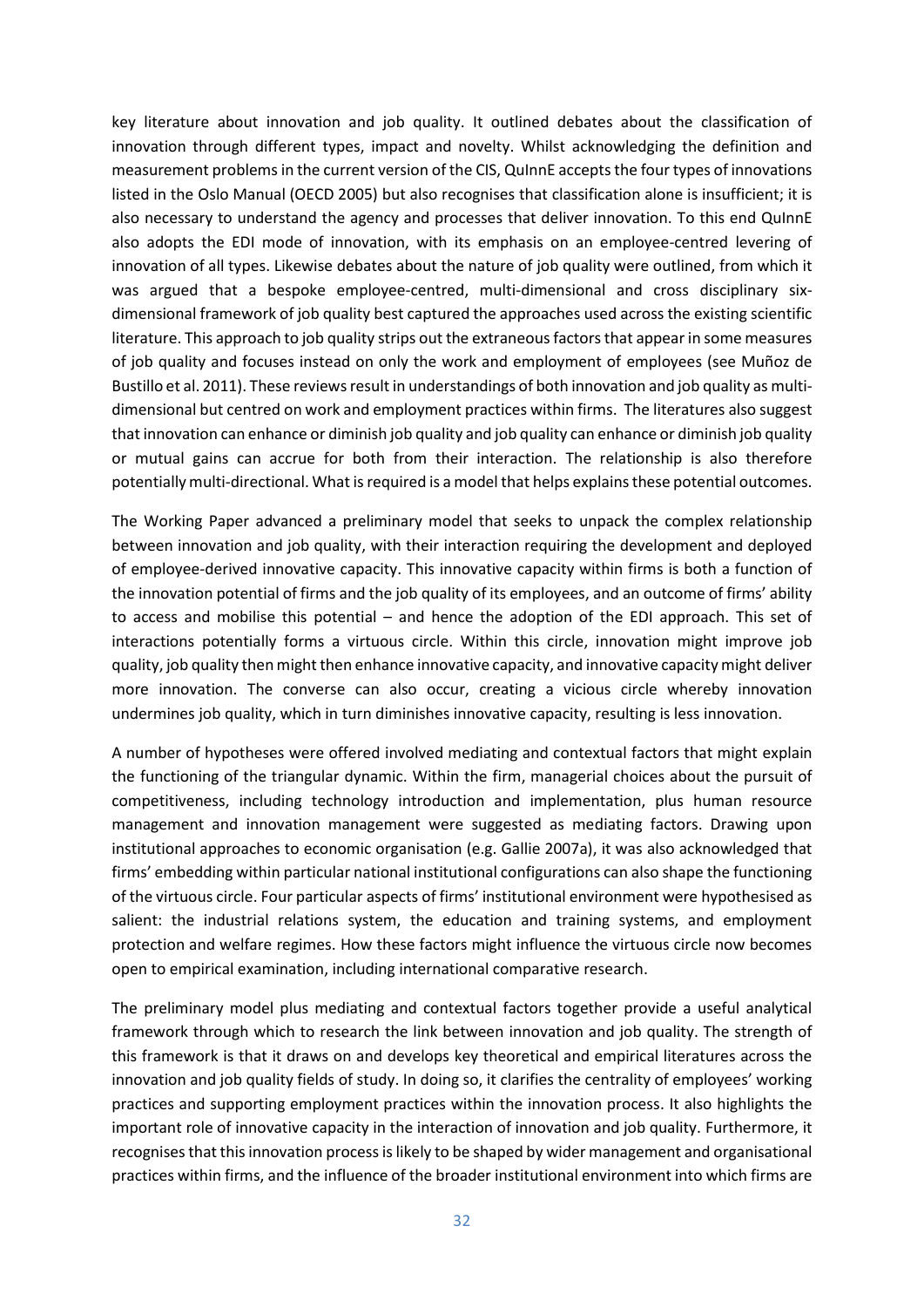key literature about innovation and job quality. It outlined debates about the classification of innovation through different types, impact and novelty. Whilst acknowledging the definition and measurement problems in the current version of the CIS, QuInnE accepts the four types of innovations listed in the Oslo Manual (OECD 2005) but also recognises that classification alone is insufficient; it is also necessary to understand the agency and processes that deliver innovation. To this end QuInnE also adopts the EDI mode of innovation, with its emphasis on an employee-centred levering of innovation of all types. Likewise debates about the nature of job quality were outlined, from which it was argued that a bespoke employee-centred, multi-dimensional and cross disciplinary six-dimensional framework of job quality best captured the approaches used across the existing scientific literature. This approach to job quality strips out the extraneous factors that appear in some measures of job quality and focuses instead on only the work and employment of employees (see Muñoz de Bustillo et al. 2011). These reviews result in understandings of both innovation and job quality as multi-dimensional but centred on work and employment practices within firms. The literatures also suggest that innovation can enhance or diminish job quality and job quality can enhance or diminish job quality or mutual gains can accrue for both from their interaction. The relationship is also therefore potentially multi-directional. What is required is a model that helps explains these potential outcomes.

The Working Paper advanced a preliminary model that seeks to unpack the complex relationship between innovation and job quality, with their interaction requiring the development and deployed of employee-derived innovative capacity. This innovative capacity within firms is both a function of the innovation potential of firms and the job quality of its employees, and an outcome of firms' ability to access and mobilise this potential – and hence the adoption of the EDI approach. This set of interactions potentially forms a virtuous circle. Within this circle, innovation might improve job quality, job quality then might then enhance innovative capacity, and innovative capacity might deliver more innovation. The converse can also occur, creating a vicious circle whereby innovation undermines job quality, which in turn diminishes innovative capacity, resulting is less innovation.

A number of hypotheses were offered involved mediating and contextual factors that might explain the functioning of the triangular dynamic. Within the firm, managerial choices about the pursuit of competitiveness, including technology introduction and implementation, plus human resource management and innovation management were suggested as mediating factors. Drawing upon institutional approaches to economic organisation (e.g. Gallie 2007a), it was also acknowledged that firms' embedding within particular national institutional configurations can also shape the functioning of the virtuous circle. Four particular aspects of firms' institutional environment were hypothesised as salient: the industrial relations system, the education and training systems, and employment protection and welfare regimes. How these factors might influence the virtuous circle now becomes open to empirical examination, including international comparative research.

The preliminary model plus mediating and contextual factors together provide a useful analytical framework through which to research the link between innovation and job quality. The strength of this framework is that it draws on and develops key theoretical and empirical literatures across the innovation and job quality fields of study. In doing so, it clarifies the centrality of employees' working practices and supporting employment practices within the innovation process. It also highlights the important role of innovative capacity in the interaction of innovation and job quality. Furthermore, it recognises that this innovation process is likely to be shaped by wider management and organisational practices within firms, and the influence of the broader institutional environment into which firms are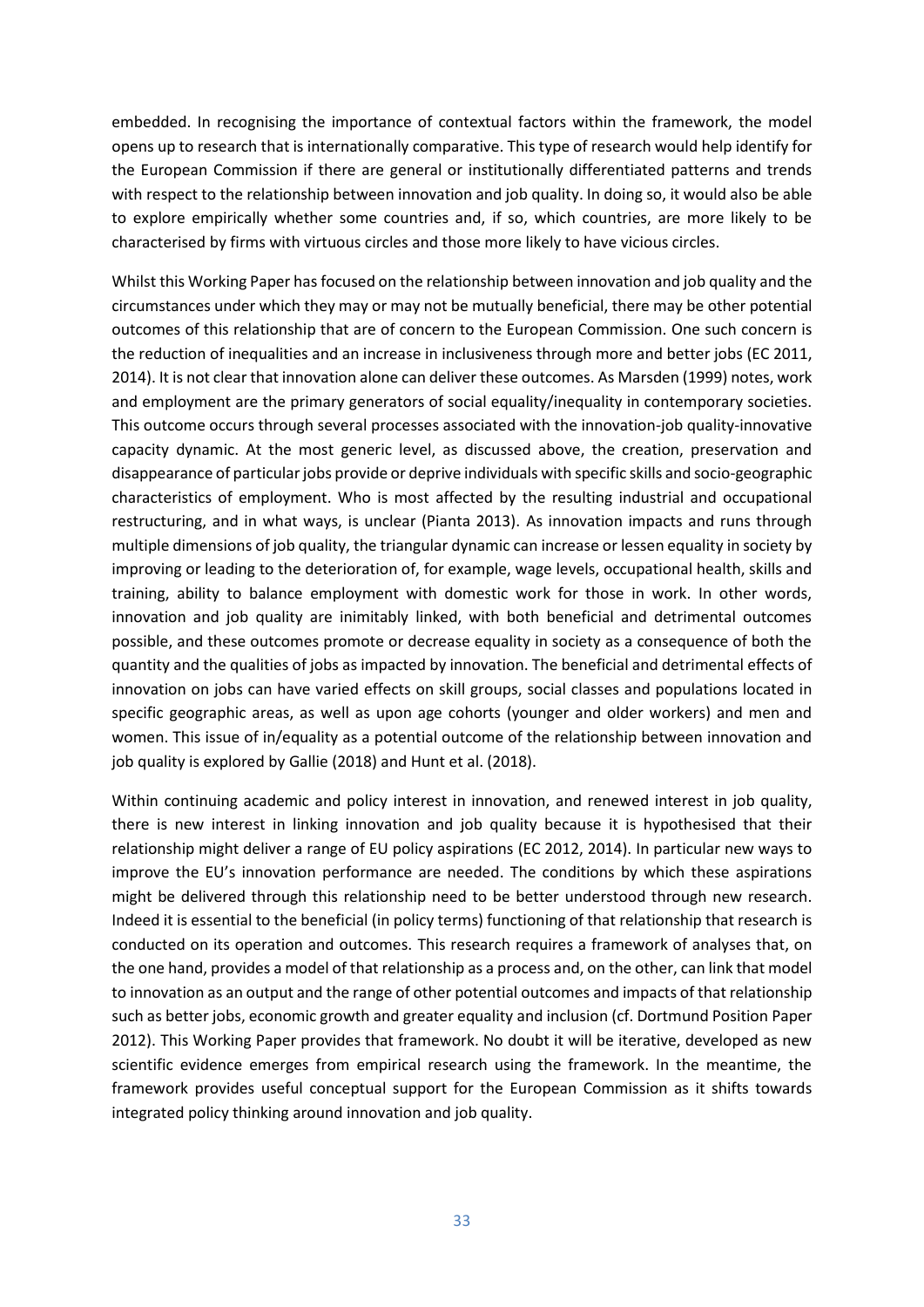embedded. In recognising the importance of contextual factors within the framework, the model opens up to research that is internationally comparative. This type of research would help identify for the European Commission if there are general or institutionally differentiated patterns and trends with respect to the relationship between innovation and job quality. In doing so, it would also be able to explore empirically whether some countries and, if so, which countries, are more likely to be characterised by firms with virtuous circles and those more likely to have vicious circles.

Whilst this Working Paper has focused on the relationship between innovation and job quality and the circumstances under which they may or may not be mutually beneficial, there may be other potential outcomes of this relationship that are of concern to the European Commission. One such concern is the reduction of inequalities and an increase in inclusiveness through more and better jobs (EC 2011, 2014). It is not clear that innovation alone can deliver these outcomes. As Marsden (1999) notes, work and employment are the primary generators of social equality/inequality in contemporary societies. This outcome occurs through several processes associated with the innovation-job quality-innovative capacity dynamic. At the most generic level, as discussed above, the creation, preservation and disappearance of particular jobs provide or deprive individuals with specific skills and socio-geographic characteristics of employment. Who is most affected by the resulting industrial and occupational restructuring, and in what ways, is unclear (Pianta 2013). As innovation impacts and runs through multiple dimensions of job quality, the triangular dynamic can increase or lessen equality in society by improving or leading to the deterioration of, for example, wage levels, occupational health, skills and training, ability to balance employment with domestic work for those in work. In other words, innovation and job quality are inimitably linked, with both beneficial and detrimental outcomes possible, and these outcomes promote or decrease equality in society as a consequence of both the quantity and the qualities of jobs as impacted by innovation. The beneficial and detrimental effects of innovation on jobs can have varied effects on skill groups, social classes and populations located in specific geographic areas, as well as upon age cohorts (younger and older workers) and men and women. This issue of in/equality as a potential outcome of the relationship between innovation and job quality is explored by Gallie (2018) and Hunt et al. (2018).

Within continuing academic and policy interest in innovation, and renewed interest in job quality, there is new interest in linking innovation and job quality because it is hypothesised that their relationship might deliver a range of EU policy aspirations (EC 2012, 2014). In particular new ways to improve the EU's innovation performance are needed. The conditions by which these aspirations might be delivered through this relationship need to be better understood through new research. Indeed it is essential to the beneficial (in policy terms) functioning of that relationship that research is conducted on its operation and outcomes. This research requires a framework of analyses that, on the one hand, provides a model of that relationship as a process and, on the other, can link that model to innovation as an output and the range of other potential outcomes and impacts of that relationship such as better jobs, economic growth and greater equality and inclusion (cf. Dortmund Position Paper 2012). This Working Paper provides that framework. No doubt it will be iterative, developed as new scientific evidence emerges from empirical research using the framework. In the meantime, the framework provides useful conceptual support for the European Commission as it shifts towards integrated policy thinking around innovation and job quality.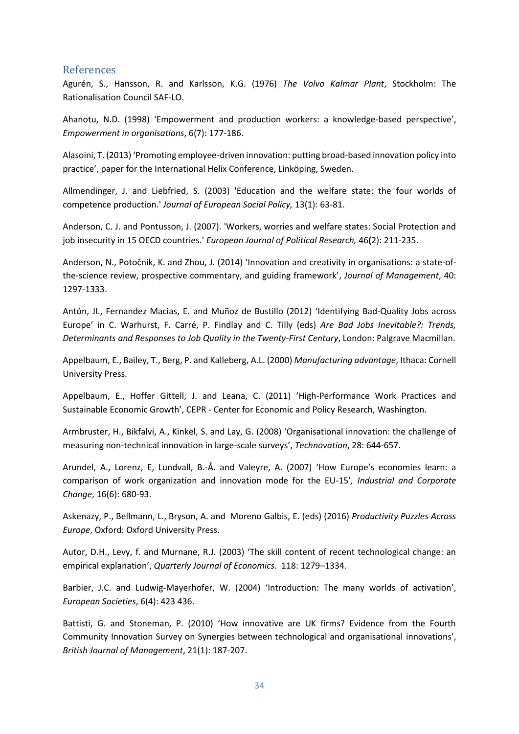## References

Agurén, S., Hansson, R. and Karlsson, K.G. (1976) *The Volvo Kalmar Plant*, Stockholm: The Rationalisation Council SAF-LO.

Ahanotu, N.D. (1998) 'Empowerment and production workers: a knowledge-based perspective', *Empowerment in organisations*, 6(7): 177-186.

Alasoini, T. (2013) 'Promoting employee-driven innovation: putting broad-based innovation policy into practice', paper for the International Helix Conference, Linköping, Sweden.

Allmendinger, J. and Liebfried, S. (2003) 'Education and the welfare state: the four worlds of competence production.' *Journal of European Social Policy,* 13(1): 63-81.

Anderson, C. J. and Pontusson, J. (2007). 'Workers, worries and welfare states: Social Protection and job insecurity in 15 OECD countries.' *European Journal of Political Research,* 46**(**2): 211-235.

Anderson, N., Potočnik, K. and Zhou, J. (2014) 'Innovation and creativity in organisations: a state-of-the-science review, prospective commentary, and guiding framework', *Journal of Management*, 40: 1297-1333.

Antón, JI., Fernandez Macias, E. and Muñoz de Bustillo (2012) 'Identifying Bad-Quality Jobs across Europe' in C. Warhurst, F. Carré, P. Findlay and C. Tilly (eds) *Are Bad Jobs Inevitable?: Trends, Determinants and Responses to Job Quality in the Twenty-First Century*, London: Palgrave Macmillan.

Appelbaum, E., Bailey, T., Berg, P. and Kalleberg, A.L. (2000) *Manufacturing advantage*, Ithaca: Cornell University Press.

Appelbaum, E., Hoffer Gittell, J. and Leana, C. (2011) 'High-Performance Work Practices and Sustainable Economic Growth', CEPR - Center for Economic and Policy Research, Washington.

Armbruster, H., Bikfalvi, A., Kinkel, S. and Lay, G. (2008) 'Organisational innovation: the challenge of measuring non-technical innovation in large-scale surveys', *Technovation*, 28: 644-657.

Arundel, A., Lorenz, E, Lundvall, B.-Å. and Valeyre, A. (2007) 'How Europe's economies learn: a comparison of work organization and innovation mode for the EU-15'*, Industrial and Corporate Change*, 16(6): 680-93.

Askenazy, P., Bellmann, L., Bryson, A. and Moreno Galbis, E. (eds) (2016) *Productivity Puzzles Across Europe*, Oxford: Oxford University Press.

Autor, D.H., Levy, f. and Murnane, R.J. (2003) 'The skill content of recent technological change: an empirical explanation', *Quarterly Journal of Economics*. 118: 1279–1334.

Barbier, J.C. and Ludwig-Mayerhofer, W. (2004) 'Introduction: The many worlds of activation', *European Societies*, 6(4): 423 436.

Battisti, G. and Stoneman, P. (2010) 'How innovative are UK firms? Evidence from the Fourth Community Innovation Survey on Synergies between technological and organisational innovations', *British Journal of Management*, 21(1): 187-207.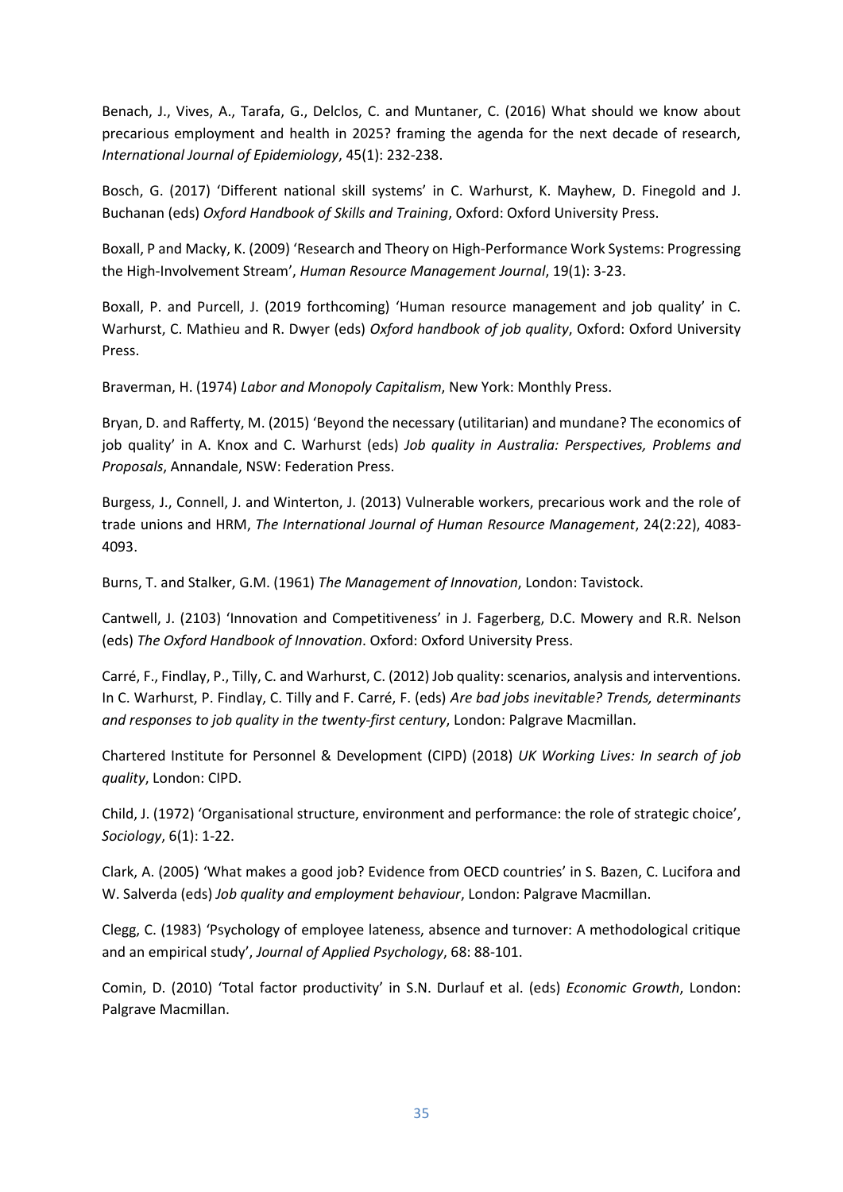Benach, J., Vives, A., Tarafa, G., Delclos, C. and Muntaner, C. (2016) What should we know about precarious employment and health in 2025? framing the agenda for the next decade of research, *International Journal of Epidemiology*, 45(1): 232-238.

Bosch, G. (2017) 'Different national skill systems' in C. Warhurst, K. Mayhew, D. Finegold and J. Buchanan (eds) *Oxford Handbook of Skills and Training*, Oxford: Oxford University Press.

Boxall, P and Macky, K. (2009) 'Research and Theory on High-Performance Work Systems: Progressing the High-Involvement Stream', *Human Resource Management Journal*, 19(1): 3-23.

Boxall, P. and Purcell, J. (2019 forthcoming) 'Human resource management and job quality' in C. Warhurst, C. Mathieu and R. Dwyer (eds) *Oxford handbook of job quality*, Oxford: Oxford University Press.

Braverman, H. (1974) *Labor and Monopoly Capitalism*, New York: Monthly Press.

Bryan, D. and Rafferty, M. (2015) 'Beyond the necessary (utilitarian) and mundane? The economics of job quality' in A. Knox and C. Warhurst (eds) *Job quality in Australia: Perspectives, Problems and Proposals*, Annandale, NSW: Federation Press.

Burgess, J., Connell, J. and Winterton, J. (2013) Vulnerable workers, precarious work and the role of trade unions and HRM, *The International Journal of Human Resource Management*, 24(2:22), 4083-4093.

Burns, T. and Stalker, G.M. (1961) *The Management of Innovation*, London: Tavistock.

Cantwell, J. (2103) 'Innovation and Competitiveness' in J. Fagerberg, D.C. Mowery and R.R. Nelson (eds) *The Oxford Handbook of Innovation*. Oxford: Oxford University Press.

Carré, F., Findlay, P., Tilly, C. and Warhurst, C. (2012) Job quality: scenarios, analysis and interventions. In C. Warhurst, P. Findlay, C. Tilly and F. Carré, F. (eds) *Are bad jobs inevitable? Trends, determinants and responses to job quality in the twenty-first century*, London: Palgrave Macmillan.

Chartered Institute for Personnel & Development (CIPD) (2018) *UK Working Lives: In search of job quality*, London: CIPD.

Child, J. (1972) 'Organisational structure, environment and performance: the role of strategic choice', *Sociology*, 6(1): 1-22.

Clark, A. (2005) 'What makes a good job? Evidence from OECD countries' in S. Bazen, C. Lucifora and W. Salverda (eds) *Job quality and employment behaviour*, London: Palgrave Macmillan.

Clegg, C. (1983) 'Psychology of employee lateness, absence and turnover: A methodological critique and an empirical study', *Journal of Applied Psychology*, 68: 88-101.

Comin, D. (2010) 'Total factor productivity' in S.N. Durlauf et al. (eds) *Economic Growth*, London: Palgrave Macmillan.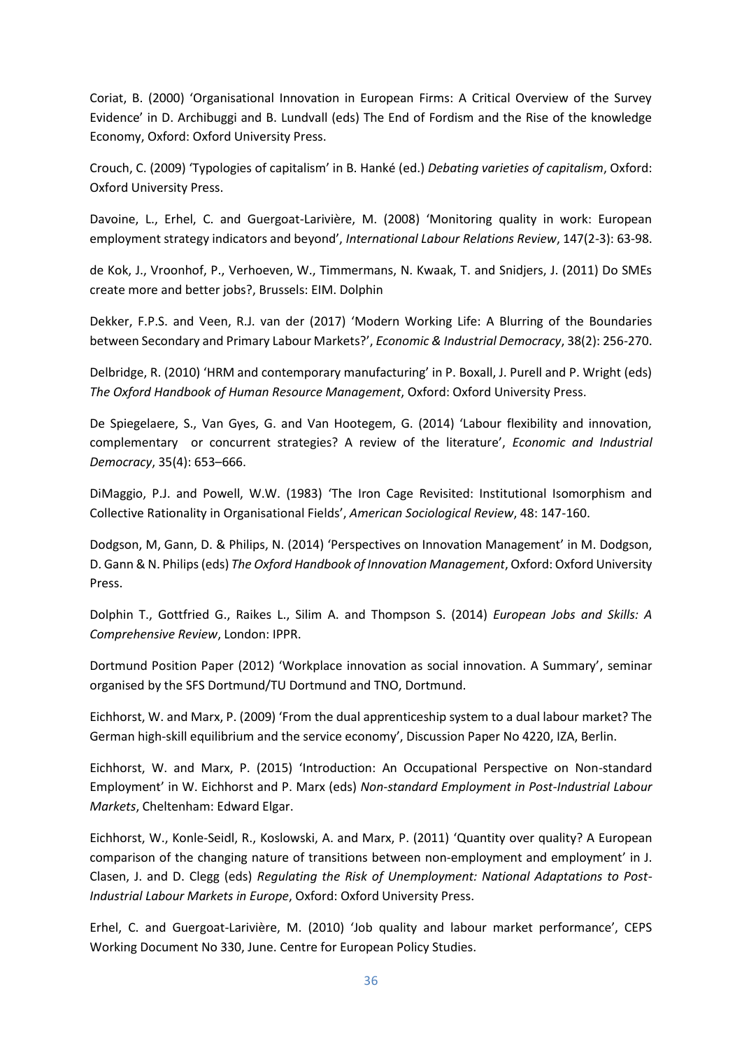Coriat, B. (2000) 'Organisational Innovation in European Firms: A Critical Overview of the Survey Evidence' in D. Archibuggi and B. Lundvall (eds) The End of Fordism and the Rise of the knowledge Economy, Oxford: Oxford University Press.

Crouch, C. (2009) 'Typologies of capitalism' in B. Hanké (ed.) *Debating varieties of capitalism*, Oxford: Oxford University Press.

Davoine, L., Erhel, C. and Guergoat-Larivière, M. (2008) 'Monitoring quality in work: European employment strategy indicators and beyond', *International Labour Relations Review*, 147(2-3): 63-98.

de Kok, J., Vroonhof, P., Verhoeven, W., Timmermans, N. Kwaak, T. and Snidjers, J. (2011) Do SMEs create more and better jobs?, Brussels: EIM. Dolphin

Dekker, F.P.S. and Veen, R.J. van der (2017) 'Modern Working Life: A Blurring of the Boundaries between Secondary and Primary Labour Markets?', *Economic & Industrial Democracy*, 38(2): 256-270.

Delbridge, R. (2010) 'HRM and contemporary manufacturing' in P. Boxall, J. Purell and P. Wright (eds) *The Oxford Handbook of Human Resource Management*, Oxford: Oxford University Press.

De Spiegelaere, S., Van Gyes, G. and Van Hootegem, G. (2014) 'Labour flexibility and innovation, complementary or concurrent strategies? A review of the literature', *Economic and Industrial Democracy*, 35(4): 653–666.

DiMaggio, P.J. and Powell, W.W. (1983) 'The Iron Cage Revisited: Institutional Isomorphism and Collective Rationality in Organisational Fields', *American Sociological Review*, 48: 147-160.

Dodgson, M, Gann, D. & Philips, N. (2014) 'Perspectives on Innovation Management' in M. Dodgson, D. Gann & N. Philips (eds) *The Oxford Handbook of Innovation Management*, Oxford: Oxford University Press.

Dolphin T., Gottfried G., Raikes L., Silim A. and Thompson S. (2014) *European Jobs and Skills: A Comprehensive Review*, London: IPPR.

Dortmund Position Paper (2012) 'Workplace innovation as social innovation. A Summary', seminar organised by the SFS Dortmund/TU Dortmund and TNO, Dortmund.

Eichhorst, W. and Marx, P. (2009) 'From the dual apprenticeship system to a dual labour market? The German high-skill equilibrium and the service economy', Discussion Paper No 4220, IZA, Berlin.

Eichhorst, W. and Marx, P. (2015) 'Introduction: An Occupational Perspective on Non-standard Employment' in W. Eichhorst and P. Marx (eds) *Non-standard Employment in Post-Industrial Labour Markets*, Cheltenham: Edward Elgar.

Eichhorst, W., Konle-Seidl, R., Koslowski, A. and Marx, P. (2011) 'Quantity over quality? A European comparison of the changing nature of transitions between non-employment and employment' in J. Clasen, J. and D. Clegg (eds) *Regulating the Risk of Unemployment: National Adaptations to Post-Industrial Labour Markets in Europe*, Oxford: Oxford University Press.

Erhel, C. and Guergoat-Larivière, M. (2010) 'Job quality and labour market performance', CEPS Working Document No 330, June. Centre for European Policy Studies.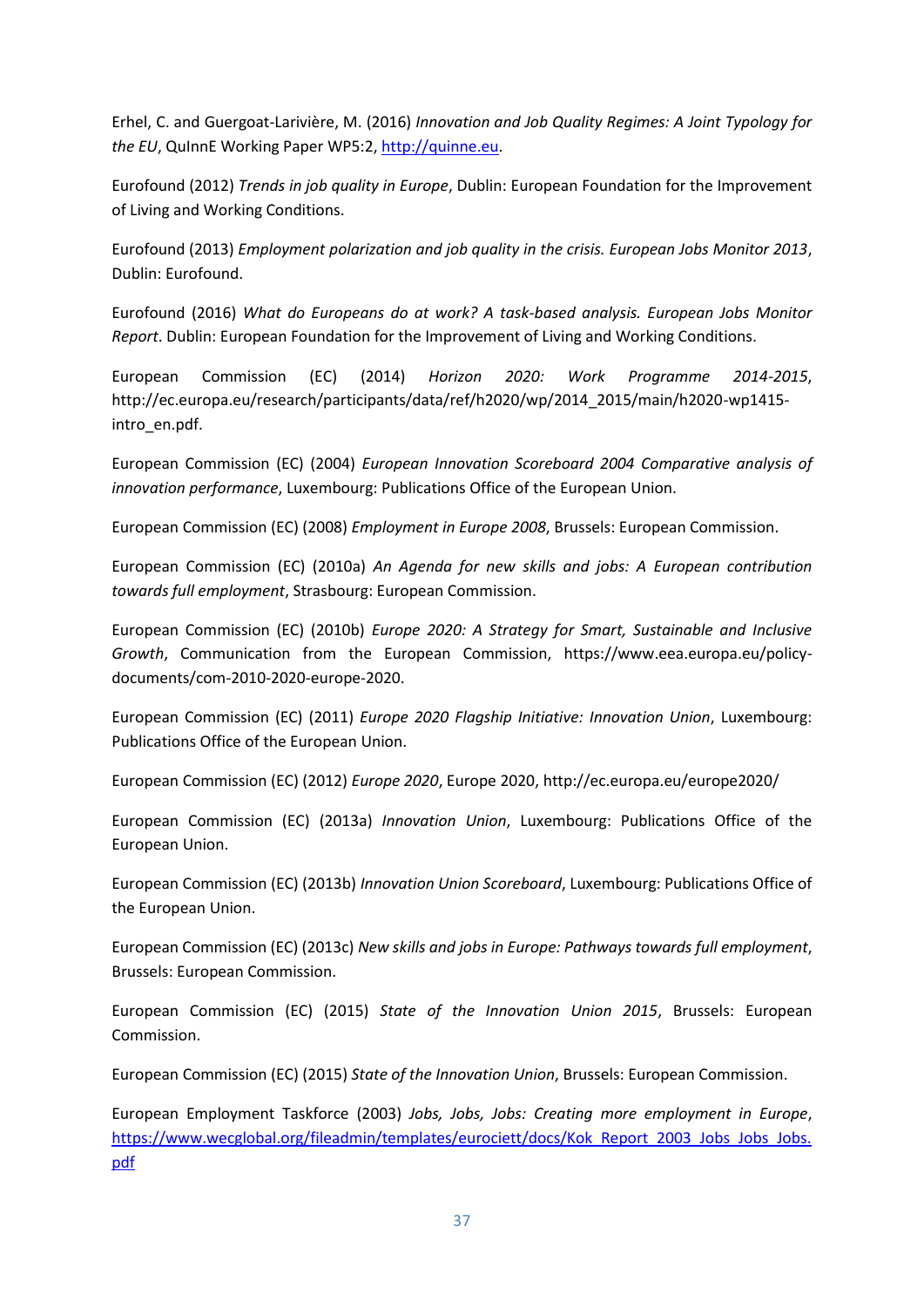Erhel, C. and Guergoat-Larivière, M. (2016) *Innovation and Job Quality Regimes: A Joint Typology for the EU*, QuInnE Working Paper WP5:2, [http://quinne.eu](http://quinne.eu).

Eurofound (2012) *Trends in job quality in Europe*, Dublin: European Foundation for the Improvement of Living and Working Conditions.

Eurofound (2013) *Employment polarization and job quality in the crisis. European Jobs Monitor 2013*, Dublin: Eurofound.

Eurofound (2016) *What do Europeans do at work? A task-based analysis. European Jobs Monitor Report*. Dublin: European Foundation for the Improvement of Living and Working Conditions.

European Commission (EC) (2014) *Horizon 2020: Work Programme 2014-2015*, http://ec.europa.eu/research/participants/data/ref/h2020/wp/2014_2015/main/h2020-wp1415-intro_en.pdf.

European Commission (EC) (2004) *European Innovation Scoreboard 2004 Comparative analysis of innovation performance*, Luxembourg: Publications Office of the European Union.

European Commission (EC) (2008) *Employment in Europe 2008*, Brussels: European Commission.

European Commission (EC) (2010a) *An Agenda for new skills and jobs: A European contribution towards full employment*, Strasbourg: European Commission.

European Commission (EC) (2010b) *Europe 2020: A Strategy for Smart, Sustainable and Inclusive Growth*, Communication from the European Commission, https://www.eea.europa.eu/policy-documents/com-2010-2020-europe-2020.

European Commission (EC) (2011) *Europe 2020 Flagship Initiative: Innovation Union*, Luxembourg: Publications Office of the European Union.

European Commission (EC) (2012) *Europe 2020*, Europe 2020, http://ec.europa.eu/europe2020/

European Commission (EC) (2013a) *Innovation Union*, Luxembourg: Publications Office of the European Union.

European Commission (EC) (2013b) *Innovation Union Scoreboard*, Luxembourg: Publications Office of the European Union.

European Commission (EC) (2013c) *New skills and jobs in Europe: Pathways towards full employment*, Brussels: European Commission.

European Commission (EC) (2015) *State of the Innovation Union 2015*, Brussels: European Commission.

European Commission (EC) (2015) *State of the Innovation Union*, Brussels: European Commission.

European Employment Taskforce (2003) *Jobs, Jobs, Jobs: Creating more employment in Europe*, [https://www.wecglobal.org/fileadmin/templates/eurociett/docs/Kok_Report_2003_Jobs_Jobs_Jobs.pdf](https://www.wecglobal.org/fileadmin/templates/eurociett/docs/Kok_Report_2003_Jobs_Jobs_Jobs.pdf)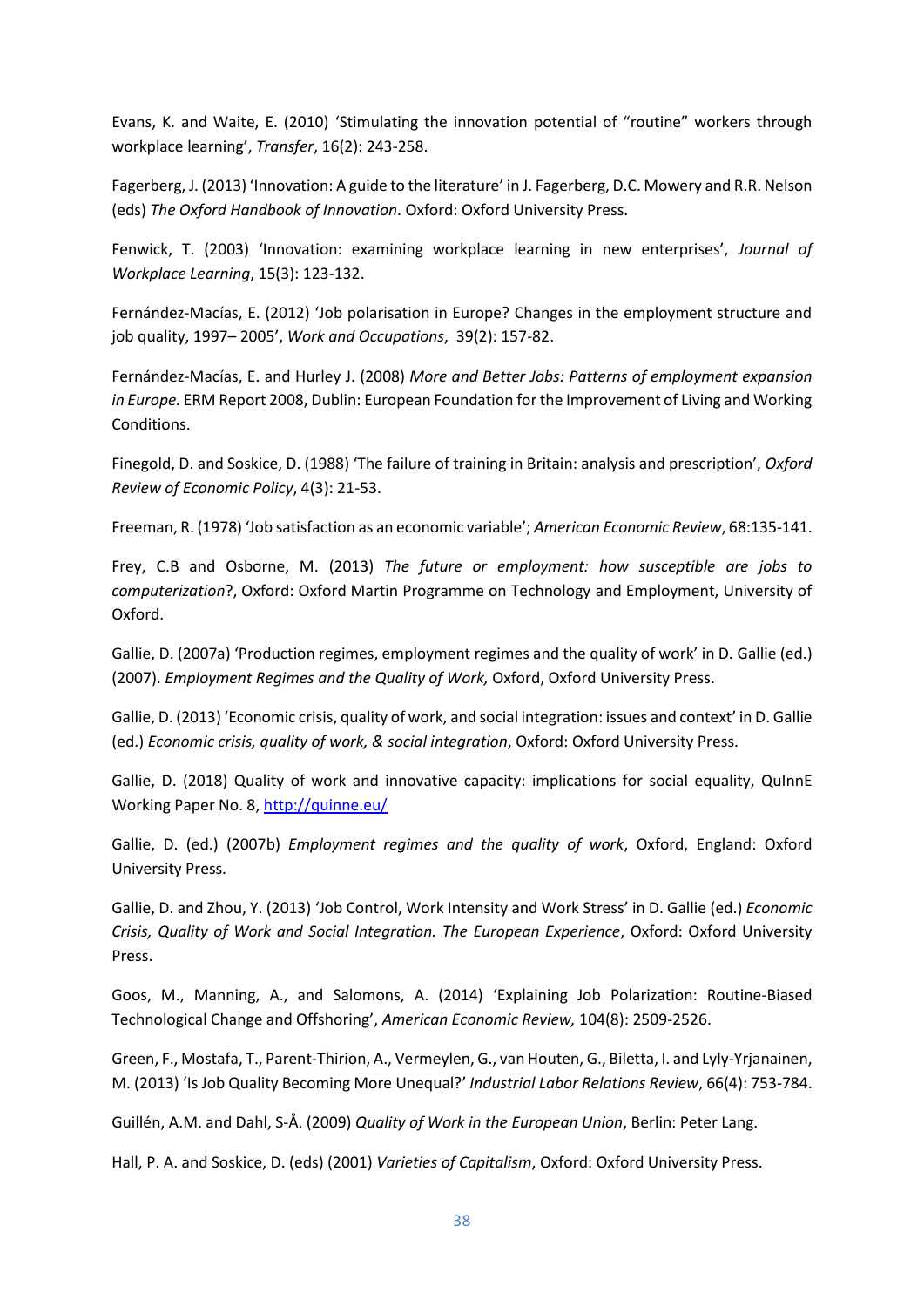Evans, K. and Waite, E. (2010) 'Stimulating the innovation potential of "routine" workers through workplace learning', *Transfer*, 16(2): 243-258.

Fagerberg, J. (2013) 'Innovation: A guide to the literature' in J. Fagerberg, D.C. Mowery and R.R. Nelson (eds) *The Oxford Handbook of Innovation*. Oxford: Oxford University Press.

Fenwick, T. (2003) 'Innovation: examining workplace learning in new enterprises', *Journal of Workplace Learning*, 15(3): 123-132.

Fernández-Macías, E. (2012) 'Job polarisation in Europe? Changes in the employment structure and job quality, 1997– 2005', *Work and Occupations*, 39(2): 157-82.

Fernández-Macías, E. and Hurley J. (2008) *More and Better Jobs: Patterns of employment expansion in Europe.* ERM Report 2008, Dublin: European Foundation for the Improvement of Living and Working Conditions.

Finegold, D. and Soskice, D. (1988) 'The failure of training in Britain: analysis and prescription', *Oxford Review of Economic Policy*, 4(3): 21-53.

Freeman, R. (1978) 'Job satisfaction as an economic variable'; *American Economic Review*, 68:135-141.

Frey, C.B and Osborne, M. (2013) *The future or employment: how susceptible are jobs to computerization*?, Oxford: Oxford Martin Programme on Technology and Employment, University of Oxford.

Gallie, D. (2007a) 'Production regimes, employment regimes and the quality of work' in D. Gallie (ed.) (2007). *Employment Regimes and the Quality of Work,* Oxford, Oxford University Press.

Gallie, D. (2013) 'Economic crisis, quality of work, and social integration: issues and context' in D. Gallie (ed.) *Economic crisis, quality of work, & social integration*, Oxford: Oxford University Press.

Gallie, D. (2018) Quality of work and innovative capacity: implications for social equality, QuInnE Working Paper No. 8, http://quinne.eu/

Gallie, D. (ed.) (2007b) *Employment regimes and the quality of work*, Oxford, England: Oxford University Press.

Gallie, D. and Zhou, Y. (2013) 'Job Control, Work Intensity and Work Stress' in D. Gallie (ed.) *Economic Crisis, Quality of Work and Social Integration. The European Experience*, Oxford: Oxford University Press.

Goos, M., Manning, A., and Salomons, A. (2014) 'Explaining Job Polarization: Routine-Biased Technological Change and Offshoring', *American Economic Review,* 104(8): 2509-2526.

Green, F., Mostafa, T., Parent-Thirion, A., Vermeylen, G., van Houten, G., Biletta, I. and Lyly-Yrjanainen, M. (2013) 'Is Job Quality Becoming More Unequal?' *Industrial Labor Relations Review*, 66(4): 753-784.

Guillén, A.M. and Dahl, S-Å. (2009) *Quality of Work in the European Union*, Berlin: Peter Lang.

Hall, P. A. and Soskice, D. (eds) (2001) *Varieties of Capitalism*, Oxford: Oxford University Press.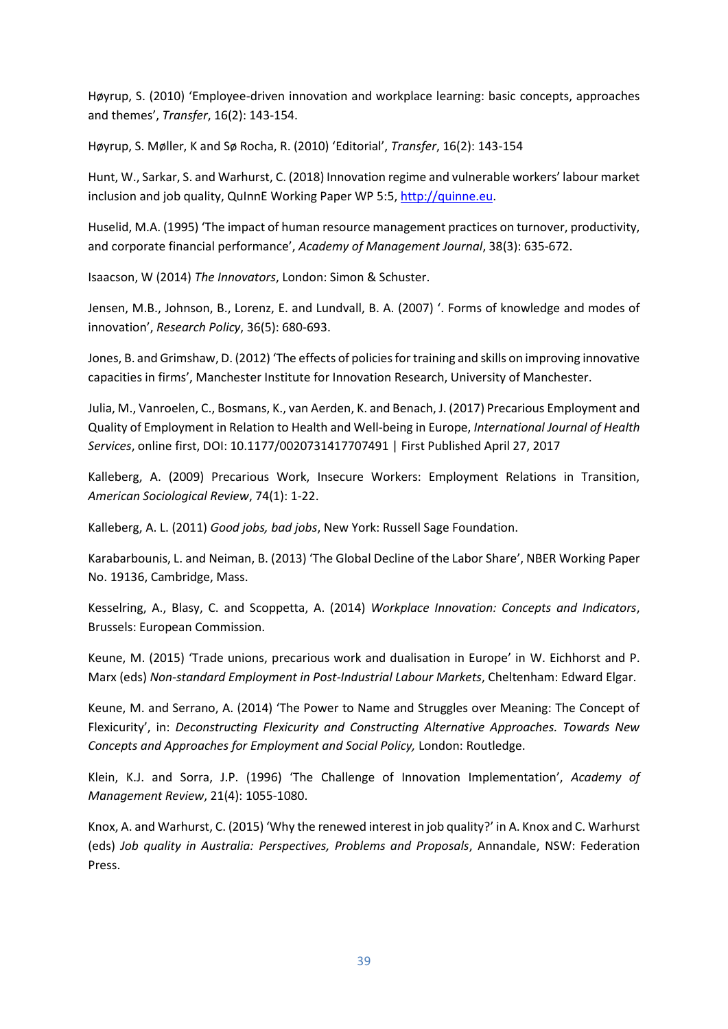Høyrup, S. (2010) 'Employee-driven innovation and workplace learning: basic concepts, approaches and themes', *Transfer*, 16(2): 143-154.

Høyrup, S. Møller, K and Sø Rocha, R. (2010) 'Editorial', *Transfer*, 16(2): 143-154

Hunt, W., Sarkar, S. and Warhurst, C. (2018) Innovation regime and vulnerable workers' labour market inclusion and job quality, QuInnE Working Paper WP 5:5, http://quinne.eu.

Huselid, M.A. (1995) 'The impact of human resource management practices on turnover, productivity, and corporate financial performance', *Academy of Management Journal*, 38(3): 635-672.

Isaacson, W (2014) *The Innovators*, London: Simon & Schuster.

Jensen, M.B., Johnson, B., Lorenz, E. and Lundvall, B. A. (2007) '. Forms of knowledge and modes of innovation', *Research Policy*, 36(5): 680-693.

Jones, B. and Grimshaw, D. (2012) 'The effects of policies for training and skills on improving innovative capacities in firms', Manchester Institute for Innovation Research, University of Manchester.

Julia, M., Vanroelen, C., Bosmans, K., van Aerden, K. and Benach, J. (2017) Precarious Employment and Quality of Employment in Relation to Health and Well-being in Europe, *International Journal of Health Services*, online first, DOI: 10.1177/0020731417707491 | First Published April 27, 2017

Kalleberg, A. (2009) Precarious Work, Insecure Workers: Employment Relations in Transition, *American Sociological Review*, 74(1): 1-22.

Kalleberg, A. L. (2011) *Good jobs, bad jobs*, New York: Russell Sage Foundation.

Karabarbounis, L. and Neiman, B. (2013) 'The Global Decline of the Labor Share', NBER Working Paper No. 19136, Cambridge, Mass.

Kesselring, A., Blasy, C. and Scoppetta, A. (2014) *Workplace Innovation: Concepts and Indicators*, Brussels: European Commission.

Keune, M. (2015) 'Trade unions, precarious work and dualisation in Europe' in W. Eichhorst and P. Marx (eds) *Non-standard Employment in Post-Industrial Labour Markets*, Cheltenham: Edward Elgar.

Keune, M. and Serrano, A. (2014) 'The Power to Name and Struggles over Meaning: The Concept of Flexicurity', in: *Deconstructing Flexicurity and Constructing Alternative Approaches. Towards New Concepts and Approaches for Employment and Social Policy,* London: Routledge.

Klein, K.J. and Sorra, J.P. (1996) 'The Challenge of Innovation Implementation', *Academy of Management Review*, 21(4): 1055-1080.

Knox, A. and Warhurst, C. (2015) 'Why the renewed interest in job quality?' in A. Knox and C. Warhurst (eds) *Job quality in Australia: Perspectives, Problems and Proposals*, Annandale, NSW: Federation Press.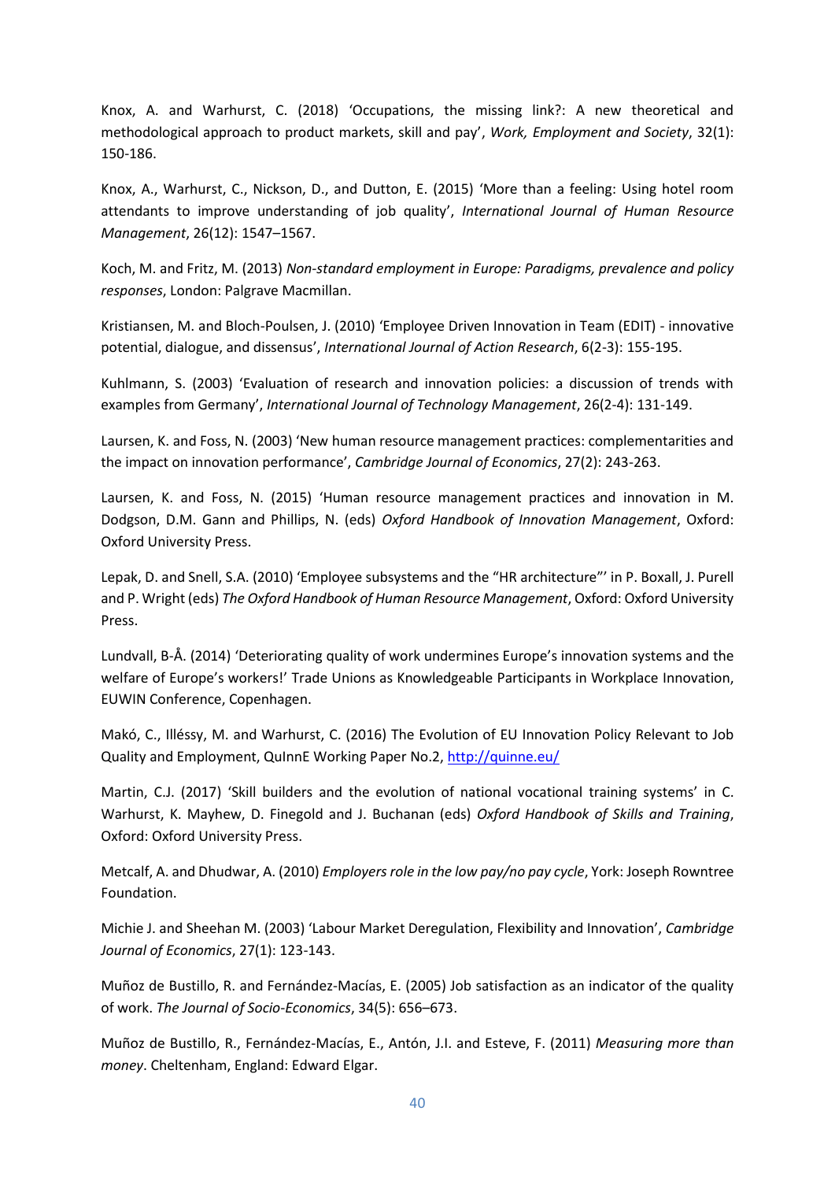Knox, A. and Warhurst, C. (2018) 'Occupations, the missing link?: A new theoretical and methodological approach to product markets, skill and pay', *Work, Employment and Society*, 32(1): 150-186.

Knox, A., Warhurst, C., Nickson, D., and Dutton, E. (2015) 'More than a feeling: Using hotel room attendants to improve understanding of job quality', *International Journal of Human Resource Management*, 26(12): 1547–1567.

Koch, M. and Fritz, M. (2013) *Non-standard employment in Europe: Paradigms, prevalence and policy responses*, London: Palgrave Macmillan.

Kristiansen, M. and Bloch-Poulsen, J. (2010) 'Employee Driven Innovation in Team (EDIT) - innovative potential, dialogue, and dissensus', *International Journal of Action Research*, 6(2-3): 155-195.

Kuhlmann, S. (2003) 'Evaluation of research and innovation policies: a discussion of trends with examples from Germany', *International Journal of Technology Management*, 26(2-4): 131-149.

Laursen, K. and Foss, N. (2003) 'New human resource management practices: complementarities and the impact on innovation performance', *Cambridge Journal of Economics*, 27(2): 243-263.

Laursen, K. and Foss, N. (2015) 'Human resource management practices and innovation in M. Dodgson, D.M. Gann and Phillips, N. (eds) *Oxford Handbook of Innovation Management*, Oxford: Oxford University Press.

Lepak, D. and Snell, S.A. (2010) 'Employee subsystems and the "HR architecture"' in P. Boxall, J. Purell and P. Wright (eds) *The Oxford Handbook of Human Resource Management*, Oxford: Oxford University Press.

Lundvall, B-Å. (2014) 'Deteriorating quality of work undermines Europe's innovation systems and the welfare of Europe's workers!' Trade Unions as Knowledgeable Participants in Workplace Innovation, EUWIN Conference, Copenhagen.

Makó, C., Illéssy, M. and Warhurst, C. (2016) The Evolution of EU Innovation Policy Relevant to Job Quality and Employment, QuInnE Working Paper No.2, http://quinne.eu/

Martin, C.J. (2017) 'Skill builders and the evolution of national vocational training systems' in C. Warhurst, K. Mayhew, D. Finegold and J. Buchanan (eds) *Oxford Handbook of Skills and Training*, Oxford: Oxford University Press.

Metcalf, A. and Dhudwar, A. (2010) *Employers role in the low pay/no pay cycle*, York: Joseph Rowntree Foundation.

Michie J. and Sheehan M. (2003) 'Labour Market Deregulation, Flexibility and Innovation', *Cambridge Journal of Economics*, 27(1): 123-143.

Muñoz de Bustillo, R. and Fernández-Macías, E. (2005) Job satisfaction as an indicator of the quality of work. *The Journal of Socio-Economics*, 34(5): 656–673.

Muñoz de Bustillo, R., Fernández-Macías, E., Antón, J.I. and Esteve, F. (2011) *Measuring more than money*. Cheltenham, England: Edward Elgar.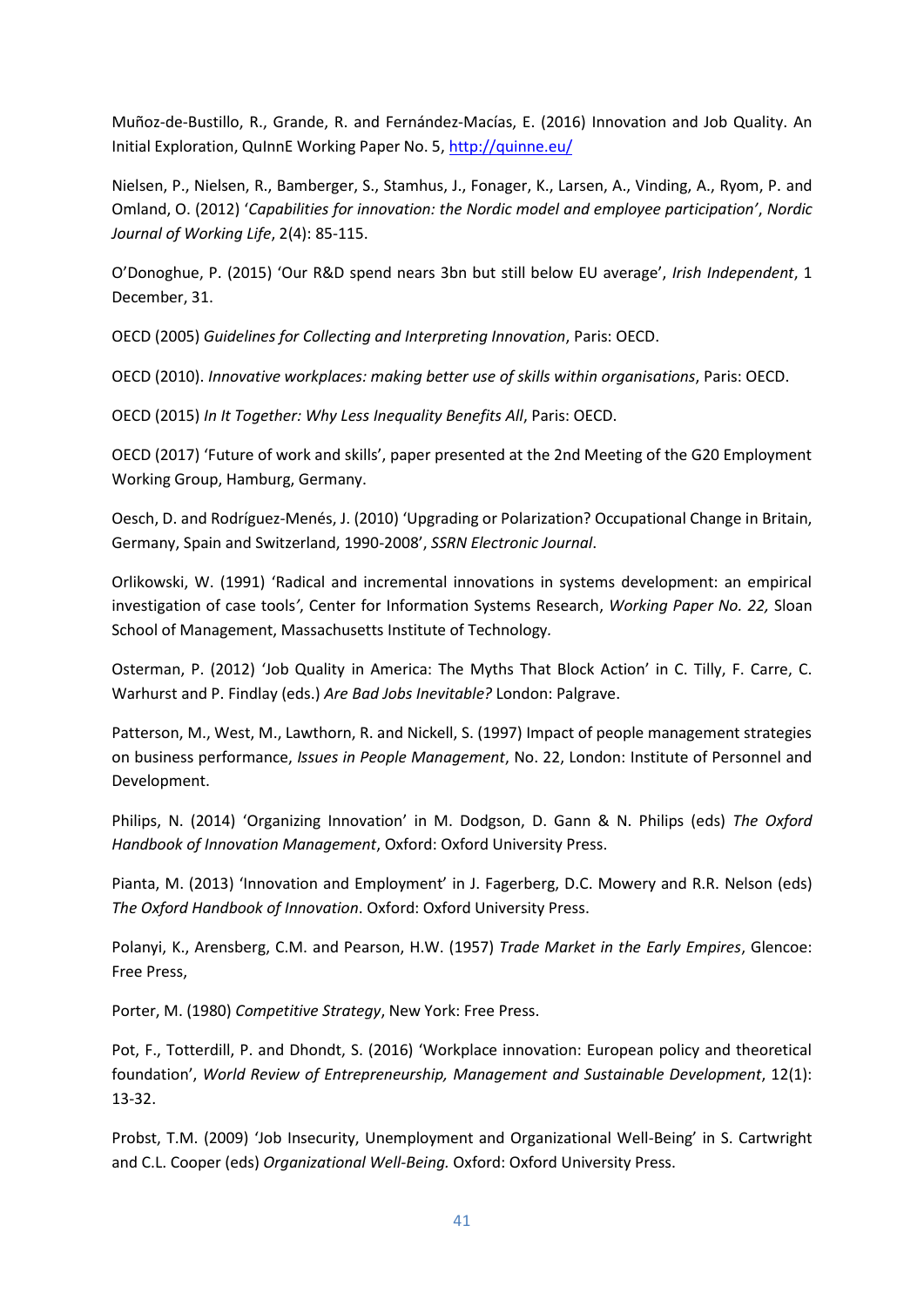Muñoz-de-Bustillo, R., Grande, R. and Fernández-Macías, E. (2016) Innovation and Job Quality. An Initial Exploration, QuInnE Working Paper No. 5, http://quinne.eu/

Nielsen, P., Nielsen, R., Bamberger, S., Stamhus, J., Fonager, K., Larsen, A., Vinding, A., Ryom, P. and Omland, O. (2012) '*Capabilities for innovation: the Nordic model and employee participation*', *Nordic Journal of Working Life*, 2(4): 85-115.

O'Donoghue, P. (2015) 'Our R&D spend nears 3bn but still below EU average', *Irish Independent*, 1 December, 31.

OECD (2005) *Guidelines for Collecting and Interpreting Innovation*, Paris: OECD.

OECD (2010). *Innovative workplaces: making better use of skills within organisations*, Paris: OECD.

OECD (2015) *In It Together: Why Less Inequality Benefits All*, Paris: OECD.

OECD (2017) 'Future of work and skills', paper presented at the 2nd Meeting of the G20 Employment Working Group, Hamburg, Germany.

Oesch, D. and Rodríguez-Menés, J. (2010) 'Upgrading or Polarization? Occupational Change in Britain, Germany, Spain and Switzerland, 1990-2008', *SSRN Electronic Journal*.

Orlikowski, W. (1991) 'Radical and incremental innovations in systems development: an empirical investigation of case tools', Center for Information Systems Research, *Working Paper No. 22,* Sloan School of Management, Massachusetts Institute of Technology.

Osterman, P. (2012) 'Job Quality in America: The Myths That Block Action' in C. Tilly, F. Carre, C. Warhurst and P. Findlay (eds.) *Are Bad Jobs Inevitable?* London: Palgrave.

Patterson, M., West, M., Lawthorn, R. and Nickell, S. (1997) Impact of people management strategies on business performance, *Issues in People Management*, No. 22, London: Institute of Personnel and Development.

Philips, N. (2014) 'Organizing Innovation' in M. Dodgson, D. Gann & N. Philips (eds) *The Oxford Handbook of Innovation Management*, Oxford: Oxford University Press.

Pianta, M. (2013) 'Innovation and Employment' in J. Fagerberg, D.C. Mowery and R.R. Nelson (eds) *The Oxford Handbook of Innovation*. Oxford: Oxford University Press.

Polanyi, K., Arensberg, C.M. and Pearson, H.W. (1957) *Trade Market in the Early Empires*, Glencoe: Free Press,

Porter, M. (1980) *Competitive Strategy*, New York: Free Press.

Pot, F., Totterdill, P. and Dhondt, S. (2016) 'Workplace innovation: European policy and theoretical foundation', *World Review of Entrepreneurship, Management and Sustainable Development*, 12(1): 13-32.

Probst, T.M. (2009) 'Job Insecurity, Unemployment and Organizational Well-Being' in S. Cartwright and C.L. Cooper (eds) *Organizational Well-Being.* Oxford: Oxford University Press.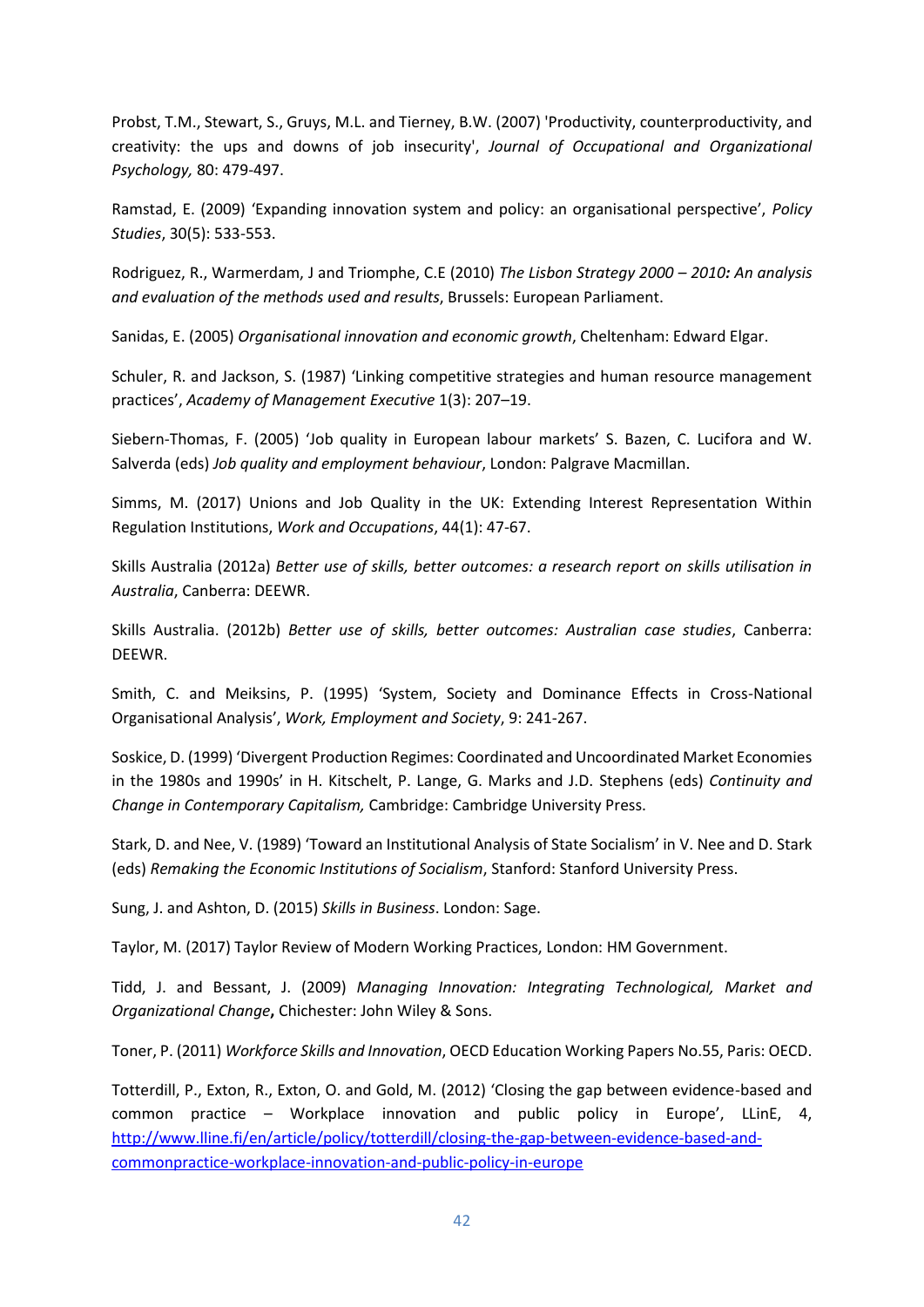Probst, T.M., Stewart, S., Gruys, M.L. and Tierney, B.W. (2007) 'Productivity, counterproductivity, and creativity: the ups and downs of job insecurity', *Journal of Occupational and Organizational Psychology,* 80: 479-497.

Ramstad, E. (2009) 'Expanding innovation system and policy: an organisational perspective', *Policy Studies*, 30(5): 533-553.

Rodriguez, R., Warmerdam, J and Triomphe, C.E (2010) *The Lisbon Strategy 2000 – 2010: An analysis and evaluation of the methods used and results*, Brussels: European Parliament.

Sanidas, E. (2005) *Organisational innovation and economic growth*, Cheltenham: Edward Elgar.

Schuler, R. and Jackson, S. (1987) 'Linking competitive strategies and human resource management practices', *Academy of Management Executive* 1(3): 207–19.

Siebern-Thomas, F. (2005) 'Job quality in European labour markets' S. Bazen, C. Lucifora and W. Salverda (eds) *Job quality and employment behaviour*, London: Palgrave Macmillan.

Simms, M. (2017) Unions and Job Quality in the UK: Extending Interest Representation Within Regulation Institutions, *Work and Occupations*, 44(1): 47-67.

Skills Australia (2012a) *Better use of skills, better outcomes: a research report on skills utilisation in Australia*, Canberra: DEEWR.

Skills Australia. (2012b) *Better use of skills, better outcomes: Australian case studies*, Canberra: DEEWR.

Smith, C. and Meiksins, P. (1995) 'System, Society and Dominance Effects in Cross-National Organisational Analysis', *Work, Employment and Society*, 9: 241-267.

Soskice, D. (1999) 'Divergent Production Regimes: Coordinated and Uncoordinated Market Economies in the 1980s and 1990s' in H. Kitschelt, P. Lange, G. Marks and J.D. Stephens (eds) *Continuity and Change in Contemporary Capitalism,* Cambridge: Cambridge University Press.

Stark, D. and Nee, V. (1989) 'Toward an Institutional Analysis of State Socialism' in V. Nee and D. Stark (eds) *Remaking the Economic Institutions of Socialism*, Stanford: Stanford University Press.

Sung, J. and Ashton, D. (2015) *Skills in Business*. London: Sage.

Taylor, M. (2017) Taylor Review of Modern Working Practices, London: HM Government.

Tidd, J. and Bessant, J. (2009) *Managing Innovation: Integrating Technological, Market and Organizational Change***,** Chichester: John Wiley & Sons.

Toner, P. (2011) *Workforce Skills and Innovation*, OECD Education Working Papers No.55, Paris: OECD.

Totterdill, P., Exton, R., Exton, O. and Gold, M. (2012) 'Closing the gap between evidence-based and common practice – Workplace innovation and public policy in Europe', LLinE, 4, [http://www.lline.fi/en/article/policy/totterdill/closing-the-gap-between-evidence-based-and-commonpractice-workplace-innovation-and-public-policy-in-europe](http://www.lline.fi/en/article/policy/totterdill/closing-the-gap-between-evidence-based-and-commonpractice-workplace-innovation-and-public-policy-in-europe)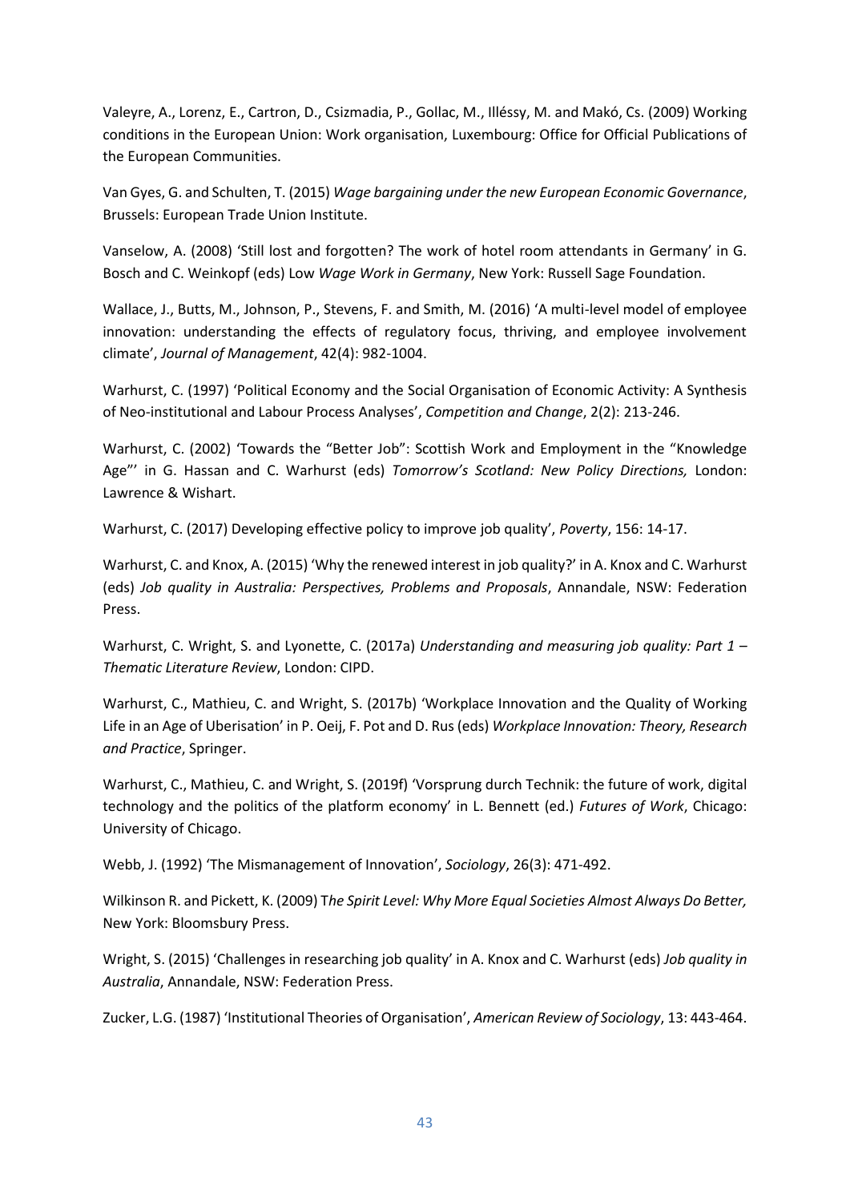Valeyre, A., Lorenz, E., Cartron, D., Csizmadia, P., Gollac, M., Illéssy, M. and Makó, Cs. (2009) Working conditions in the European Union: Work organisation, Luxembourg: Office for Official Publications of the European Communities.

Van Gyes, G. and Schulten, T. (2015) *Wage bargaining under the new European Economic Governance*, Brussels: European Trade Union Institute.

Vanselow, A. (2008) 'Still lost and forgotten? The work of hotel room attendants in Germany' in G. Bosch and C. Weinkopf (eds) Low *Wage Work in Germany*, New York: Russell Sage Foundation.

Wallace, J., Butts, M., Johnson, P., Stevens, F. and Smith, M. (2016) 'A multi-level model of employee innovation: understanding the effects of regulatory focus, thriving, and employee involvement climate', *Journal of Management*, 42(4): 982-1004.

Warhurst, C. (1997) 'Political Economy and the Social Organisation of Economic Activity: A Synthesis of Neo-institutional and Labour Process Analyses', *Competition and Change*, 2(2): 213-246.

Warhurst, C. (2002) 'Towards the "Better Job": Scottish Work and Employment in the "Knowledge Age"' in G. Hassan and C. Warhurst (eds) *Tomorrow's Scotland: New Policy Directions,* London: Lawrence & Wishart.

Warhurst, C. (2017) Developing effective policy to improve job quality', *Poverty*, 156: 14-17.

Warhurst, C. and Knox, A. (2015) 'Why the renewed interest in job quality?' in A. Knox and C. Warhurst (eds) *Job quality in Australia: Perspectives, Problems and Proposals*, Annandale, NSW: Federation Press.

Warhurst, C. Wright, S. and Lyonette, C. (2017a) *Understanding and measuring job quality: Part 1 – Thematic Literature Review*, London: CIPD.

Warhurst, C., Mathieu, C. and Wright, S. (2017b) 'Workplace Innovation and the Quality of Working Life in an Age of Uberisation' in P. Oeij, F. Pot and D. Rus (eds) *Workplace Innovation: Theory, Research and Practice*, Springer.

Warhurst, C., Mathieu, C. and Wright, S. (2019f) 'Vorsprung durch Technik: the future of work, digital technology and the politics of the platform economy' in L. Bennett (ed.) *Futures of Work*, Chicago: University of Chicago.

Webb, J. (1992) 'The Mismanagement of Innovation', *Sociology*, 26(3): 471-492.

Wilkinson R. and Pickett, K. (2009) T*he Spirit Level: Why More Equal Societies Almost Always Do Better,* New York: Bloomsbury Press.

Wright, S. (2015) 'Challenges in researching job quality' in A. Knox and C. Warhurst (eds) *Job quality in Australia*, Annandale, NSW: Federation Press.

Zucker, L.G. (1987) 'Institutional Theories of Organisation', *American Review of Sociology*, 13: 443-464.